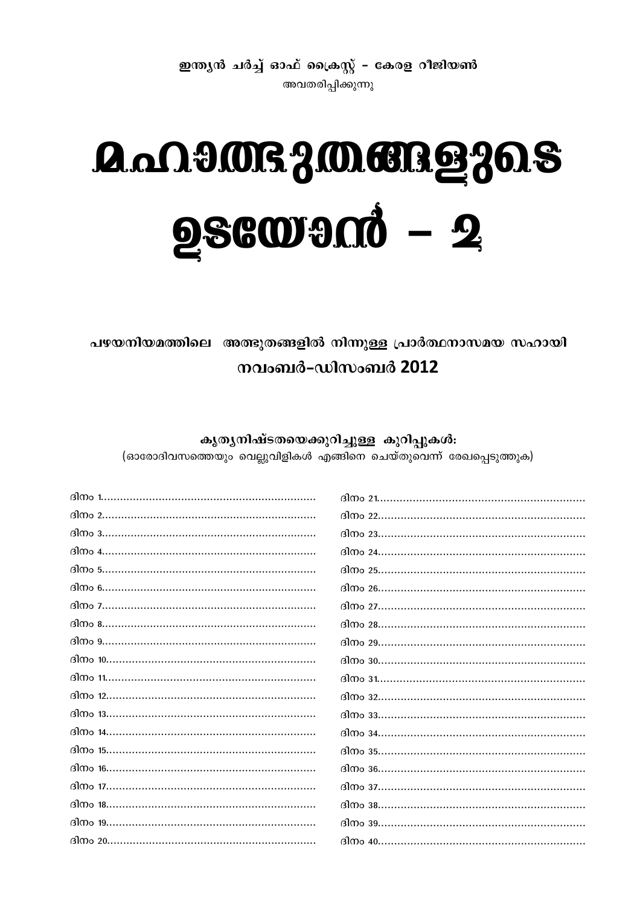ഇന്ത്യൻ ചർച്ച് ഓഫ് ക്രൈസ്റ്റ് – കേരള റീജിയൺ

അവതരിപ്പിക്കുന്നു

# മഹാത്ഭുതങ്ങളുടെ ഉടയോൻ – 2

## പഴയനിയമത്തിലെ അത്ഭുതങ്ങളിൽ നിന്നുള്ള പ്രാർത്ഥനാസമയ സഹായി

## നവംബർ–ഡിസംബർ 2012

**കൃത്യനിഷ്ടതയെക്കുറിച്ചുള്ള കുറിപ്പുകൾ:**

(ഓരോദിവസത്തെയും വെല്ലുവിളികൾ എങ്ങിനെ ചെയ്തുവെന്ന് രേഖപ്പെടുത്തുക)

ദിനം 1..................................................................

ദിനം 2..................................................................

ദിനം 3..................................................................

ദിനം 4..................................................................

ദിനം 5..................................................................

ദിനം 6..................................................................

ദിനം 7..................................................................

ദിനം 8..................................................................

ദിനം 9..................................................................

ദിനം 10................................................................

ദിനം 11................................................................

ദിനം 12................................................................

ദിനം 13................................................................

ദിനം 14................................................................

ദിനം 15................................................................

ദിനം 16................................................................

ദിനം 17................................................................

ദിനം 18................................................................

ദിനം 19................................................................

ദിനം 20................................................................

ദിനം 21................................................................

ദിനം 22................................................................

ദിനം 23................................................................

ദിനം 24................................................................

ദിനം 25................................................................

ദിനം 26................................................................

ദിനം 27................................................................

ദിനം 28................................................................

ദിനം 29................................................................

ദിനം 30................................................................

ദിനം 31................................................................

ദിനം 32................................................................

ദിനം 33................................................................

ദിനം 34................................................................

ദിനം 35................................................................

ദിനം 36................................................................

ദിനം 37................................................................

ദിനം 38................................................................

ദിനം 39................................................................

ദിനം 40................................................................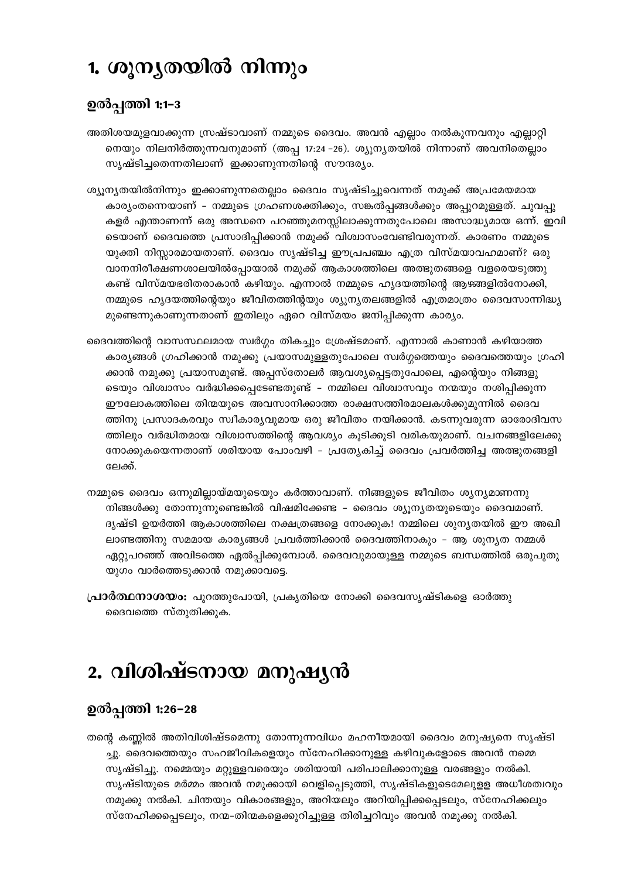# 1. ശൂന്യതയിൽ നിന്നും

## ഉൽപ്പത്തി 1:1–3

അതിശയമുളവാക്കുന്ന സ്രഷ്ടാവാണ് നമ്മുടെ ദൈവം. അവൻ എല്ലാം നൽകുന്നവനും എല്ലാറ്റിനെയും നിലനിർത്തുന്നവനുമാണ് (അപ്പ 17:24 –26). ശ്യൂന്യതയിൽ നിന്നാണ് അവനിതെല്ലാം സൃഷ്ടിച്ചതെന്നതിലാണ് ഇക്കാണുന്നതിന്റെ സൗന്ദര്യം.

ശ്യൂന്യതയിൽനിന്നും ഇക്കാണുന്നതെല്ലാം ദൈവം സൃഷ്ടിച്ചുവെന്നത് നമുക്ക് അപ്രമേയമായ കാര്യംതന്നെയാണ് - നമ്മുടെ ഗ്രഹണശക്തിക്കും, സങ്കൽപ്പങ്ങൾക്കും അപ്പുറമുള്ളത്. ചുവപ്പുകളർ എന്താണന്ന് ഒരു അന്ധനെ പറഞ്ഞുമനസ്സിലാക്കുന്നതുപോലെ അസാദ്ധ്യമായ ഒന്ന്. ഇവിടെയാണ് ദൈവത്തെ പ്രസാദിപ്പിക്കാൻ നമുക്ക് വിശ്വാസംവേണ്ടിവരുന്നത്. കാരണം നമ്മുടെ യുക്തി നിസ്സാരമായതാണ്. ദൈവം സൃഷ്ടിച്ച ഈപ്രപഞ്ചം എത്ര വിസ്മയാവഹമാണ്? ഒരു വാനനിരീക്ഷണശാലയിൽപ്പോയാൽ നമുക്ക് ആകാശത്തിലെ അത്ഭുതങ്ങളെ വളരെയടുത്തു കണ്ട് വിസ്മയഭരിതരാകാൻ കഴിയും. എന്നാൽ നമ്മുടെ ഹൃദയത്തിന്റെ ആഴങ്ങളിൽനോക്കി, നമ്മുടെ ഹൃദയത്തിന്റെയും ജീവിതത്തിന്റയും ശ്യൂന്യതലങ്ങളിൽ എത്രമാത്രം ദൈവസാന്നിദ്ധ്യമുണ്ടെന്നുകാണുന്നതാണ് ഇതിലും ഏറെ വിസ്മയം ജനിപ്പിക്കുന്ന കാര്യം.

ദൈവത്തിന്റെ വാസസ്ഥലമായ സ്വർഗ്ഗം തികച്ചും ശ്രേഷ്ടമാണ്. എന്നാൽ കാണാൻ കഴിയാത്ത കാര്യങ്ങൾ ഗ്രഹിക്കാൻ നമുക്കു പ്രയാസമുള്ളതുപോലെ സ്വർഗ്ഗത്തെയും ദൈവത്തെയും ഗ്രഹിക്കാൻ നമുക്കു പ്രയാസമുണ്ട്. അപ്പസ്തോലർ ആവശ്യപ്പെട്ടതുപോലെ, എന്റെയും നിങ്ങളുടെയും വിശ്വാസം വർദ്ധിക്കപ്പെടേണ്ടതുണ്ട് - നമ്മിലെ വിശ്വാസവും നന്മയും നശിപ്പിക്കുന്ന ഈലോകത്തിലെ തിന്മയുടെ അവസാനിക്കാത്ത രാക്ഷസത്തിരമാലകൾക്കുമുന്നിൽ ദൈവത്തിനു പ്രസാദകരവും സ്വീകാര്യവുമായ ഒരു ജീവിതം നയിക്കാൻ. കടന്നുവരുന്ന ഓരോദിവസത്തിലും വർദ്ധിതമായ വിശ്വാസത്തിന്റെ ആവശ്യം കൂടിക്കൂടി വരികയുമാണ്. വചനങ്ങളിലേക്കു നോക്കുകയെന്നതാണ് ശരിയായ പോംവഴി - പ്രത്യേകിച്ച് ദൈവം പ്രവർത്തിച്ച അത്ഭുതങ്ങളിലേക്ക്.

നമ്മുടെ ദൈവം ഒന്നുമില്ലായ്മയുടെയും കർത്താവാണ്. നിങ്ങളുടെ ജീവിതം ശൂന്യമാണന്നു നിങ്ങൾക്കു തോന്നുന്നുണ്ടെങ്കിൽ വിഷമിക്കേണ്ട - ദൈവം ശ്യൂന്യതയുടെയും ദൈവമാണ്. ദൃഷ്ടി ഉയർത്തി ആകാശത്തിലെ നക്ഷത്രങ്ങളെ നോക്കുക! നമ്മിലെ ശൂന്യതയിൽ ഈ അഖിലാണ്ഡത്തിനു സമമായ കാര്യങ്ങൾ പ്രവർത്തിക്കാൻ ദൈവത്തിനാകും - ആ ശൂന്യത നമ്മൾ ഏറ്റുപറഞ്ഞ് അവിടത്തെ ഏൽപ്പിക്കുമ്പോൾ. ദൈവവുമായുള്ള നമ്മുടെ ബന്ധത്തിൽ ഒരുപുതുയുഗം വാർത്തെടുക്കാൻ നമുക്കാവട്ടെ.

**പ്രാർത്ഥനാശയം:** പുറത്തുപോയി, പ്രകൃതിയെ നോക്കി ദൈവസൃഷ്ടികളെ ഓർത്തു ദൈവത്തെ സ്തുതിക്കുക.

# 2. വിശിഷ്ടനായ മനുഷ്യൻ

## ഉൽപ്പത്തി 1:26–28

തന്റെ കണ്ണിൽ അതിവിശിഷ്ടമെന്നു തോന്നുന്നവിധം മഹനീയമായി ദൈവം മനുഷ്യനെ സൃഷ്ടിച്ചു. ദൈവത്തെയും സഹജീവികളെയും സ്നേഹിക്കാനുള്ള കഴിവുകളോടെ അവൻ നമ്മെ സൃഷ്ടിച്ചു. നമ്മെയും മറ്റുള്ളവരെയും ശരിയായി പരിപാലിക്കാനുള്ള വരങ്ങളും നൽകി. സൃഷ്ടിയുടെ മർമ്മം അവൻ നമുക്കായി വെളിപ്പെടുത്തി, സൃഷ്ടികളുടെമേലുള്ള അധീശത്വവും നമുക്കു നൽകി. ചിന്തയും വികാരങ്ങളും, അറിയലും അറിയിപ്പിക്കപ്പെടലും, സ്നേഹിക്കലും സ്നേഹിക്കപ്പെടലും, നന്മ-തിന്മകളെക്കുറിച്ചുള്ള തിരിച്ചറിവും അവൻ നമുക്കു നൽകി.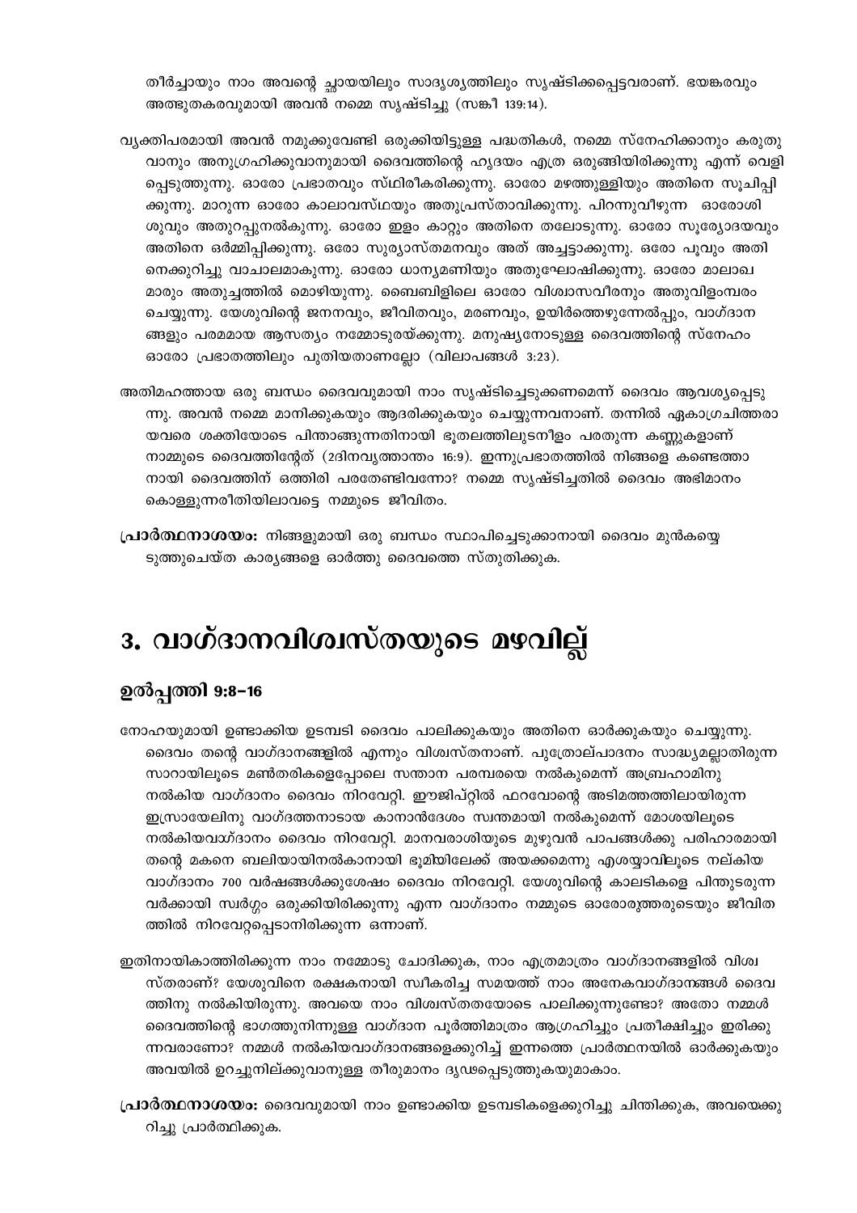തീർച്ചയായും നാം അവന്റെ ച്ഛായയിലും സാദൃശ്യത്തിലും സൃഷ്ടിക്കപ്പെട്ടവരാണ്. ഭയങ്കരവും അത്ഭുതകരവുമായി അവൻ നമ്മെ സൃഷ്ടിച്ചു (സങ്കീ 139:14).

വ്യക്തിപരമായി അവൻ നമുക്കുവേണ്ടി ഒരുക്കിയിട്ടുള്ള പദ്ധതികൾ, നമ്മെ സ്നേഹിക്കാനും കരുതുവാനും അനുഗ്രഹിക്കുവാനുമായി ദൈവത്തിന്റെ ഹൃദയം എത്ര ഒരുങ്ങിയിരിക്കുന്നു എന്ന് വെളിപ്പെടുത്തുന്നു. ഓരോ പ്രഭാതവും സ്ഥിരീകരിക്കുന്നു. ഓരോ മഴത്തുള്ളിയും അതിനെ സൂചിപ്പിക്കുന്നു. മാറുന്ന ഓരോ കാലാവസ്ഥയും അതുപ്രസ്താവിക്കുന്നു. പിറന്നുവീഴുന്ന ഓരോശിശുവും അതുറപ്പുനൽകുന്നു. ഓരോ ഇളം കാറ്റും അതിനെ തലോടുന്നു. ഓരോ സൂര്യോദയവും അതിനെ ഓർമ്മിപ്പിക്കുന്നു. ഒരോ സുര്യാസ്തമനവും അത് അച്ചട്ടാക്കുന്നു. ഒരോ പൂവും അതിനെക്കുറിച്ചു വാചാലമാകുന്നു. ഓരോ ധാന്യമണിയും അതുഘോഷിക്കുന്നു. ഓരോ മാലാഖമാരും അതുച്ചത്തിൽ മൊഴിയുന്നു. ബൈബിളിലെ ഓരോ വിശ്വാസവീരനും അതുവിളംബരം ചെയ്യുന്നു. യേശുവിന്റെ ജനനവും, ജീവിതവും, മരണവും, ഉയിർത്തെഴുന്നേൽപ്പും, വാഗ്ദാനങ്ങളും പരമമായ ആസത്യം നമ്മോടുരയ്ക്കുന്നു. മനുഷ്യനോടുള്ള ദൈവത്തിന്റെ സ്നേഹം ഓരോ പ്രഭാതത്തിലും പുതിയതാണല്ലോ (വിലാപങ്ങൾ 3:23).

അതിമഹത്തായ ഒരു ബന്ധം ദൈവവുമായി നാം സൃഷ്ടിച്ചെടുക്കണമെന്ന് ദൈവം ആവശ്യപ്പെടുന്നു. അവൻ നമ്മെ മാനിക്കുകയും ആദരിക്കുകയും ചെയ്യുന്നവനാണ്. തന്നിൽ ഏകാഗ്രചിത്തരായവരെ ശക്തിയോടെ പിന്താങ്ങുന്നതിനായി ഭൂതലത്തിലുടനീളം പരതുന്ന കണ്ണുകളാണ് നാമ്മുടെ ദൈവത്തിന്റേത് (2ദിനവൃത്താന്തം 16:9). ഇന്നുപ്രഭാതത്തിൽ നിങ്ങളെ കണ്ടെത്താനായി ദൈവത്തിന് ഒത്തിരി പരതേണ്ടിവന്നോ? നമ്മെ സൃഷ്ടിച്ചതിൽ ദൈവം അഭിമാനം കൊള്ളുന്നരീതിയിലാവട്ടെ നമ്മുടെ ജീവിതം.

**പ്രാർത്ഥനാശയം:** നിങ്ങളുമായി ഒരു ബന്ധം സ്ഥാപിച്ചെടുക്കാനായി ദൈവം മുൻകയ്യെടുത്തുചെയ്ത കാര്യങ്ങളെ ഓർത്തു ദൈവത്തെ സ്തുതിക്കുക.

# 3. വാഗ്ദാനവിശ്വസ്തയുടെ മഴവില്ല്

## ഉൽപ്പത്തി 9:8-16

നോഹയുമായി ഉണ്ടാക്കിയ ഉടമ്പടി ദൈവം പാലിക്കുകയും അതിനെ ഓർക്കുകയും ചെയ്യുന്നു. ദൈവം തന്റെ വാഗ്ദാനങ്ങളിൽ എന്നും വിശ്വസ്തനാണ്. പുത്രോല്പാദനം സാദ്ധ്യമല്ലാതിരുന്ന സാറായിലൂടെ മൺതരികളെപ്പോലെ സന്താന പരമ്പരയെ നൽകുമെന്ന് അബ്രഹാമിനു നൽകിയ വാഗ്ദാനം ദൈവം നിറവേറ്റി. ഈജിപ്റ്റിൽ ഫറവോന്റെ അടിമത്തത്തിലായിരുന്ന ഇസ്രായേലിനു വാഗ്ദത്തനാടായ കാനാൻദേശം സ്വന്തമായി നൽകുമെന്ന് മോശയിലൂടെ നൽകിയവാഗ്ദാനം ദൈവം നിറവേറ്റി. മാനവരാശിയുടെ മുഴുവൻ പാപങ്ങൾക്കു പരിഹാരമായി തന്റെ മകനെ ബലിയായിനൽകാനായി ഭൂമിയിലേക്ക് അയക്കമെന്നു ഏശയ്യാവിലൂടെ നല്കിയ വാഗ്ദാനം 700 വർഷങ്ങൾക്കുശേഷം ദൈവം നിറവേറ്റി. യേശുവിന്റെ കാലടികളെ പിന്തുടരുന്നവർക്കായി സ്വർഗ്ഗം ഒരുക്കിയിരിക്കുന്നു എന്ന വാഗ്ദാനം നമ്മുടെ ഓരോരുത്തരുടെയും ജീവിതത്തിൽ നിറവേറ്റപ്പെടാനിരിക്കുന്ന ഒന്നാണ്.

ഇതിനായികാത്തിരിക്കുന്ന നാം നമ്മോടു ചോദിക്കുക, നാം എത്രമാത്രം വാഗ്ദാനങ്ങളിൽ വിശ്വസ്തരാണ്? യേശുവിനെ രക്ഷകനായി സ്വീകരിച്ച സമയത്ത് നാം അനേകവാഗ്ദാനങ്ങൾ ദൈവത്തിനു നൽകിയിരുന്നു. അവയെ നാം വിശ്വസ്തതയോടെ പാലിക്കുന്നുണ്ടോ? അതോ നമ്മൾ ദൈവത്തിന്റെ ഭാഗത്തുനിന്നുള്ള വാഗ്ദാന പൂർത്തിമാത്രം ആഗ്രഹിച്ചും പ്രതീക്ഷിച്ചും ഇരിക്കുന്നവരാണോ? നമ്മൾ നൽകിയവാഗ്ദാനങ്ങളെക്കുറിച്ച് ഇന്നത്തെ പ്രാർത്ഥനയിൽ ഓർക്കുകയും അവയിൽ ഉറച്ചുനില്ക്കുവാനുള്ള തീരുമാനം ദൃഢപ്പെടുത്തുകയുമാകാം.

**പ്രാർത്ഥനാശയം:** ദൈവവുമായി നാം ഉണ്ടാക്കിയ ഉടമ്പടികളെക്കുറിച്ചു ചിന്തിക്കുക, അവയെക്കുറിച്ചു പ്രാർത്ഥിക്കുക.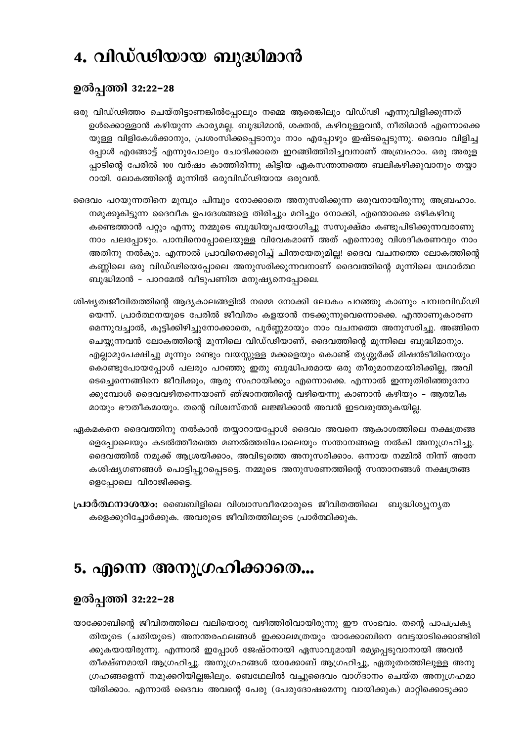# 4. വിഡ്ഢിയായ ബുദ്ധിമാൻ

## ഉൽപ്പത്തി 32:22–28

ഒരു വിഡ്ഢിത്തം ചെയ്തിട്ടാണങ്കിൽപ്പോലും നമ്മെ ആരെങ്കിലും വിഡ്ഢി എന്നുവിളിക്കുന്നത് ഉൾക്കൊള്ളാൻ കഴിയുന്ന കാര്യമല്ല. ബുദ്ധിമാൻ, ശക്തൻ, കഴിവുള്ളവൻ, നീതിമാൻ എന്നൊക്കെയുള്ള വിളികേൾക്കാനും, പ്രശംസിക്കപ്പെടാനും നാം എപ്പോഴും ഇഷ്ടപ്പെടുന്നു. ദൈവം വിളിച്ചപ്പോൾ എങ്ങോട്ട് എന്നുപോലും ചോദിക്കാതെ ഇറങ്ങിത്തിരിച്ചവനാണ് അബ്രഹാം. ഒരു അരുളപ്പാടിന്റെ പേരിൽ 100 വർഷം കാത്തിരിന്നു കിട്ടിയ ഏകസന്താനത്തെ ബലികഴിക്കുവാനും തയ്യാറായി. ലോകത്തിന്റെ മുന്നിൽ ഒരുവിഡ്ഢിയായ ഒരുവൻ.

ദൈവം പറയുന്നതിനെ മുമ്പും പിമ്പും നോക്കാതെ അനുസരിക്കുന്ന ഒരുവനായിരുന്നു അബ്രഹാം. നമുക്കുകിട്ടുന്ന ദൈവീക ഉപദേശങ്ങളെ തിരിച്ചും മറിച്ചും നോക്കി, എന്തൊക്കെ ഒഴികഴിവുകണ്ടെത്താൻ പറ്റും എന്നു നമ്മുടെ ബുദ്ധിയുപയോഗിച്ചു സസൂക്ഷ്മം കണ്ടുപിടിക്കുന്നവരാണു നാം പലപ്പോഴും. പാമ്പിനെപ്പോലെയുള്ള വിവേകമാണ് അത് എന്നൊരു വിശദീകരണവും നാം അതിനു നൽകും. എന്നാൽ പ്രാവിനെക്കുറിച്ച് ചിന്തയേതുമില്ല! ദൈവ വചനത്തെ ലോകത്തിന്റെ കണ്ണിലെ ഒരു വിഡ്ഢിയെപ്പോലെ അനുസരിക്കുന്നവനാണ് ദൈവത്തിന്റെ മുന്നിലെ യഥാർത്ഥ ബുദ്ധിമാൻ – പാറമേൽ വീടുപണിത മനുഷ്യനെപ്പോലെ.

ശിഷ്യത്വജീവിതത്തിന്റെ ആദ്യകാലങ്ങളിൽ നമ്മെ നോക്കി ലോകം പറഞ്ഞു കാണും പമ്പരവിഡ്ഢിയെന്ന്. പ്രാർത്ഥനയുടെ പേരിൽ ജീവിതം കളയാൻ നടക്കുന്നുവെന്നൊക്കെ. എന്താണുകാരണമെന്നുവച്ചാൽ, കൂട്ടിക്കിഴിച്ചുനോക്കാതെ, പൂർണ്ണമായും നാം വചനത്തെ അനുസരിച്ചു. അങ്ങിനെ ചെയ്യുന്നവൻ ലോകത്തിന്റെ മുന്നിലെ വിഡ്ഢിയാണ്, ദൈവത്തിന്റെ മുന്നിലെ ബുദ്ധിമാനും. എല്ലാമുപേക്ഷിച്ചു മൂന്നും രണ്ടും വയസ്സുള്ള മക്കളെയും കൊണ്ട് തൃശ്ശൂർക്ക് മിഷൻടീമിനെയും കൊണ്ടുപോയപ്പോൾ പലരും പറഞ്ഞു ഇതു ബുദ്ധിപരമായ ഒരു തീരുമാനമായിരിക്കില്ല, അവിടെച്ചെന്നെങ്ങിനെ ജീവിക്കും, ആരു സഹായിക്കും എന്നൊക്കെ. എന്നാൽ ഇന്നുതിരിഞ്ഞുനോക്കുമ്പോൾ ദൈവവഴിതന്നെയാണ് ജ്ഞാനത്തിന്റെ വഴിയെന്നു കാണാൻ കഴിയും – ആത്മീകമായും ഭൗതീകമായും. തന്റെ വിശ്വസ്തൻ ലജ്ജിക്കാൻ അവൻ ഇടവരുത്തുകയില്ല.

ഏകമകനെ ദൈവത്തിനു നൽകാൻ തയ്യാറായപ്പോൾ ദൈവം അവനെ ആകാശത്തിലെ നക്ഷത്രങ്ങളെപ്പോലെയും കടൽത്തീരത്തെ മണൽത്തരിപോലെയും സന്താനങ്ങളെ നൽകി അനുഗ്രഹിച്ചു. ദൈവത്തിൽ നമുക്ക് ആശ്രയിക്കാം, അവിടുത്തെ അനുസരിക്കാം. ഒന്നായ നമ്മിൽ നിന്ന് അനേകശിഷ്യഗണങ്ങൾ പൊട്ടിപ്പുറപ്പെടട്ടെ. നമ്മുടെ അനുസരണത്തിന്റെ സന്താനങ്ങൾ നക്ഷത്രങ്ങളെപ്പോലെ വിരാജിക്കട്ടെ.

**പ്രാർത്ഥനാശയം:** ബൈബിളിലെ വിശ്വാസവീരന്മാരുടെ ജീവിതത്തിലെ ബുദ്ധിശൂന്യതകളെക്കുറിച്ചോർക്കുക. അവരുടെ ജീവിതത്തിലൂടെ പ്രാർത്ഥിക്കുക.

# 5. എന്നെ അനുഗ്രഹിക്കാതെ...

## ഉൽപ്പത്തി 32:22–28

യാക്കോബിന്റെ ജീവിതത്തിലെ വലിയൊരു വഴിത്തിരിവായിരുന്നു ഈ സംഭവം. തന്റെ പാപപ്രകൃതിയുടെ (ചതിയുടെ) അനന്തരഫലങ്ങൾ ഇക്കാലമത്രയും യാക്കോബിനെ വേട്ടയാടിക്കൊണ്ടിരിക്കുകയായിരുന്നു. എന്നാൽ ഇപ്പോൾ ജേഷ്ഠനായി ഏസാവുമായി രമ്യപ്പെടുവാനായി അവൻ തീക്ഷ്ണമായി ആഗ്രഹിച്ചു. അനുഗ്രഹങ്ങൾ യാക്കോബ് ആഗ്രഹിച്ചു, ഏതുതരത്തിലുള്ള അനുഗ്രഹങ്ങളെന്ന് നമുക്കറിയില്ലങ്കിലും. ബെഥേലിൽ വച്ചുദൈവം വാഗ്ദാനം ചെയ്ത അനുഗ്രഹമായിരിക്കാം. എന്നാൽ ദൈവം അവന്റെ പേരു (പേരുദോഷമെന്നു വായിക്കുക) മാറ്റിക്കൊടുക്കാ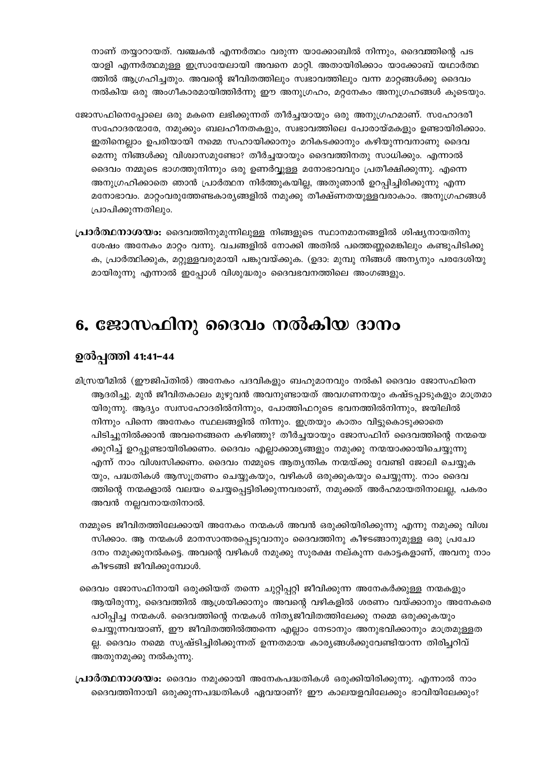നാണ് തയ്യാറായത്. വഞ്ചകൻ എന്നർത്ഥം വരുന്ന യാക്കോബിൽ നിന്നും, ദൈവത്തിന്റെ പട യാളി എന്നർത്ഥമുള്ള ഇസ്രായേലായി അവനെ മാറ്റി. അതായിരിക്കാം യാക്കോബ് യഥാർത്ഥ ത്തിൽ ആഗ്രഹിച്ചതും. അവന്റെ ജീവിതത്തിലും സ്വഭാവത്തിലും വന്ന മാറ്റങ്ങൾക്കു ദൈവം നൽകിയ ഒരു അംഗീകാരമായിത്തിർന്നു ഈ അനുഗ്രഹം, മറ്റനേകം അനുഗ്രഹങ്ങൾ കൂടെയും.

ജോസഫിനെപ്പോലെ ഒരു മകനെ ലഭിക്കുന്നത് തീർച്ചയായും ഒരു അനുഗ്രഹമാണ്. സഹോദരീ സഹോദരന്മാരേ, നമുക്കും ബലഹീനതകളും, സ്വഭാവത്തിലെ പോരായ്മകളും ഉണ്ടായിരിക്കാം. ഇതിനെല്ലാം ഉപരിയായി നമ്മെ സഹായിക്കാനും മറികടക്കാനും കഴിയുന്നവനാണു ദൈവ മെന്നു നിങ്ങൾക്കു വിശ്വാസമുണ്ടോ? തീർച്ചയായും ദൈവത്തിനതു സാധിക്കും. എന്നാൽ ദൈവം നമ്മുടെ ഭാഗത്തുനിന്നും ഒരു ഉണർവ്വുള്ള മനോഭാവവും പ്രതീക്ഷിക്കുന്നു. എന്നെ അനുഗ്രഹിക്കാതെ ഞാൻ പ്രാർത്ഥന നിർത്തുകയില്ല, അതുഞാൻ ഉറപ്പിച്ചിരിക്കുന്നു എന്ന മനോഭാവം. മാറ്റംവരുത്തേണ്ടകാര്യങ്ങളിൽ നമുക്കു തീക്ഷ്ണതയുള്ളവരാകാം. അനുഗ്രഹങ്ങൾ പ്രാപിക്കുന്നതിലും.

**പ്രാർത്ഥനാശയം:** ദൈവത്തിനുമുന്നിലുള്ള നിങ്ങളുടെ സ്ഥാനമാനങ്ങളിൽ ശിഷ്യനായതിനു ശേഷം അനേകം മാറ്റം വന്നു. വചനങ്ങളിൽ നോക്കി അതിൽ പത്തെണ്ണമെങ്കിലും കണ്ടുപിടിക്കു ക, പ്രാർത്ഥിക്കുക, മറ്റുള്ളവരുമായി പങ്കുവയ്ക്കുക. (ഉദാ: മുമ്പു നിങ്ങൾ അന്യനും പരദേശിയു മായിരുന്നു എന്നാൽ ഇപ്പോൾ വിശുദ്ധരും ദൈവഭവനത്തിലെ അംഗങ്ങളും.

# 6. ജോസഫിനു ദൈവം നൽകിയ ദാനം

## ഉൽപ്പത്തി 41:41-44

മിസ്രയീമിൽ (ഈജിപ്തിൽ) അനേകം പദവികളും ബഹുമാനവും നൽകി ദൈവം ജോസഫിനെ ആദരിച്ചു. മുൻ ജീവിതകാലം മുഴുവൻ അവനുണ്ടായത് അവഗണനയും കഷ്ടപ്പാടുകളും മാത്രമാ യിരുന്നു. ആദ്യം സ്വസഹോദരിൽനിന്നും, പോത്തിഫറുടെ ഭവനത്തിൽനിന്നും, ജയിലിൽ നിന്നും പിന്നെ അനേകം സ്ഥലങ്ങളിൽ നിന്നും. ഇത്രയും കാതം വിട്ടുകൊടുക്കാതെ പിടിച്ചുനിൽക്കാൻ അവനെങ്ങനെ കഴിഞ്ഞു? തീർച്ചയായും ജോസഫിന് ദൈവത്തിന്റെ നന്മയെ ക്കുറിച്ച് ഉറപ്പുണ്ടായിരിക്കണം. ദൈവം എല്ലാക്കാര്യങ്ങളും നമുക്കു നന്മയാക്കായിചെയ്യുന്നു എന്ന് നാം വിശ്വസിക്കണം. ദൈവം നമ്മുടെ ആത്യന്തിക നന്മയ്ക്കു വേണ്ടി ജോലി ചെയ്യുക യും, പദ്ധതികൾ ആസൂത്രണം ചെയ്യുകയും, വഴികൾ ഒരുക്കുകയും ചെയ്യുന്നു. നാം ദൈവ ത്തിന്റെ നന്മകളാൽ വലയം ചെയ്യപ്പെട്ടിരിക്കുന്നവരാണ്, നമുക്കത് അർഹമായതിനാലല്ല, പകരം അവൻ നല്ലവനായതിനാൽ.

നമ്മുടെ ജീവിതത്തിലേക്കായി അനേകം നന്മകൾ അവൻ ഒരുക്കിയിരിക്കുന്നു എന്നു നമുക്കു വിശ്വ സിക്കാം. ആ നന്മകൾ മാനസാന്തരപ്പെടുവാനും ദൈവത്തിനു കീഴടങ്ങാനുമുള്ള ഒരു പ്രചോ ദനം നമുക്കുനൽകട്ടെ. അവന്റെ വഴികൾ നമുക്കു സുരക്ഷ നല്കുന്ന കോട്ടകളാണ്, അവനു നാം കീഴടങ്ങി ജീവിക്കുമ്പോൾ.

ദൈവം ജോസഫിനായി ഒരുക്കിയത് തന്നെ ചുറ്റിപ്പറ്റി ജീവിക്കുന്ന അനേകർക്കുള്ള നന്മകളും ആയിരുന്നു, ദൈവത്തിൽ ആശ്രയിക്കാനും അവന്റെ വഴികളിൽ ശരണം വയ്ക്കാനും അനേകരെ പഠിപ്പിച്ച നന്മകൾ. ദൈവത്തിന്റെ നന്മകൾ നിത്യജീവിതത്തിലേക്കു നമ്മെ ഒരുക്കുകയും ചെയ്യുന്നവയാണ്, ഈ ജീവിതത്തിൽത്തന്നെ എല്ലാം നേടാനും അനുഭവിക്കാനും മാത്രമുള്ളത ല്ല. ദൈവം നമ്മെ സൃഷ്ടിച്ചിരിക്കുന്നത് ഉന്നതമായ കാര്യങ്ങൾക്കുവേണ്ടിയാണ്ന തിരിച്ചറിവ് അതുനമുക്കു നൽകുന്നു.

**പ്രാർത്ഥനാശയം:** ദൈവം നമുക്കായി അനേകപദ്ധതികൾ ഒരുക്കിയിരിക്കുന്നു. എന്നാൽ നാം ദൈവത്തിനായി ഒരുക്കുന്നപദ്ധതികൾ ഏവയാണ്? ഈ കാലയളവിലേക്കും ഭാവിയിലേക്കും?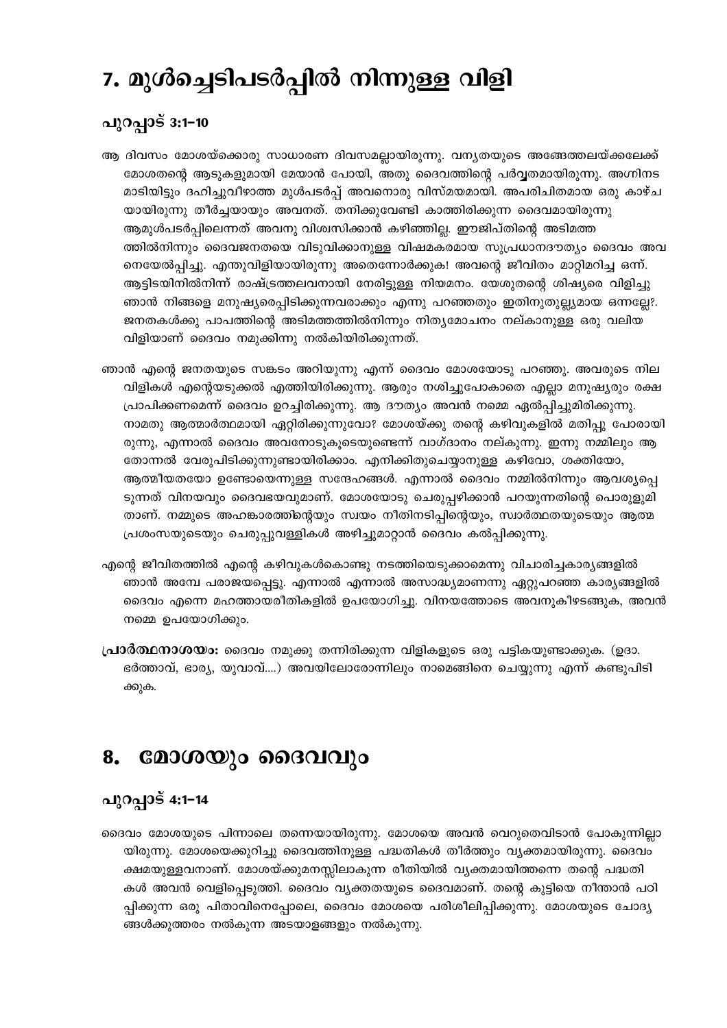# 7. മുൾച്ചെടിപടർപ്പിൽ നിന്നുള്ള വിളി

## പുറപ്പാട് 3:1-10

ആ ദിവസം മോശയ്ക്കൊരു സാധാരണ ദിവസമല്ലായിരുന്നു. വനൃതയുടെ അങ്ങേത്തലയ്ക്കലേക്ക് മോശതന്റെ ആടുകളുമായി മേയാൻ പോയി, അതു ദൈവത്തിന്റെ പർവ്വതമായിരുന്നു. അഗ്നിനട മാടിയിട്ടും ദഹിച്ചുവീഴാത്ത മുൾപടർപ്പ് അവനൊരു വിസ്മയമായി. അപരിചിതമായ ഒരു കാഴ്ച യായിരുന്നു തീർച്ചയായും അവനത്. തനിക്കുവേണ്ടി കാത്തിരിക്കുന്ന ദൈവമായിരുന്നു ആമുൾപടർപ്പിലെന്നത് അവനു വിശ്വസിക്കാൻ കഴിഞ്ഞില്ല. ഈജിപ്തിന്റെ അടിമത്ത ത്തിൽനിന്നും ദൈവജനതയെ വിടുവിക്കാനുള്ള വിഷമകരമായ സുപ്രധാനദൗത്യം ദൈവം അവ നെയേൽപ്പിച്ചു. എന്തുവിളിയായിരുന്നു അതെന്നോർക്കുക! അവന്റെ ജീവിതം മാറ്റിമറിച്ച ഒന്ന്. ആട്ടിടയിനിൽനിന്ന് രാഷ്ട്രത്തലവനായി നേരിട്ടുള്ള നിയമനം. യേശുതന്റെ ശിഷ്യരെ വിളിച്ചു ഞാൻ നിങ്ങളെ മനുഷ്യരെപ്പിടിക്കുന്നവരാക്കും എന്നു പറഞ്ഞതും ഇതിനുതുല്ല്യമായ ഒന്നല്ലേ?. ജനതകൾക്കു പാപത്തിന്റെ അടിമത്തത്തിൽനിന്നും നിത്യമോചനം നല്കാനുള്ള ഒരു വലിയ വിളിയാണ് ദൈവം നമുക്കിന്നു നൽകിയിരിക്കുന്നത്.

ഞാൻ എന്റെ ജനതയുടെ സങ്കടം അറിയുന്നു എന്ന് ദൈവം മോശയോടു പറഞ്ഞു. അവരുടെ നില വിളികൾ എന്റെയടുക്കൽ എത്തിയിരിക്കുന്നു. ആരും നശിച്ചുപോകാതെ എല്ലാ മനുഷ്യരും രക്ഷ പ്രാപിക്കണമെന്ന് ദൈവം ഉറച്ചിരിക്കുന്നു. ആ ദൗത്യം അവൻ നമ്മെ ഏൽപ്പിച്ചുമിരിക്കുന്നു. നാമതു ആത്മാർത്ഥമായി ഏറ്റിരിക്കുന്നുവോ? മോശയ്ക്കു തന്റെ കഴിവുകളിൽ മതിപ്പു പോരായി രുന്നു, എന്നാൽ ദൈവം അവനോടുകൂടെയുണ്ടെന്ന് വാഗ്ദാനം നല്കുന്നു. ഇന്നു നമ്മിലും ആ തോന്നൽ വേരുപിടിക്കുന്നുണ്ടായിരിക്കാം. എനിക്കിതുചെയ്യാനുള്ള കഴിവോ, ശക്തിയോ, ആത്മീയതയോ ഉണ്ടോയെന്നുള്ള സന്ദേഹങ്ങൾ. എന്നാൽ ദൈവം നമ്മിൽനിന്നും ആവശ്യപ്പെ ടുന്നത് വിനയവും ദൈവഭയവുമാണ്. മോശയോടു ചെരുപ്പഴിക്കാൻ പറയുന്നതിന്റെ പൊരുളുമി താണ്. നമ്മുടെ അഹങ്കാരത്തിന്റെയും സ്വയം നീതിനടിപ്പിന്റെയും, സ്വാർത്ഥതയുടെയും ആത്മ പ്രശംസയുടെയും ചെരുപ്പുവള്ളികൾ അഴിച്ചുമാറ്റാൻ ദൈവം കൽപ്പിക്കുന്നു.

എന്റെ ജീവിതത്തിൽ എന്റെ കഴിവുകൾകൊണ്ടു നടത്തിയെടുക്കാമെന്നു വിചാരിച്ചകാര്യങ്ങളിൽ ഞാൻ അമ്പേ പരാജയപ്പെട്ടു. എന്നാൽ എന്നാൽ അസാദ്ധ്യമാണന്നു ഏറ്റുപറഞ്ഞ കാര്യങ്ങളിൽ ദൈവം എന്നെ മഹത്തായരീതികളിൽ ഉപയോഗിച്ചു. വിനയത്തോടെ അവനുകീഴടങ്ങുക, അവൻ നമ്മെ ഉപയോഗിക്കും.

**പ്രാർത്ഥനാശയം:** ദൈവം നമുക്കു തന്നിരിക്കുന്ന വിളികളുടെ ഒരു പട്ടികയുണ്ടാക്കുക. (ഉദാ. ഭർത്താവ്, ഭാര്യ, യുവാവ്....) അവയിലോരോന്നിലും നാമെങ്ങിനെ ചെയ്യുന്നു എന്ന് കണ്ടുപിടി ക്കുക.

# 8. മോശയും ദൈവവും

## പുറപ്പാട് 4:1-14

ദൈവം മോശയുടെ പിന്നാലെ തന്നെയായിരുന്നു. മോശയെ അവൻ വെറുതെവിടാൻ പോകുന്നില്ലാ യിരുന്നു. മോശയെക്കുറിച്ചു ദൈവത്തിനുള്ള പദ്ധതികൾ തീർത്തും വ്യക്തമായിരുന്നു. ദൈവം ക്ഷമയുള്ളവനാണ്. മോശയ്ക്കുമനസ്സിലാകുന്ന രീതിയിൽ വ്യക്തമായിത്തന്നെ തന്റെ പദ്ധതി കൾ അവൻ വെളിപ്പെടുത്തി. ദൈവം വ്യക്തതയുടെ ദൈവമാണ്. തന്റെ കുട്ടിയെ നീന്താൻ പഠി പ്പിക്കുന്ന ഒരു പിതാവിനെപ്പോലെ, ദൈവം മോശയെ പരിശീലിപ്പിക്കുന്നു. മോശയുടെ ചോദ്യ ങ്ങൾക്കുത്തരം നൽകുന്ന അടയാളങ്ങളും നൽകുന്നു.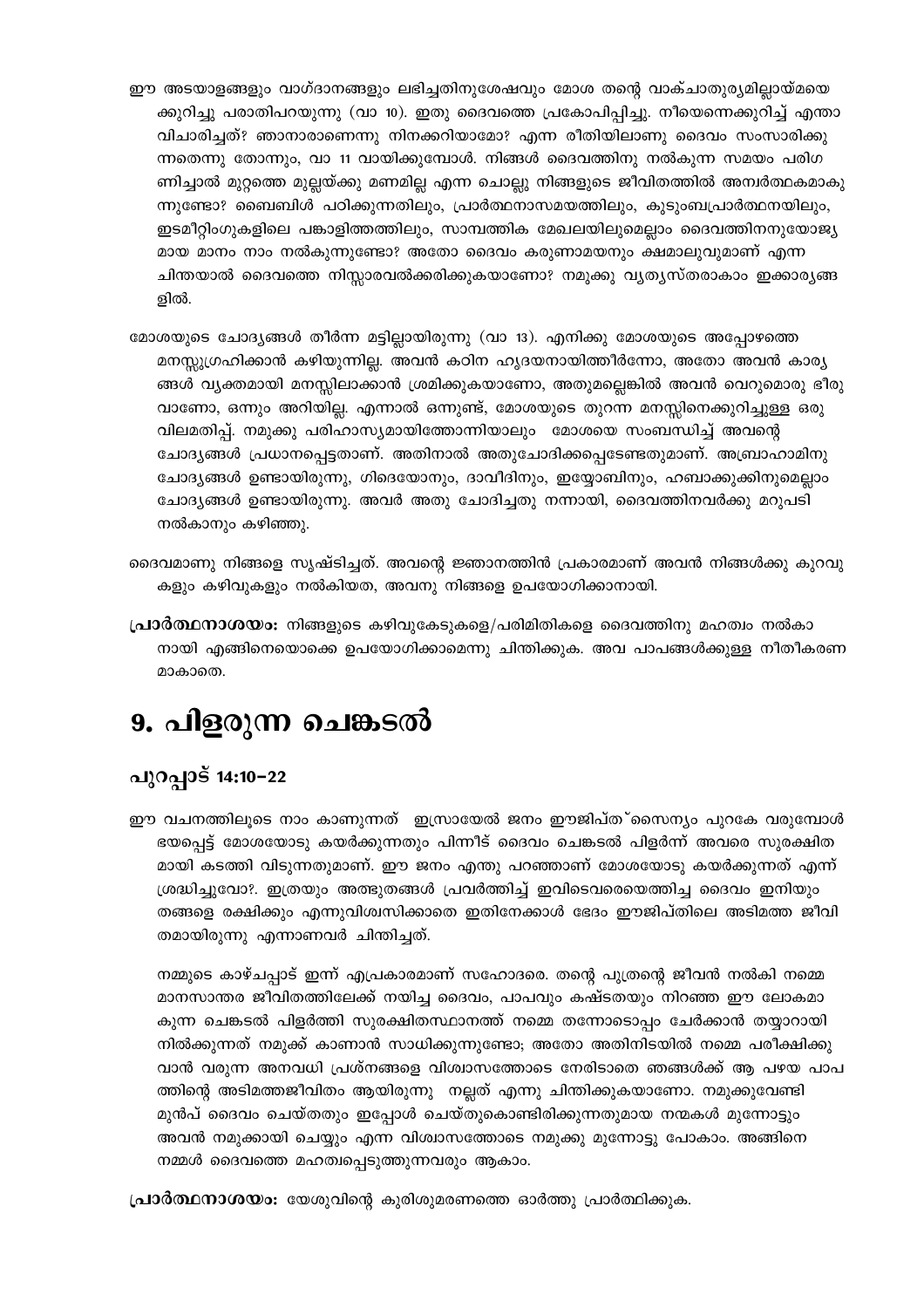ഈ അടയാളങ്ങളും വാഗ്ദാനങ്ങളും ലഭിച്ചതിനുശേഷവും മോശ തന്റെ വാക്ചാതുര്യമില്ലായ്മയെക്കുറിച്ചു പരാതിപറയുന്നു (വാ 10). ഇതു ദൈവത്തെ പ്രകോപിപ്പിച്ചു. നീയെന്നെക്കുറിച്ച് എന്താ വിചാരിച്ചത്? ഞാനാരാണെന്നു നിനക്കറിയാമോ? എന്ന രീതിയിലാണു ദൈവം സംസാരിക്കുന്നതെന്നു തോന്നും, വാ 11 വായിക്കുമ്പോൾ. നിങ്ങൾ ദൈവത്തിനു നൽകുന്ന സമയം പരിഗണിച്ചാൽ മുറ്റത്തെ മുല്ലയ്ക്കു മണമില്ല എന്ന ചൊല്ലു നിങ്ങളുടെ ജീവിതത്തിൽ അന്വർത്ഥകമാകുന്നുണ്ടോ? ബൈബിൾ പഠിക്കുന്നതിലും, പ്രാർത്ഥനാസമയത്തിലും, കുടുംബപ്രാർത്ഥനയിലും, ഇടമീറ്റിംഗുകളിലെ പങ്കാളിത്തത്തിലും, സാമ്പത്തിക മേഖലയിലുമെല്ലാം ദൈവത്തിനനുയോജ്യമായ മാനം നാം നൽകുന്നുണ്ടോ? അതോ ദൈവം കരുണാമയനും ക്ഷമാലുവുമാണ് എന്ന ചിന്തയാൽ ദൈവത്തെ നിസ്സാരവൽക്കരിക്കുകയാണോ? നമുക്കു വ്യത്യസ്തരാകാം ഇക്കാര്യങ്ങളിൽ.

മോശയുടെ ചോദ്യങ്ങൾ തീർന്ന മട്ടില്ലായിരുന്നു (വാ 13). എനിക്കു മോശയുടെ അപ്പോഴത്തെ മനസ്സുഗ്രഹിക്കാൻ കഴിയുന്നില്ല. അവൻ കഠിന ഹൃദയനായിത്തീർന്നോ, അതോ അവൻ കാര്യങ്ങൾ വ്യക്തമായി മനസ്സിലാക്കാൻ ശ്രമിക്കുകയാണോ, അതുമല്ലെങ്കിൽ അവൻ വെറുമൊരു ഭീരുവാണോ, ഒന്നും അറിയില്ല. എന്നാൽ ഒന്നുണ്ട്, മോശയുടെ തുറന്ന മനസ്സിനെക്കുറിച്ചുള്ള ഒരു വിലമതിപ്പ്. നമുക്കു പരിഹാസ്യമായിത്തോന്നിയാലും മോശയെ സംബന്ധിച്ച് അവന്റെ ചോദ്യങ്ങൾ പ്രധാനപ്പെട്ടതാണ്. അതിനാൽ അതുചോദിക്കപ്പെടേണ്ടതുമാണ്. അബ്രാഹാമിനു ചോദ്യങ്ങൾ ഉണ്ടായിരുന്നു, ഗിദെയോനും, ദാവീദിനും, ഇയ്യോബിനും, ഹബാക്കുക്കിനുമെല്ലാം ചോദ്യങ്ങൾ ഉണ്ടായിരുന്നു. അവർ അതു ചോദിച്ചതു നന്നായി, ദൈവത്തിനവർക്കു മറുപടി നൽകാനും കഴിഞ്ഞു.

ദൈവമാണു നിങ്ങളെ സൃഷ്ടിച്ചത്. അവന്റെ ജ്ഞാനത്തിൻ പ്രകാരമാണ് അവൻ നിങ്ങൾക്കു കുറവുകളും കഴിവുകളും നൽകിയത, അവനു നിങ്ങളെ ഉപയോഗിക്കാനായി.

**പ്രാർത്ഥനാശയം:** നിങ്ങളുടെ കഴിവുകേടുകളെ/പരിമിതികളെ ദൈവത്തിനു മഹത്വം നൽകാനായി എങ്ങിനെയൊക്കെ ഉപയോഗിക്കാമെന്നു ചിന്തിക്കുക. അവ പാപങ്ങൾക്കുള്ള നീതീകരണമാകാതെ.

# 9. പിളരുന്ന ചെങ്കടൽ

## പുറപ്പാട് 14:10–22

ഈ വചനത്തിലൂടെ നാം കാണുന്നത് ഇസ്രായേൽ ജനം ഈജിപ്ത് സൈന്യം പുറകേ വരുമ്പോൾ ഭയപ്പെട്ട് മോശയോടു കയർക്കുന്നതും പിന്നീട് ദൈവം ചെങ്കടൽ പിളർന്ന് അവരെ സുരക്ഷിതമായി കടത്തി വിടുന്നതുമാണ്. ഈ ജനം എന്തു പറഞ്ഞാണ് മോശയോടു കയർക്കുന്നത് എന്ന് ശ്രദ്ധിച്ചുവോ?. ഇത്രയും അത്ഭുതങ്ങൾ പ്രവർത്തിച്ച് ഇവിടെവരെയെത്തിച്ച ദൈവം ഇനിയും തങ്ങളെ രക്ഷിക്കും എന്നുവിശ്വസിക്കാതെ ഇതിനേക്കാൾ ഭേദം ഈജിപ്തിലെ അടിമത്ത ജീവിതമായിരുന്നു എന്നാണവർ ചിന്തിച്ചത്.

നമ്മുടെ കാഴ്ചപ്പാട് ഇന്ന് എപ്രകാരമാണ് സഹോദരെ. തന്റെ പുത്രന്റെ ജീവൻ നൽകി നമ്മെ മാനസാന്തര ജീവിതത്തിലേക്ക് നയിച്ച ദൈവം, പാപവും കഷ്ടതയും നിറഞ്ഞ ഈ ലോകമാകുന്ന ചെങ്കടൽ പിളർത്തി സുരക്ഷിതസ്ഥാനത്ത് നമ്മെ തന്നോടൊപ്പം ചേർക്കാൻ തയ്യാറായി നിൽക്കുന്നത് നമുക്ക് കാണാൻ സാധിക്കുന്നുണ്ടോ; അതോ അതിനിടയിൽ നമ്മെ പരീക്ഷിക്കുവാൻ വരുന്ന അനവധി പ്രശ്നങ്ങളെ വിശ്വാസത്തോടെ നേരിടാതെ ഞങ്ങൾക്ക് ആ പഴയ പാപത്തിന്റെ അടിമത്തജീവിതം ആയിരുന്നു നല്ലത് എന്നു ചിന്തിക്കുകയാണോ. നമുക്കുവേണ്ടി മുൻപ് ദൈവം ചെയ്തതും ഇപ്പോൾ ചെയ്തുകൊണ്ടിരിക്കുന്നതുമായ നന്മകൾ മുന്നോട്ടും അവൻ നമുക്കായി ചെയ്യും എന്ന വിശ്വാസത്തോടെ നമുക്കു മുന്നോട്ടു പോകാം. അങ്ങിനെ നമ്മൾ ദൈവത്തെ മഹത്വപ്പെടുത്തുന്നവരും ആകാം.

**പ്രാർത്ഥനാശയം:** യേശുവിന്റെ കുരിശുമരണത്തെ ഓർത്തു പ്രാർത്ഥിക്കുക.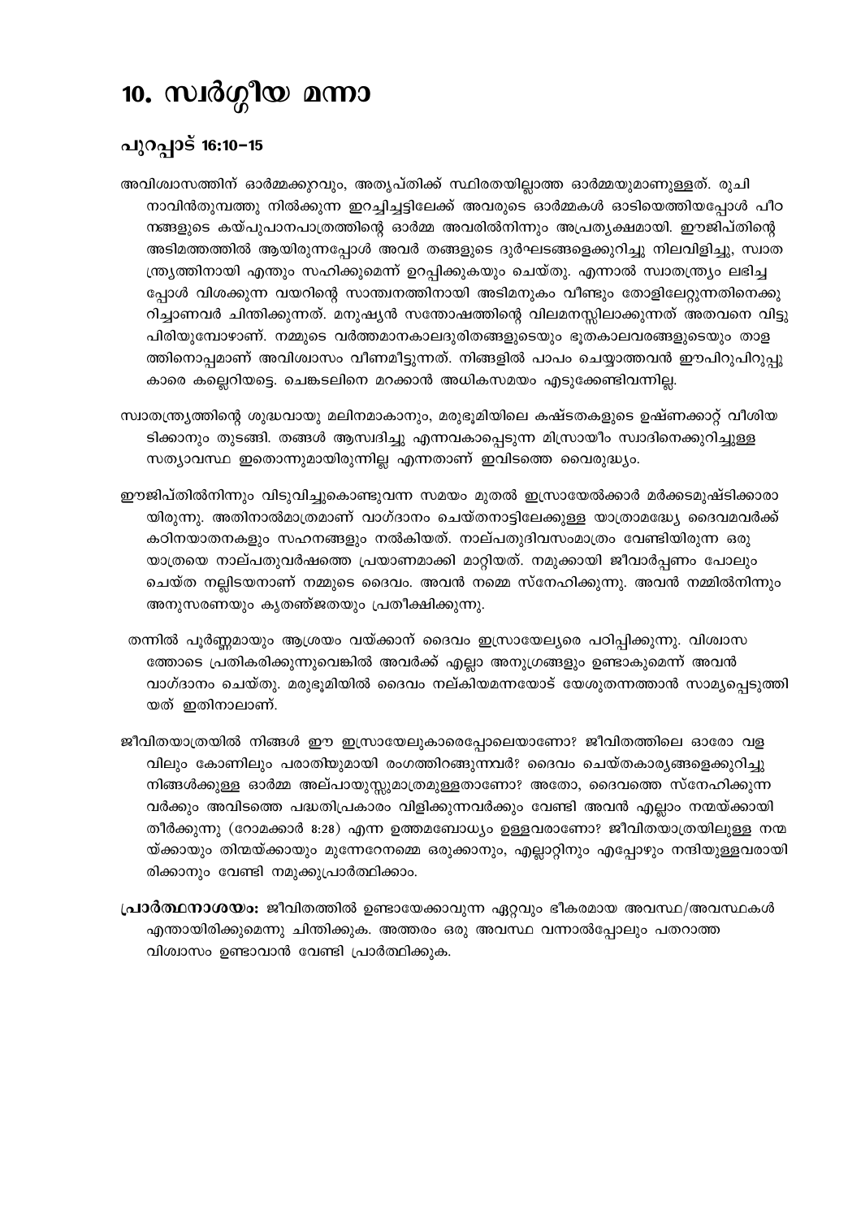# 10. സ്വർഗ്ഗീയ മന്നാ

## പുറപ്പാട് 16:10-15

അവിശ്വാസത്തിന് ഓർമ്മക്കുറവും, അതൃപ്തിക്ക് സ്ഥിരതയില്ലാത്ത ഓർമ്മയുമാണുള്ളത്. രുചി നാവിൻതുമ്പത്തു നിൽക്കുന്ന ഇറച്ചിച്ചട്ടിലേക്ക് അവരുടെ ഓർമ്മകൾ ഓടിയെത്തിയപ്പോൾ പീഠനങ്ങളുടെ കയ്പുപാനപാത്രത്തിന്റെ ഓർമ്മ അവരിൽനിന്നും അപ്രത്യക്ഷമായി. ഈജിപ്തിന്റെ അടിമത്തത്തിൽ ആയിരുന്നപ്പോൾ അവർ തങ്ങളുടെ ദുർഘടങ്ങളെക്കുറിച്ചു നിലവിളിച്ചു, സ്വാതന്ത്ര്യത്തിനായി എന്തും സഹിക്കുമെന്ന് ഉറപ്പിക്കുകയും ചെയ്തു. എന്നാൽ സ്വാതന്ത്ര്യം ലഭിച്ചപ്പോൾ വിശക്കുന്ന വയറിന്റെ സാന്ത്വനത്തിനായി അടിമനുകം വീണ്ടും തോളിലേറ്റുന്നതിനെക്കുറിച്ചാണവർ ചിന്തിക്കുന്നത്. മനുഷ്യൻ സന്തോഷത്തിന്റെ വിലമനസ്സിലാക്കുന്നത് അതവനെ വിട്ടുപിരിയുമ്പോഴാണ്. നമ്മുടെ വർത്തമാനകാലദുരിതങ്ങളുടെയും ഭൂതകാലവരങ്ങളുടെയും താളത്തിനൊപ്പമാണ് അവിശ്വാസം വീണമീട്ടുന്നത്. നിങ്ങളിൽ പാപം ചെയ്യാത്തവൻ ഈപിറുപിറുപ്പുകാരെ കല്ലെറിയട്ടെ. ചെങ്കടലിനെ മറക്കാൻ അധികസമയം എടുക്കേണ്ടിവന്നില്ല.

സ്വാതന്ത്ര്യത്തിന്റെ ശുദ്ധവായു മലിനമാകാനും, മരുഭൂമിയിലെ കഷ്ടതകളുടെ ഉഷ്ണക്കാറ്റ് വീശിയടിക്കാനും തുടങ്ങി. തങ്ങൾ ആസ്വദിച്ചു എന്നവകാശപ്പെടുന്ന മിസ്രായീം സ്വാദിനെക്കുറിച്ചുള്ള സത്യാവസ്ഥ ഇതൊന്നുമായിരുന്നില്ല എന്നതാണ് ഇവിടത്തെ വൈരുദ്ധ്യം.

ഈജിപ്തിൽനിന്നും വിടുവിച്ചുകൊണ്ടുവന്ന സമയം മുതൽ ഇസ്രായേൽക്കാർ മർക്കടമുഷ്ടിക്കാരായിരുന്നു. അതിനാൽമാത്രമാണ് വാഗ്ദാനം ചെയ്തനാട്ടിലേക്കുള്ള യാത്രാമദ്ധ്യേ ദൈവമവർക്ക് കഠിനയാതനകളും സഹനങ്ങളും നൽകിയത്. നാല്പതുദിവസംമാത്രം വേണ്ടിയിരുന്ന ഒരു യാത്രയെ നാല്പതുവർഷത്തെ പ്രയാണമാക്കി മാറ്റിയത്. നമുക്കായി ജീവാർപ്പണം പോലും ചെയ്ത നല്ലിടയനാണ് നമ്മുടെ ദൈവം. അവൻ നമ്മെ സ്നേഹിക്കുന്നു. അവൻ നമ്മിൽനിന്നും അനുസരണയും കൃതജ്ഞതയും പ്രതീക്ഷിക്കുന്നു.

തന്നിൽ പൂർണ്ണമായും ആശ്രയം വയ്ക്കാന് ദൈവം ഇസ്രായേല്യരെ പഠിപ്പിക്കുന്നു. വിശ്വാസത്തോടെ പ്രതികരിക്കുന്നുവെങ്കിൽ അവർക്ക് എല്ലാ അനുഗ്രങ്ങളും ഉണ്ടാകുമെന്ന് അവൻ വാഗ്ദാനം ചെയ്തു. മരുഭൂമിയിൽ ദൈവം നല്കിയമന്നയോട് യേശുതന്നത്താൻ സാമ്യപ്പെടുത്തിയത് ഇതിനാലാണ്.

ജീവിതയാത്രയിൽ നിങ്ങൾ ഈ ഇസ്രായേലുകാരെപ്പോലെയാണോ? ജീവിതത്തിലെ ഓരോ വളവിലും കോണിലും പരാതിയുമായി രംഗത്തിറങ്ങുന്നവർ? ദൈവം ചെയ്തകാര്യങ്ങളെക്കുറിച്ചു നിങ്ങൾക്കുള്ള ഓർമ്മ അല്പായുസ്സുമാത്രമുള്ളതാണോ? അതോ, ദൈവത്തെ സ്നേഹിക്കുന്നവർക്കും അവിടത്തെ പദ്ധതിപ്രകാരം വിളിക്കുന്നവർക്കും വേണ്ടി അവൻ എല്ലാം നന്മയ്ക്കായി തീർക്കുന്നു (റോമക്കാർ 8:28) എന്ന ഉത്തമബോധ്യം ഉള്ളവരാണോ? ജീവിതയാത്രയിലുള്ള നന്മയ്ക്കായും തിന്മയ്ക്കായും മുന്നേറേനമ്മെ ഒരുക്കാനും, എല്ലാറ്റിനും എപ്പോഴും നന്ദിയുള്ളവരായിരിക്കാനും വേണ്ടി നമുക്കുപ്രാർത്ഥിക്കാം.

**പ്രാർത്ഥനാശയം:** ജീവിതത്തിൽ ഉണ്ടായേക്കാവുന്ന ഏറ്റവും ഭീകരമായ അവസ്ഥ/അവസ്ഥകൾ എന്തായിരിക്കുമെന്നു ചിന്തിക്കുക. അത്തരം ഒരു അവസ്ഥ വന്നാൽപ്പോലും പതറാത്ത വിശ്വാസം ഉണ്ടാവാൻ വേണ്ടി പ്രാർത്ഥിക്കുക.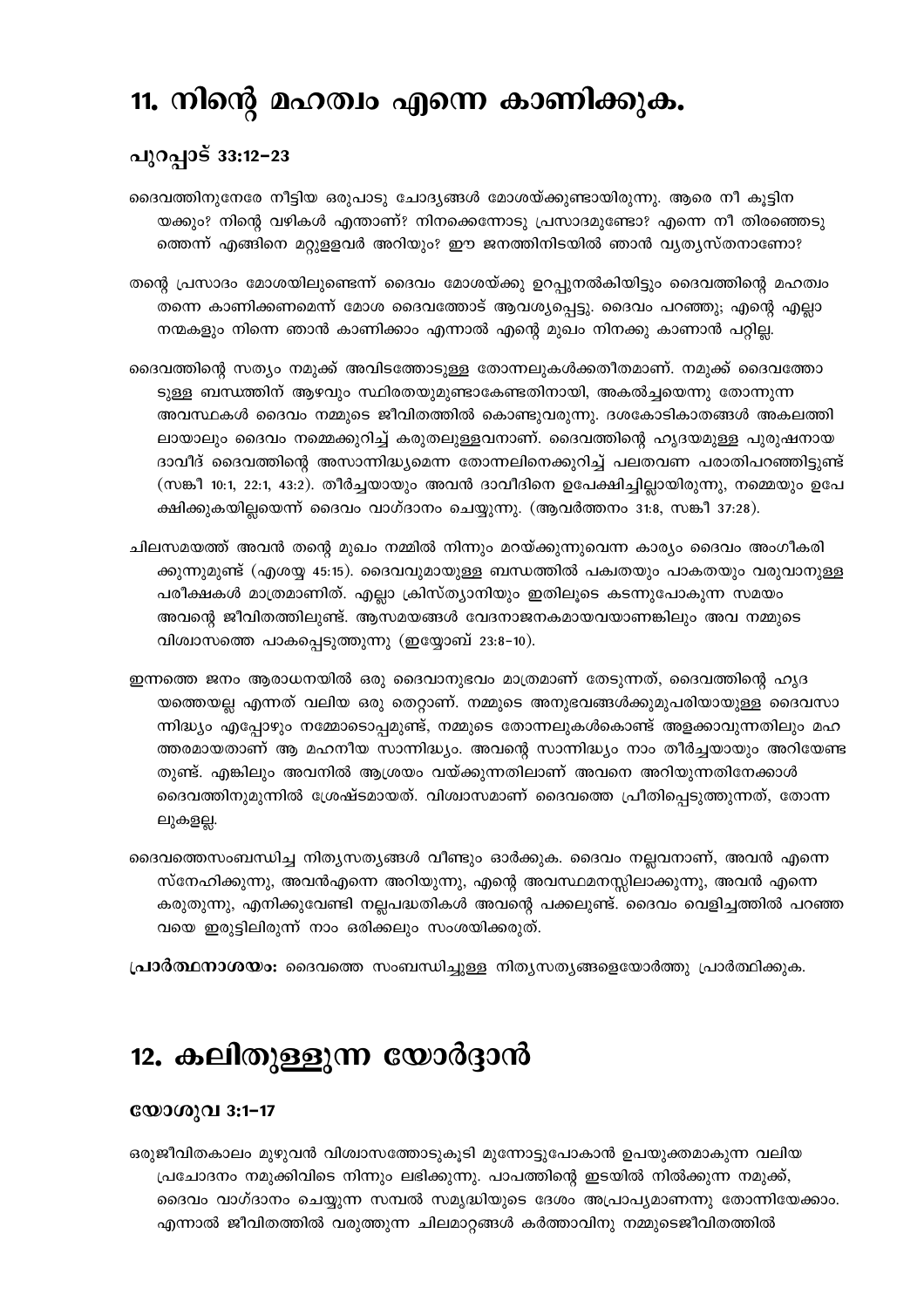# 11. നിന്റെ മഹത്വം എന്നെ കാണിക്കുക.

### പുറപ്പാട് 33:12–23

ദൈവത്തിനുനേരേ നീട്ടിയ ഒരുപാടു ചോദ്യങ്ങൾ മോശയ്ക്കുണ്ടായിരുന്നു. ആരെ നീ കൂട്ടിന യക്കും? നിന്റെ വഴികൾ എന്താണ്? നിനക്കെന്നോടു പ്രസാദമുണ്ടോ? എന്നെ നീ തിരഞ്ഞെടു ത്തെന്ന് എങ്ങിനെ മറ്റുള്ളവർ അറിയും? ഈ ജനത്തിനിടയിൽ ഞാൻ വ്യത്യസ്തനാണോ?

തന്റെ പ്രസാദം മോശയിലുണ്ടെന്ന് ദൈവം മോശയ്ക്കു ഉറപ്പുനൽകിയിട്ടും ദൈവത്തിന്റെ മഹത്വം തന്നെ കാണിക്കണമെന്ന് മോശ ദൈവത്തോട് ആവശ്യപ്പെട്ടു. ദൈവം പറഞ്ഞു; എന്റെ എല്ലാ നന്മകളും നിന്നെ ഞാൻ കാണിക്കാം എന്നാൽ എന്റെ മുഖം നിനക്കു കാണാൻ പറ്റില്ല.

ദൈവത്തിന്റെ സത്യം നമുക്ക് അവിടത്തോടുള്ള തോന്നലുകൾക്കതീതമാണ്. നമുക്ക് ദൈവത്തോ ടുള്ള ബന്ധത്തിന് ആഴവും സ്ഥിരതയുമുണ്ടാകേണ്ടതിനായി, അകൽച്ചയെന്നു തോന്നുന്ന അവസ്ഥകൾ ദൈവം നമ്മുടെ ജീവിതത്തിൽ കൊണ്ടുവരുന്നു. ദശകോടികാതങ്ങൾ അകലത്തി ലായാലും ദൈവം നമ്മെക്കുറിച്ച് കരുതലുള്ളവനാണ്. ദൈവത്തിന്റെ ഹൃദയമുള്ള പുരുഷനായ ദാവീദ് ദൈവത്തിന്റെ അസാന്നിദ്ധ്യമെന്ന തോന്നലിനെക്കുറിച്ച് പലതവണ പരാതിപറഞ്ഞിട്ടുണ്ട് (സങ്കീ 10:1, 22:1, 43:2). തീർച്ചയായും അവൻ ദാവീദിനെ ഉപേക്ഷിച്ചില്ലായിരുന്നു, നമ്മെയും ഉപേ ക്ഷിക്കുകയില്ലയെന്ന് ദൈവം വാഗ്ദാനം ചെയ്യുന്നു. (ആവർത്തനം 31:8, സങ്കീ 37:28).

ചിലസമയത്ത് അവൻ തന്റെ മുഖം നമ്മിൽ നിന്നും മറയ്ക്കുന്നുവെന്ന കാര്യം ദൈവം അംഗീകരി ക്കുന്നുമുണ്ട് (എശയ്യ 45:15). ദൈവവുമായുള്ള ബന്ധത്തിൽ പക്വതയും പാകതയും വരുവാനുള്ള പരീക്ഷകൾ മാത്രമാണിത്. എല്ലാ ക്രിസ്ത്യാനിയും ഇതിലൂടെ കടന്നുപോകുന്ന സമയം അവന്റെ ജീവിതത്തിലുണ്ട്. ആസമയങ്ങൾ വേദനാജനകമായവയാണങ്കിലും അവ നമ്മുടെ വിശ്വാസത്തെ പാകപ്പെടുത്തുന്നു (ഇയ്യോബ് 23:8–10).

ഇന്നത്തെ ജനം ആരാധനയിൽ ഒരു ദൈവാനുഭവം മാത്രമാണ് തേടുന്നത്, ദൈവത്തിന്റെ ഹൃദ യത്തെയല്ല എന്നത് വലിയ ഒരു തെറ്റാണ്. നമ്മുടെ അനുഭവങ്ങൾക്കുമുപരിയായുള്ള ദൈവസാ ന്നിദ്ധ്യം എപ്പോഴും നമ്മോടൊപ്പമുണ്ട്, നമ്മുടെ തോന്നലുകൾകൊണ്ട് അളക്കാവുന്നതിലും മഹ ത്തരമായതാണ് ആ മഹനീയ സാന്നിദ്ധ്യം. അവന്റെ സാന്നിദ്ധ്യം നാം തീർച്ചയായും അറിയേണ്ട തുണ്ട്. എങ്കിലും അവനിൽ ആശ്രയം വയ്ക്കുന്നതിലാണ് അവനെ അറിയുന്നതിനേക്കാൾ ദൈവത്തിനുമുന്നിൽ ശ്രേഷ്ടമായത്. വിശ്വാസമാണ് ദൈവത്തെ പ്രീതിപ്പെടുത്തുന്നത്, തോന്ന ലുകളല്ല.

ദൈവത്തെസംബന്ധിച്ച നിത്യസത്യങ്ങൾ വീണ്ടും ഓർക്കുക. ദൈവം നല്ലവനാണ്, അവൻ എന്നെ സ്നേഹിക്കുന്നു, അവൻഎന്നെ അറിയുന്നു, എന്റെ അവസ്ഥമനസ്സിലാക്കുന്നു, അവൻ എന്നെ കരുതുന്നു, എനിക്കുവേണ്ടി നല്ലപദ്ധതികൾ അവന്റെ പക്കലുണ്ട്. ദൈവം വെളിച്ചത്തിൽ പറഞ്ഞ വയെ ഇരുട്ടിലിരുന്ന് നാം ഒരിക്കലും സംശയിക്കരുത്.

**പ്രാർത്ഥനാശയം:** ദൈവത്തെ സംബന്ധിച്ചുള്ള നിത്യസത്യങ്ങളെയോർത്തു പ്രാർത്ഥിക്കുക.

# 12. കലിതുള്ളുന്ന യോർദ്ദാൻ

### യോശുവ 3:1–17

ഒരുജീവിതകാലം മുഴുവൻ വിശ്വാസത്തോടുകൂടി മുന്നോട്ടുപോകാൻ ഉപയുക്തമാകുന്ന വലിയ പ്രചോദനം നമുക്കിവിടെ നിന്നും ലഭിക്കുന്നു. പാപത്തിന്റെ ഇടയിൽ നിൽക്കുന്ന നമുക്ക്, ദൈവം വാഗ്ദാനം ചെയ്യുന്ന സമ്പൽ സമൃദ്ധിയുടെ ദേശം അപ്രാപ്യമാണന്നു തോന്നിയേക്കാം. എന്നാൽ ജീവിതത്തിൽ വരുത്തുന്ന ചിലമാറ്റങ്ങൾ കർത്താവിനു നമ്മുടെജീവിതത്തിൽ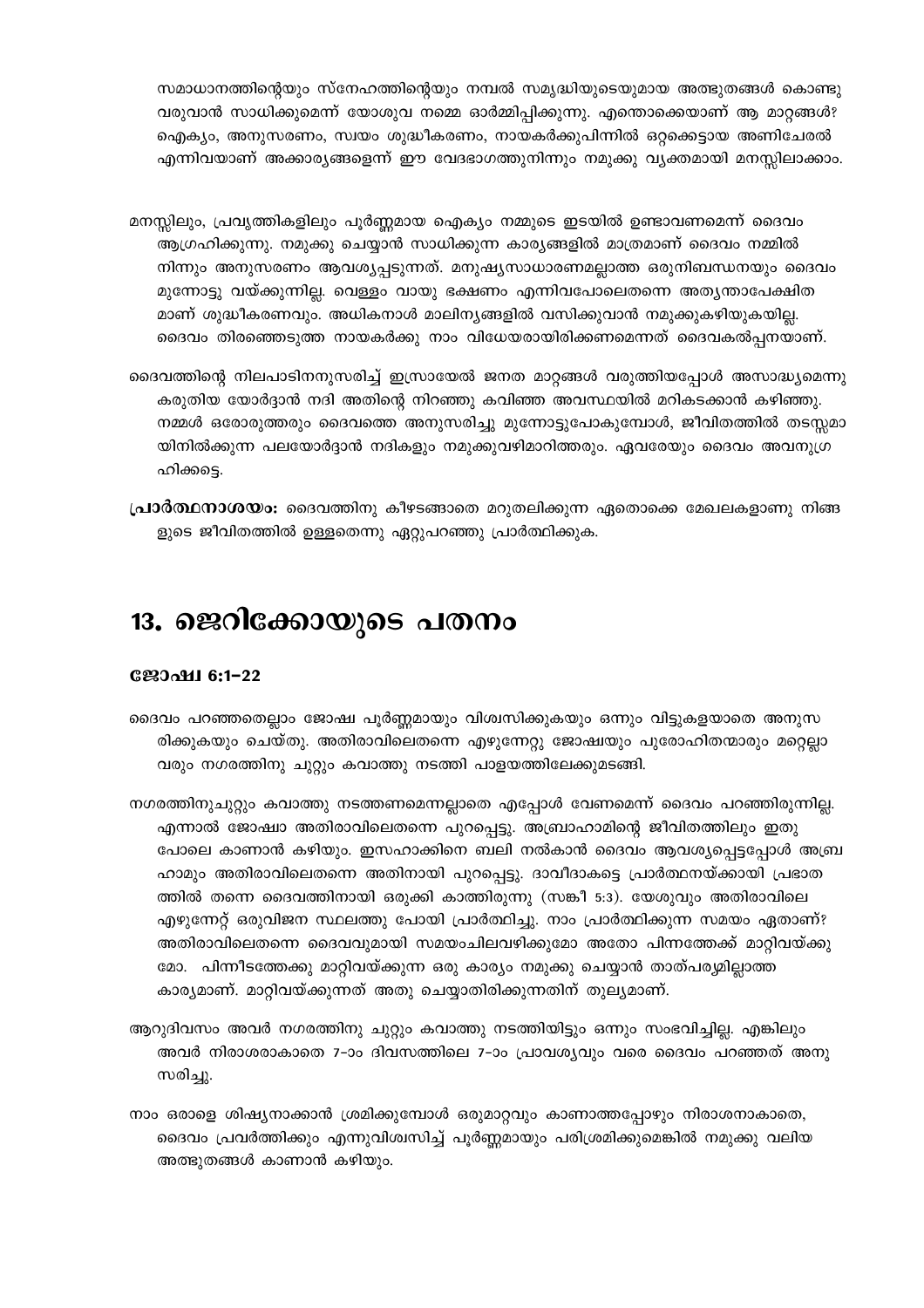സമാധാനത്തിന്റെയും സ്നേഹത്തിന്റെയും നമ്പൽ സമൃദ്ധിയുടെയുമായ അത്ഭുതങ്ങൾ കൊണ്ടു വരുവാൻ സാധിക്കുമെന്ന് യോശുവ നമ്മെ ഓർമ്മിപ്പിക്കുന്നു. എന്തൊക്കെയാണ് ആ മാറ്റങ്ങൾ? ഐക്യം, അനുസരണം, സ്വയം ശുദ്ധീകരണം, നായകർക്കുപിന്നിൽ ഒറ്റക്കെട്ടായ അണിചേരൽ എന്നിവയാണ് അക്കാര്യങ്ങളെന്ന് ഈ വേദഭാഗത്തുനിന്നും നമുക്കു വ്യക്തമായി മനസ്സിലാക്കാം.

മനസ്സിലും, പ്രവൃത്തികളിലും പൂർണ്ണമായ ഐക്യം നമ്മുടെ ഇടയിൽ ഉണ്ടാവണമെന്ന് ദൈവം ആഗ്രഹിക്കുന്നു. നമുക്കു ചെയ്യാൻ സാധിക്കുന്ന കാര്യങ്ങളിൽ മാത്രമാണ് ദൈവം നമ്മിൽ നിന്നും അനുസരണം ആവശ്യപ്പെടുന്നത്. മനുഷ്യസാധാരണമല്ലാത്ത ഒരുനിബന്ധനയും ദൈവം മുന്നോട്ടു വയ്ക്കുന്നില്ല. വെള്ളം വായു ഭക്ഷണം എന്നിവപോലെതന്നെ അത്യന്താപേക്ഷിത മാണ് ശുദ്ധീകരണവും. അധികനാൾ മാലിന്യങ്ങളിൽ വസിക്കുവാൻ നമുക്കുകഴിയുകയില്ല. ദൈവം തിരഞ്ഞെടുത്ത നായകർക്കു നാം വിധേയരായിരിക്കണമെന്നത് ദൈവകൽപ്പനയാണ്.

ദൈവത്തിന്റെ നിലപാടിനനുസരിച്ച് ഇസ്രായേൽ ജനത മാറ്റങ്ങൾ വരുത്തിയപ്പോൾ അസാദ്ധ്യമെന്നു കരുതിയ യോർദ്ദാൻ നദി അതിന്റെ നിറഞ്ഞു കവിഞ്ഞ അവസ്ഥയിൽ മറികടക്കാൻ കഴിഞ്ഞു. നമ്മൾ ഒരോരുത്തരും ദൈവത്തെ അനുസരിച്ചു മുന്നോട്ടുപോകുമ്പോൾ, ജീവിതത്തിൽ തടസ്സമാ യിനിൽക്കുന്ന പലയോർദ്ദാൻ നദികളും നമുക്കുവഴിമാറിത്തരും. ഏവരേയും ദൈവം അവനുഗ്ര ഹിക്കട്ടെ.

**പ്രാർത്ഥനാശയം:** ദൈവത്തിനു കീഴടങ്ങാതെ മറുതലിക്കുന്ന ഏതൊക്കെ മേഖലകളാണു നിങ്ങ ളുടെ ജീവിതത്തിൽ ഉള്ളതെന്നു ഏറ്റുപറഞ്ഞു പ്രാർത്ഥിക്കുക.

# 13. ജെറിക്കോയുടെ പതനം

### ജോഷ്വ 6:1-22

ദൈവം പറഞ്ഞതെല്ലാം ജോഷ്വ പൂർണ്ണമായും വിശ്വസിക്കുകയും ഒന്നും വിട്ടുകളയാതെ അനുസ രിക്കുകയും ചെയ്തു. അതിരാവിലെതന്നെ എഴുന്നേറ്റു ജോഷ്വയും പുരോഹിതന്മാരും മറ്റെല്ലാ വരും നഗരത്തിനു ചുറ്റും കവാത്തു നടത്തി പാളയത്തിലേക്കുമടങ്ങി.

നഗരത്തിനുചുറ്റും കവാത്തു നടത്തണമെന്നല്ലാതെ എപ്പോൾ വേണമെന്ന് ദൈവം പറഞ്ഞിരുന്നില്ല. എന്നാൽ ജോഷ്വാ അതിരാവിലെതന്നെ പുറപ്പെട്ടു. അബ്രാഹാമിന്റെ ജീവിതത്തിലും ഇതു പോലെ കാണാൻ കഴിയും. ഇസഹാക്കിനെ ബലി നൽകാൻ ദൈവം ആവശ്യപ്പെട്ടപ്പോൾ അബ്ര ഹാമും അതിരാവിലെതന്നെ അതിനായി പുറപ്പെട്ടു. ദാവീദാകട്ടെ പ്രാർത്ഥനയ്ക്കായി പ്രഭാത ത്തിൽ തന്നെ ദൈവത്തിനായി ഒരുക്കി കാത്തിരുന്നു (സങ്കീ 5:3). യേശുവും അതിരാവിലെ എഴുന്നേറ്റ് ഒരുവിജന സ്ഥലത്തു പോയി പ്രാർത്ഥിച്ചു. നാം പ്രാർത്ഥിക്കുന്ന സമയം ഏതാണ്? അതിരാവിലെതന്നെ ദൈവവുമായി സമയംചിലവഴിക്കുമോ അതോ പിന്നത്തേക്ക് മാറ്റിവയ്ക്കു മോ. പിന്നീടത്തേക്കു മാറ്റിവയ്ക്കുന്ന ഒരു കാര്യം നമുക്കു ചെയ്യാൻ താത്പര്യമില്ലാത്ത കാര്യമാണ്. മാറ്റിവയ്ക്കുന്നത് അതു ചെയ്യാതിരിക്കുന്നതിന് തുല്യമാണ്.

ആറുദിവസം അവർ നഗരത്തിനു ചുറ്റും കവാത്തു നടത്തിയിട്ടും ഒന്നും സംഭവിച്ചില്ല. എങ്കിലും അവർ നിരാശരാകാതെ 7-ാം ദിവസത്തിലെ 7-ാം പ്രാവശ്യവും വരെ ദൈവം പറഞ്ഞത് അനു സരിച്ചു.

നാം ഒരാളെ ശിഷ്യനാക്കാൻ ശ്രമിക്കുമ്പോൾ ഒരുമാറ്റവും കാണാത്തപ്പോഴും നിരാശനാകാതെ, ദൈവം പ്രവർത്തിക്കും എന്നുവിശ്വസിച്ച് പൂർണ്ണമായും പരിശ്രമിക്കുമെങ്കിൽ നമുക്കു വലിയ അത്ഭുതങ്ങൾ കാണാൻ കഴിയും.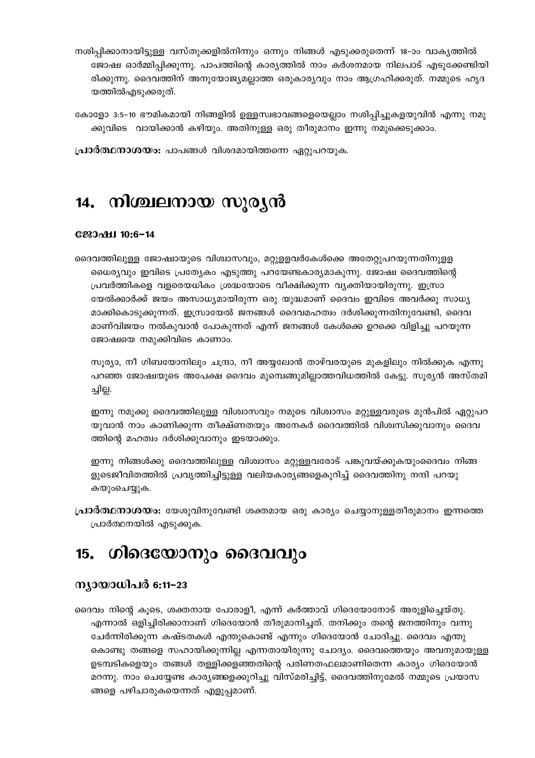നശിപ്പിക്കാനായിട്ടുള്ള വസ്തുക്കളിൽനിന്നും ഒന്നും നിങ്ങൾ എടുക്കരുതെന്ന് 18-ാം വാക്യത്തിൽ ജോഷ്വ ഓർമ്മിപ്പിക്കുന്നു. പാപത്തിന്റെ കാര്യത്തിൽ നാം കർശനമായ നിലപാട് എടുക്കേണ്ടിയിരിക്കുന്നു. ദൈവത്തിന് അനുയോജ്യമല്ലാത്ത ഒരുകാര്യവും നാം ആഗ്രഹിക്കരുത്. നമ്മുടെ ഹൃദയത്തിൽഎടുക്കരുത്.

കോളോ 3:5-10 ഭൗമികമായി നിങ്ങളിൽ ഉള്ളസ്വഭാവങ്ങളെയെല്ലാം നശിപ്പിച്ചുകളയുവിൻ എന്നു നമുക്കുവിടെ വായിക്കാൻ കഴിയും. അതിനുള്ള ഒരു തീരുമാനം ഇന്നു നമുക്കെടുക്കാം.

**പ്രാർത്ഥനാശയം:** പാപങ്ങൾ വിശദമായിത്തന്നെ ഏറ്റുപറയുക.

# 14. നിശ്ചലനായ സൂര്യൻ

### ജോഷ്വ 10:6-14

ദൈവത്തിലുള്ള ജോഷ്വായുടെ വിശ്വാസവും, മറ്റുള്ളവർകേൾക്കെ അതേറ്റുപറയുന്നതിനുള്ള ധൈര്യവും ഇവിടെ പ്രത്യേകം എടുത്തു പറയേണ്ടകാര്യമാകുന്നു. ജോഷ്വ ദൈവത്തിന്റെ പ്രവർത്തികളെ വളരെയധികം ശ്രദ്ധയോടെ വീക്ഷിക്കുന്ന വ്യക്തിയായിരുന്നു. ഇസ്രായേൽക്കാർക്ക് ജയം അസാധ്യമായിരുന്ന ഒരു യുദ്ധമാണ് ദൈവം ഇവിടെ അവർക്കു സാധ്യമാക്കികൊടുക്കുന്നത്. ഇസ്രായേൽ ജനങ്ങൾ ദൈവമഹത്വം ദർശിക്കുന്നതിനുവേണ്ടി, ദൈവമാണ്വിജയം നൽകുവാൻ പോകുന്നത് എന്ന് ജനങ്ങൾ കേൾക്കെ ഉറക്കെ വിളിച്ചു പറയുന്ന ജോഷ്വയെ നമുക്കിവിടെ കാണാം.

സൂര്യാ, നീ ഗിബയോനിലും ചന്ദ്രാ, നീ അയ്യലോൻ താഴ്‌വരയുടെ മുകളിലും നിൽക്കുക എന്നു പറഞ്ഞ ജോഷ്വയുടെ അപേക്ഷ ദൈവം മുമ്പെങ്ങുമില്ലാത്തവിധത്തിൽ കേട്ടു. സൂര്യൻ അസ്തമിച്ചില്ല.

ഇന്നു നമുക്കു ദൈവത്തിലുള്ള വിശ്വാസവും നമുടെ വിശ്വാസം മറ്റുള്ളവരുടെ മുൻപിൽ ഏറ്റുപറയുവാൻ നാം കാണിക്കുന്ന തീക്ഷ്ണതയും അനേകർ ദൈവത്തിൽ വിശ്വസിക്കുവാനും ദൈവത്തിന്റെ മഹത്വം ദർശിക്കുവാനും ഇടയാക്കും.

ഇന്നു നിങ്ങൾക്കു ദൈവത്തിലുള്ള വിശ്വാസം മറ്റുള്ളവരോട് പങ്കുവയ്ക്കുകയുംദൈവം നിങ്ങളുടെജീവിതത്തിൽ പ്രവൃത്തിച്ചിട്ടുള്ള വലിയകാര്യങ്ങളെകുറിച്ച് ദൈവത്തിനു നന്ദി പറയുകയുംചെയ്യുക.

**പ്രാർത്ഥനാശയം:** യേശുവിനുവേണ്ടി ശക്തമായ ഒരു കാര്യം ചെയ്യാനുള്ളതീരുമാനം ഇന്നത്തെ പ്രാർത്ഥനയിൽ എടുക്കുക.

# 15. ഗിദെയോനും ദൈവവും

### ന്യായാധിപർ 6:11-23

ദൈവം നിന്റെ കൂടെ, ശക്തനായ പോരാളീ, എന്ന് കർത്താവ് ഗിദെയോനോട് അരുളിച്ചെയ്തു. എന്നാൽ ഒളിച്ചിരിക്കാനാണ് ഗിദെയോൻ തീരുമാനിച്ചത്. തനിക്കും തന്റെ ജനത്തിനും വന്നു ചേർന്നിരിക്കുന്ന കഷ്ടതകൾ എന്തുകൊണ്ട് എന്നും ഗിദെയോൻ ചോദിച്ചു. ദൈവം എന്തുകൊണ്ടു തങ്ങളെ സഹായിക്കുന്നില്ല എന്നതായിരുന്നു ചോദ്യം. ദൈവത്തെയും അവനുമായുള്ള ഉടമ്പടികളെയും തങ്ങൾ തള്ളിക്കളഞ്ഞതിന്റെ പരിണതഫലമാണിതെന്ന കാര്യം ഗിദെയോൻ മറന്നു. നാം ചെയ്യേണ്ട കാര്യങ്ങളെക്കുറിച്ചു വിസ്മരിച്ചിട്ട്, ദൈവത്തിനുമേൽ നമ്മുടെ പ്രയാസങ്ങളെ പഴിചാരുകയെന്നത് എളുപ്പമാണ്.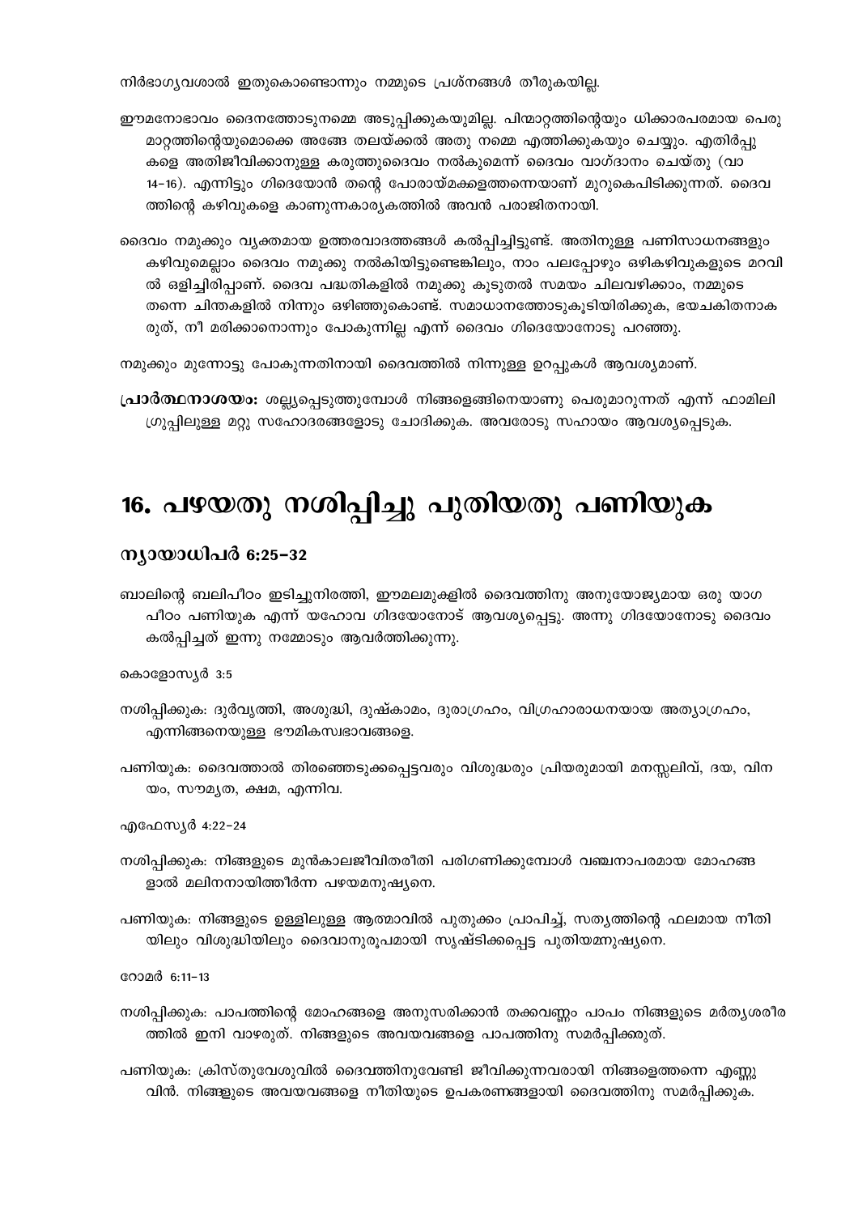നിർഭാഗ്യവശാൽ ഇതുകൊണ്ടൊന്നും നമ്മുടെ പ്രശ്നങ്ങൾ തീരുകയില്ല.

ഈമനോഭാവം ദൈനത്തോടുനമ്മെ അടുപ്പിക്കുകയുമില്ല. പിന്മാറ്റത്തിന്റെയും ധിക്കാരപരമായ പെരുമാറ്റത്തിന്റെയുമൊക്കെ അങ്ങേ തലയ്ക്കൽ അതു നമ്മെ എത്തിക്കുകയും ചെയ്യും. എതിർപ്പുകളെ അതിജീവിക്കാനുള്ള കരുത്തുദൈവം നൽകുമെന്ന് ദൈവം വാഗ്ദാനം ചെയ്തു (വാ 14-16). എന്നിട്ടും ഗിദെയോൻ തന്റെ പോരായ്മക്കളത്തന്നെയാണ് മുറുകെപിടിക്കുന്നത്. ദൈവത്തിന്റെ കഴിവുകളെ കാണുന്നകാര്യകത്തിൽ അവൻ പരാജിതനായി.

ദൈവം നമുക്കും വ്യക്തമായ ഉത്തരവാദത്തങ്ങൾ കൽപ്പിച്ചിട്ടുണ്ട്. അതിനുള്ള പണിസാധനങ്ങളും കഴിവുമെല്ലാം ദൈവം നമുക്കു നൽകിയിട്ടുണ്ടെങ്കിലും, നാം പലപ്പോഴും ഒഴികഴിവുകളുടെ മറവിൽ ഒളിച്ചിരിപ്പാണ്. ദൈവ പദ്ധതികളിൽ നമുക്കു കൂടുതൽ സമയം ചിലവഴിക്കാം, നമ്മുടെ തന്നെ ചിന്തകളിൽ നിന്നും ഒഴിഞ്ഞുകൊണ്ട്. സമാധാനത്തോടുകൂടിയിരിക്കുക, ഭയചകിതനാകരുത്, നീ മരിക്കാനൊന്നും പോകുന്നില്ല എന്ന് ദൈവം ഗിദെയോനോടു പറഞ്ഞു.

നമുക്കും മുന്നോട്ടു പോകുന്നതിനായി ദൈവത്തിൽ നിന്നുള്ള ഉറപ്പുകൾ ആവശ്യമാണ്.

**പ്രാർത്ഥനാശയം:** ശല്ല്യപ്പെടുത്തുമ്പോൾ നിങ്ങളെങ്ങിനെയാണു പെരുമാറുന്നത് എന്ന് ഫാമിലി ഗ്രൂപ്പിലുള്ള മറ്റു സഹോദരങ്ങളോടു ചോദിക്കുക. അവരോടു സഹായം ആവശ്യപ്പെടുക.

# 16. പഴയതു നശിപ്പിച്ചു പുതിയതു പണിയുക

## ന്യായാധിപർ 6:25-32

ബാലിന്റെ ബലിപീഠം ഇടിച്ചുനിരത്തി, ഈമലമുകളിൽ ദൈവത്തിനു അനുയോജ്യമായ ഒരു യാഗപീഠം പണിയുക എന്ന് യഹോവ ഗിദയോനോട് ആവശ്യപ്പെട്ടു. അന്നു ഗിദയോനോടു ദൈവം കൽപ്പിച്ചത് ഇന്നു നമ്മോടും ആവർത്തിക്കുന്നു.

കൊളോസ്യർ 3:5

നശിപ്പിക്കുക: ദുർവൃത്തി, അശുദ്ധി, ദുഷ്കാമം, ദുരാഗ്രഹം, വിഗ്രഹാരാധനയായ അത്യാഗ്രഹം, എന്നിങ്ങനെയുള്ള ഭൗമികസ്വഭാവങ്ങളെ.

പണിയുക: ദൈവത്താൽ തിരഞ്ഞെടുക്കപ്പെട്ടവരും വിശുദ്ധരും പ്രിയരുമായി മനസ്സലിവ്, ദയ, വിനയം, സൗമ്യത, ക്ഷമ, എന്നിവ.

എഫേസ്യർ 4:22-24

നശിപ്പിക്കുക: നിങ്ങളുടെ മുൻകാലജീവിതരീതി പരിഗണിക്കുമ്പോൾ വഞ്ചനാപരമായ മോഹങ്ങളാൽ മലിനനായിത്തീർന്ന പഴയമനുഷ്യനെ.

പണിയുക: നിങ്ങളുടെ ഉള്ളിലുള്ള ആത്മാവിൽ പുതുക്കം പ്രാപിച്ച്, സത്യത്തിന്റെ ഫലമായ നീതിയിലും വിശുദ്ധിയിലും ദൈവാനുരൂപമായി സൃഷ്ടിക്കപ്പെട്ട പുതിയമനുഷ്യനെ.

റോമർ 6:11-13

നശിപ്പിക്കുക: പാപത്തിന്റെ മോഹങ്ങളെ അനുസരിക്കാൻ തക്കവണ്ണം പാപം നിങ്ങളുടെ മർത്യശരീരത്തിൽ ഇനി വാഴരുത്. നിങ്ങളുടെ അവയവങ്ങളെ പാപത്തിനു സമർപ്പിക്കരുത്.

പണിയുക: ക്രിസ്തുവേശുവിൽ ദൈവത്തിനുവേണ്ടി ജീവിക്കുന്നവരായി നിങ്ങളെത്തന്നെ എണ്ണുവിൻ. നിങ്ങളുടെ അവയവങ്ങളെ നീതിയുടെ ഉപകരണങ്ങളായി ദൈവത്തിനു സമർപ്പിക്കുക.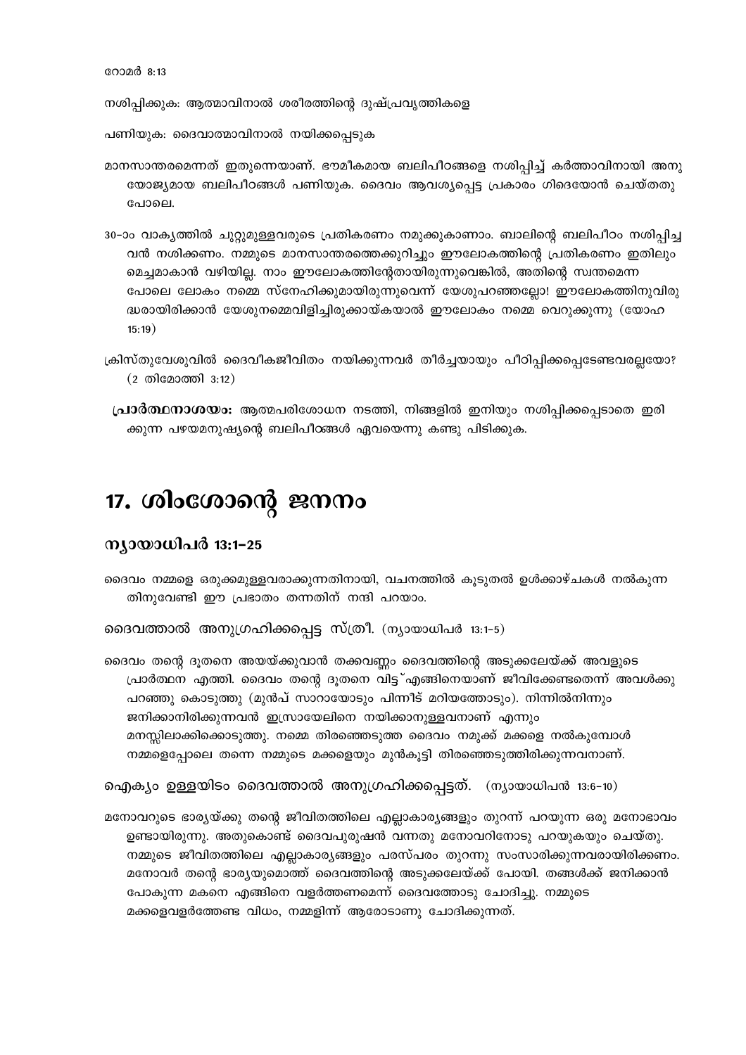റോമർ 8:13

നശിപ്പിക്കുക: ആത്മാവിനാൽ ശരീരത്തിന്റെ ദുഷ്പ്രവൃത്തികളെ

പണിയുക: ദൈവാത്മാവിനാൽ നയിക്കപ്പെടുക

മാനസാന്തരമെന്നത് ഇതുന്നെയാണ്. ഭൗമീകമായ ബലിപീഠങ്ങളെ നശിപ്പിച്ച് കർത്താവിനായി അനുയോജ്യമായ ബലിപീഠങ്ങൾ പണിയുക. ദൈവം ആവശ്യപ്പെട്ട പ്രകാരം ഗിദെയോൻ ചെയ്തതു പോലെ.

30-ാം വാക്യത്തിൽ ചുറ്റുമുള്ളവരുടെ പ്രതികരണം നമുക്കുകാണാം. ബാലിന്റെ ബലിപീഠം നശിപ്പിച്ചവൻ നശിക്കണം. നമ്മുടെ മാനസാന്തരത്തെക്കുറിച്ചും ഈലോകത്തിന്റെ പ്രതികരണം ഇതിലും മെച്ചമാകാൻ വഴിയില്ല. നാം ഈലോകത്തിന്റേതായിരുന്നുവെങ്കിൽ, അതിന്റെ സ്വന്തമെന്ന പോലെ ലോകം നമ്മെ സ്നേഹിക്കുമായിരുന്നുവെന്ന് യേശുപറഞ്ഞല്ലോ! ഈലോകത്തിനുവിരുദ്ധരായിരിക്കാൻ യേശുനമ്മെവിളിച്ചിരുക്കായ്കയാൽ ഈലോകം നമ്മെ വെറുക്കുന്നു (യോഹ 15:19)

ക്രിസ്തുവേശുവിൽ ദൈവീകജീവിതം നയിക്കുന്നവർ തീർച്ചയായും പീഠിപ്പിക്കപ്പെടേണ്ടവരല്ലയോ? (2 തിമോത്തി 3:12)

**പ്രാർത്ഥനാശയം:** ആത്മപരിശോധന നടത്തി, നിങ്ങളിൽ ഇനിയും നശിപ്പിക്കപ്പെടാതെ ഇരിക്കുന്ന പഴയമനുഷ്യന്റെ ബലിപീഠങ്ങൾ ഏവയെന്നു കണ്ടു പിടിക്കുക.

# 17. ശിംശോന്റെ ജനനം

## ന്യായാധിപർ 13:1–25

ദൈവം നമ്മളെ ഒരുക്കമുള്ളവരാക്കുന്നതിനായി, വചനത്തിൽ കൂടുതൽ ഉൾക്കാഴ്ചകൾ നൽകുന്നതിനുവേണ്ടി ഈ പ്രഭാതം തന്നതിന് നന്ദി പറയാം.

### ദൈവത്താൽ അനുഗ്രഹിക്കപ്പെട്ട സ്ത്രീ. (ന്യായാധിപർ 13:1–5)

ദൈവം തന്റെ ദൂതനെ അയയ്ക്കുവാൻ തക്കവണ്ണം ദൈവത്തിന്റെ അടുക്കലേയ്ക്ക് അവളുടെ പ്രാർത്ഥന എത്തി. ദൈവം തന്റെ ദൂതനെ വിട്ട് എങ്ങിനെയാണ് ജീവിക്കേണ്ടതെന്ന് അവൾക്കു പറഞ്ഞു കൊടുത്തു (മുൻപ് സാറായോടും പിന്നീട് മറിയത്തോടും). നിന്നിൽനിന്നും ജനിക്കാനിരിക്കുന്നവൻ ഇസ്രായേലിനെ നയിക്കാനുള്ളവനാണ് എന്നും മനസ്സിലാക്കിക്കൊടുത്തു. നമ്മെ തിരഞ്ഞെടുത്ത ദൈവം നമുക്ക് മക്കളെ നൽകുമ്പോൾ നമ്മളെപ്പോലെ തന്നെ നമ്മുടെ മക്കളെയും മുൻകൂട്ടി തിരഞ്ഞെടുത്തിരിക്കുന്നവനാണ്.

### ഐക്യം ഉള്ളയിടം ദൈവത്താൽ അനുഗ്രഹിക്കപ്പെട്ടത്. (ന്യായാധിപൻ 13:6–10)

മനോവറുടെ ഭാര്യയ്ക്കു തന്റെ ജീവിതത്തിലെ എല്ലാകാര്യങ്ങളും തുറന്ന് പറയുന്ന ഒരു മനോഭാവം ഉണ്ടായിരുന്നു. അതുകൊണ്ട് ദൈവപുരുഷൻ വന്നതു മനോവറിനോടു പറയുകയും ചെയ്തു. നമ്മുടെ ജീവിതത്തിലെ എല്ലാകാര്യങ്ങളും പരസ്പരം തുറന്നു സംസാരിക്കുന്നവരായിരിക്കണം. മനോവർ തന്റെ ഭാര്യയുമൊത്ത് ദൈവത്തിന്റെ അടുക്കലേയ്ക്ക് പോയി. തങ്ങൾക്ക് ജനിക്കാൻ പോകുന്ന മകനെ എങ്ങിനെ വളർത്തണമെന്ന് ദൈവത്തോടു ചോദിച്ചു. നമ്മുടെ മക്കളെവളർത്തേണ്ട വിധം, നമ്മളിന്ന് ആരോടാണു ചോദിക്കുന്നത്.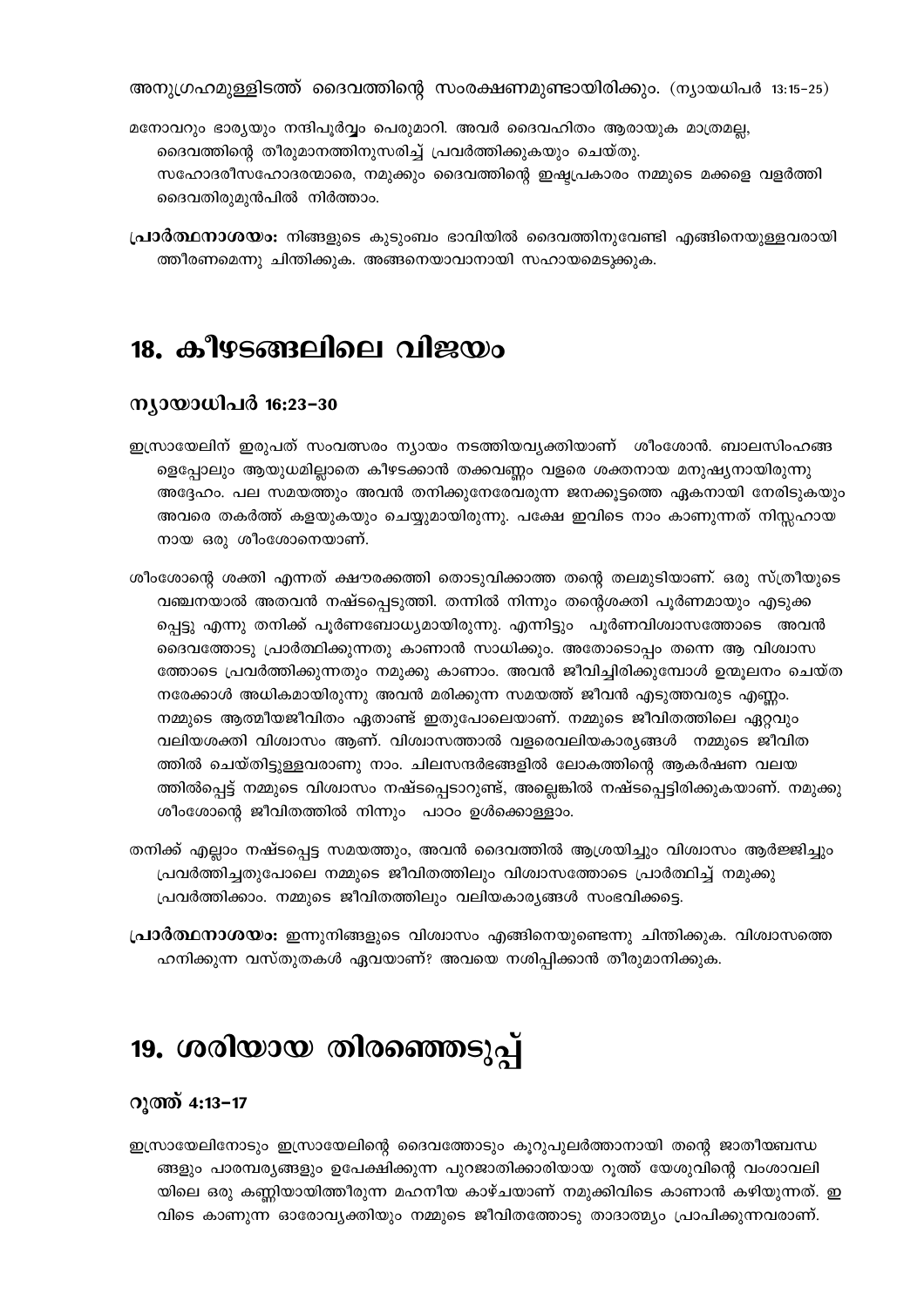അനുഗ്രഹമുള്ളിടത്ത് ദൈവത്തിന്റെ സംരക്ഷണമുണ്ടായിരിക്കും. (ന്യായധിപർ 13:15–25)

മനോവറും ഭാര്യയും നന്ദിപൂർവ്വം പെരുമാറി. അവർ ദൈവഹിതം ആരായുക മാത്രമല്ല, ദൈവത്തിന്റെ തീരുമാനത്തിനുസരിച്ച് പ്രവർത്തിക്കുകയും ചെയ്തു. സഹോദരീസഹോദരന്മാരെ, നമുക്കും ദൈവത്തിന്റെ ഇഷ്ടപ്രകാരം നമ്മുടെ മക്കളെ വളർത്തി ദൈവതിരുമുൻപിൽ നിർത്താം.

**പ്രാർത്ഥനാശയം:** നിങ്ങളുടെ കുടുംബം ഭാവിയിൽ ദൈവത്തിനുവേണ്ടി എങ്ങിനെയുള്ളവരായി ത്തീരണമെന്നു ചിന്തിക്കുക. അങ്ങനെയാവാനായി സഹായമെടുക്കുക.

# 18. കീഴടങ്ങലിലെ വിജയം

## ന്യായാധിപർ 16:23–30

ഇസ്രായേലിന് ഇരുപത് സംവത്സരം ന്യായം നടത്തിയവ്യക്തിയാണ് ശിംശോൻ. ബാലസിംഹങ്ങ ളെപ്പോലും ആയുധമില്ലാതെ കീഴടക്കാൻ തക്കവണ്ണം വളരെ ശക്തനായ മനുഷ്യനായിരുന്നു അദ്ദേഹം. പല സമയത്തും അവൻ തനിക്കുനേരേവരുന്ന ജനക്കൂട്ടത്തെ ഏകനായി നേരിടുകയും അവരെ തകർത്ത് കളയുകയും ചെയ്യുമായിരുന്നു. പക്ഷേ ഇവിടെ നാം കാണുന്നത് നിസ്സഹായ നായ ഒരു ശിംശോനെയാണ്.

ശിംശോന്റെ ശക്തി എന്നത് ക്ഷൗരക്കത്തി തൊടുവിക്കാത്ത തന്റെ തലമുടിയാണ്. ഒരു സ്ത്രീയുടെ വഞ്ചനയാൽ അതവൻ നഷ്ടപ്പെടുത്തി. തന്നിൽ നിന്നും തന്റെശക്തി പൂർണമായും എടുക്ക പ്പെട്ടു എന്നു തനിക്ക് പൂർണബോധ്യമായിരുന്നു. എന്നിട്ടും പൂർണവിശ്വാസത്തോടെ അവൻ ദൈവത്തോടു പ്രാർത്ഥിക്കുന്നതു കാണാൻ സാധിക്കും. അതോടൊപ്പം തന്നെ ആ വിശ്വാസ ത്തോടെ പ്രവർത്തിക്കുന്നതും നമുക്കു കാണാം. അവൻ ജീവിച്ചിരിക്കുമ്പോൾ ഉന്മൂലനം ചെയ്ത നരേക്കാൾ അധികമായിരുന്നു അവൻ മരിക്കുന്ന സമയത്ത് ജീവൻ എടുത്തവരുട എണ്ണം. നമ്മുടെ ആത്മീയജീവിതം ഏതാണ്ട് ഇതുപോലെയാണ്. നമ്മുടെ ജീവിതത്തിലെ ഏറ്റവും വലിയശക്തി വിശ്വാസം ആണ്. വിശ്വാസത്താൽ വളരെവലിയകാര്യങ്ങൾ നമ്മുടെ ജീവിത ത്തിൽ ചെയ്തിട്ടുള്ളവരാണു നാം. ചിലസന്ദർഭങ്ങളിൽ ലോകത്തിന്റെ ആകർഷണ വലയ ത്തിൽപ്പെട്ട് നമ്മുടെ വിശ്വാസം നഷ്ടപ്പെടാറുണ്ട്, അല്ലെങ്കിൽ നഷ്ടപ്പെട്ടിരിക്കുകയാണ്. നമുക്കു ശിംശോന്റെ ജീവിതത്തിൽ നിന്നും പാഠം ഉൾക്കൊള്ളാം.

തനിക്ക് എല്ലാം നഷ്ടപ്പെട്ട സമയത്തും, അവൻ ദൈവത്തിൽ ആശ്രയിച്ചും വിശ്വാസം ആർജ്ജിച്ചും പ്രവർത്തിച്ചതുപോലെ നമ്മുടെ ജീവിതത്തിലും വിശ്വാസത്തോടെ പ്രാർത്ഥിച്ച് നമുക്കു പ്രവർത്തിക്കാം. നമ്മുടെ ജീവിതത്തിലും വലിയകാര്യങ്ങൾ സംഭവിക്കട്ടെ.

**പ്രാർത്ഥനാശയം:** ഇന്നുനിങ്ങളുടെ വിശ്വാസം എങ്ങിനെയുണ്ടെന്നു ചിന്തിക്കുക. വിശ്വാസത്തെ ഹനിക്കുന്ന വസ്തുതകൾ ഏവയാണ്? അവയെ നശിപ്പിക്കാൻ തീരുമാനിക്കുക.

# 19. ശരിയായ തിരഞ്ഞെടുപ്പ്

## റൂത്ത് 4:13–17

ഇസ്രായേലിനോടും ഇസ്രായേലിന്റെ ദൈവത്തോടും കൂറുപുലർത്താനായി തന്റെ ജാതീയബന്ധ ങ്ങളും പാരമ്പര്യങ്ങളും ഉപേക്ഷിക്കുന്ന പുറജാതിക്കാരിയായ റൂത്ത് യേശുവിന്റെ വംശാവലി യിലെ ഒരു കണ്ണിയായിത്തീരുന്ന മഹനീയ കാഴ്ചയാണ് നമുക്കിവിടെ കാണാൻ കഴിയുന്നത്. ഇ വിടെ കാണുന്ന ഓരോവ്യക്തിയും നമ്മുടെ ജീവിതത്തോടു താദാത്മ്യം പ്രാപിക്കുന്നവരാണ്.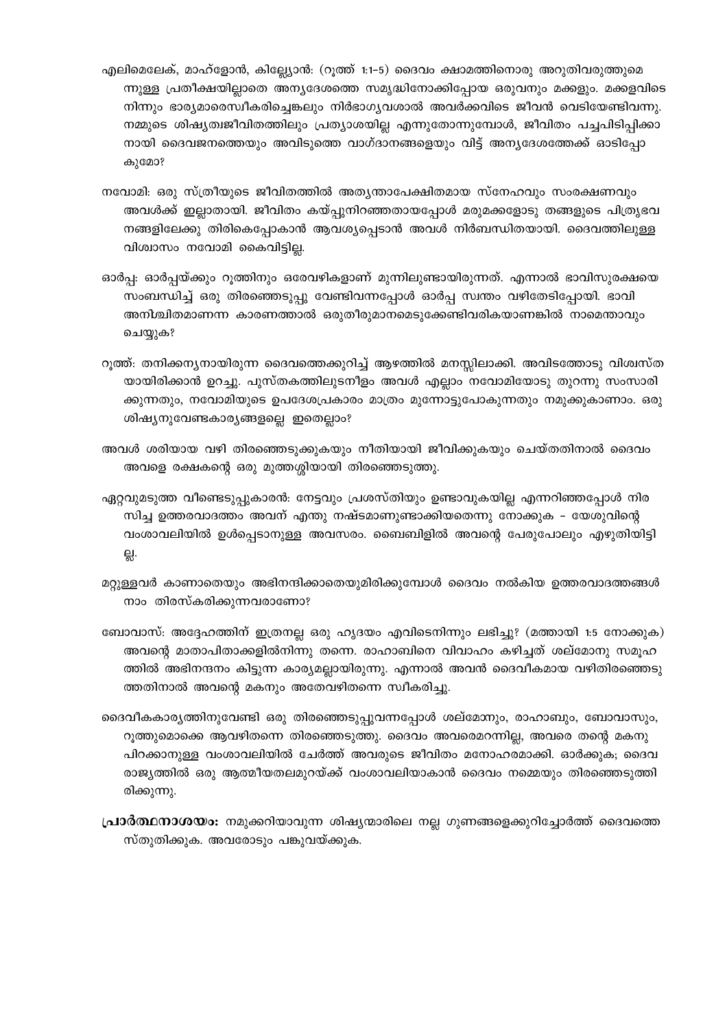എലിമെലേക്, മാഹ്ളോൻ, കില്ല്യോൻ: (റൂത്ത് 1:1-5) ദൈവം ക്ഷാമത്തിനൊരു അറുതിവരുത്തുമെന്നുള്ള പ്രതീക്ഷയില്ലാതെ അന്യദേശത്തെ സമൃദ്ധിനോക്കിപ്പോയ ഒരുവനും മക്കളും. മക്കളവിടെ നിന്നും ഭാര്യമാരെസ്വീകരിച്ചെങ്കലും നിർഭാഗ്യവശാൽ അവർക്കവിടെ ജീവൻ വെടിയേണ്ടിവന്നു. നമ്മുടെ ശിഷ്യത്വജീവിതത്തിലും പ്രത്യാശയില്ല എന്നുതോന്നുമ്പോൾ, ജീവിതം പച്ചപിടിപ്പിക്കാനായി ദൈവജനത്തെയും അവിടുത്തെ വാഗ്ദാനങ്ങളെയും വിട്ട് അന്യദേശത്തേക്ക് ഓടിപ്പോകുമോ?

നവോമി: ഒരു സ്ത്രീയുടെ ജീവിതത്തിൽ അത്യന്താപേക്ഷിതമായ സ്നേഹവും സംരക്ഷണവും അവൾക്ക് ഇല്ലാതായി. ജീവിതം കയ്പ്പുനിറഞ്ഞതായപ്പോൾ മരുമക്കളോടു തങ്ങളുടെ പിതൃഭവനങ്ങളിലേക്കു തിരികെപ്പോകാൻ ആവശ്യപ്പെടാൻ അവൾ നിർബന്ധിതയായി. ദൈവത്തിലുള്ള വിശ്വാസം നവോമി കൈവിട്ടില്ല.

ഓർപ്പ: ഓർപ്പയ്ക്കും റൂത്തിനും ഒരേവഴികളാണ് മുന്നിലുണ്ടായിരുന്നത്. എന്നാൽ ഭാവിസുരക്ഷയെ സംബന്ധിച്ച് ഒരു തിരഞ്ഞെടുപ്പു വേണ്ടിവന്നപ്പോൾ ഓർപ്പ സ്വന്തം വഴിതേടിപ്പോയി. ഭാവി അനിശ്ചിതമാണന്ന കാരണത്താൽ ഒരുതീരുമാനമെടുക്കേണ്ടിവരികയാണങ്കിൽ നാമെന്താവും ചെയ്യുക?

റൂത്ത്: തനിക്കന്യനായിരുന്ന ദൈവത്തെക്കുറിച്ച് ആഴത്തിൽ മനസ്സിലാക്കി. അവിടത്തോടു വിശ്വസ്തയായിരിക്കാൻ ഉറച്ചു. പുസ്തകത്തിലുടനീളം അവൾ എല്ലാം നവോമിയോടു തുറന്നു സംസാരിക്കുന്നതും, നവോമിയുടെ ഉപദേശപ്രകാരം മാത്രം മുന്നോട്ടുപോകുന്നതും നമുക്കുകാണാം. ഒരു ശിഷ്യനുവേണ്ടകാര്യങ്ങളല്ലെ ഇതെല്ലാം?

അവൾ ശരിയായ വഴി തിരഞ്ഞെടുക്കുകയും നീതിയായി ജീവിക്കുകയും ചെയ്തതിനാൽ ദൈവം അവളെ രക്ഷകന്റെ ഒരു മുത്തശ്ശിയായി തിരഞ്ഞെടുത്തു.

ഏറ്റവുമടുത്ത വീണ്ടെടുപ്പുകാരൻ: നേട്ടവും പ്രശസ്തിയും ഉണ്ടാവുകയില്ല എന്നറിഞ്ഞപ്പോൾ നിരസിച്ച ഉത്തരവാദത്തം അവന് എന്തു നഷ്ടമാണുണ്ടാക്കിയതെന്നു നോക്കുക – യേശുവിന്റെ വംശാവലിയിൽ ഉൾപ്പെടാനുള്ള അവസരം. ബൈബിളിൽ അവന്റെ പേരുപോലും എഴുതിയിട്ടില്ല.

മറ്റുള്ളവർ കാണാതെയും അഭിനന്ദിക്കാതെയുമിരിക്കുമ്പോൾ ദൈവം നൽകിയ ഉത്തരവാദത്തങ്ങൾ നാം തിരസ്കരിക്കുന്നവരാണോ?

ബോവാസ്: അദ്ദേഹത്തിന് ഇത്രനല്ല ഒരു ഹൃദയം എവിടെനിന്നും ലഭിച്ചു? (മത്തായി 1:5 നോക്കുക) അവന്റെ മാതാപിതാക്കളിൽനിന്നു തന്നെ. രാഹാബിനെ വിവാഹം കഴിച്ചത് ശല്മോനു സമൂഹത്തിൽ അഭിനന്ദനം കിട്ടുന്ന കാര്യമല്ലായിരുന്നു. എന്നാൽ അവൻ ദൈവീകമായ വഴിതിരഞ്ഞെടുത്തതിനാൽ അവന്റെ മകനും അതേവഴിതന്നെ സ്വീകരിച്ചു.

ദൈവീകകാര്യത്തിനുവേണ്ടി ഒരു തിരഞ്ഞെടുപ്പുവന്നപ്പോൾ ശല്മോനും, രാഹാബും, ബോവാസും, റൂത്തുമൊക്കെ ആവഴിതന്നെ തിരഞ്ഞെടുത്തു. ദൈവം അവരെമറന്നില്ല, അവരെ തന്റെ മകനു പിറക്കാനുള്ള വംശാവലിയിൽ ചേർത്ത് അവരുടെ ജീവിതം മനോഹരമാക്കി. ഓർക്കുക; ദൈവരാജ്യത്തിൽ ഒരു ആത്മീയതലമുറയ്ക്ക് വംശാവലിയാകാൻ ദൈവം നമ്മെയും തിരഞ്ഞെടുത്തിരിക്കുന്നു.

**പ്രാർത്ഥനാശയം:** നമുക്കറിയാവുന്ന ശിഷ്യന്മാരിലെ നല്ല ഗുണങ്ങളെക്കുറിച്ചോർത്ത് ദൈവത്തെ സ്തുതിക്കുക. അവരോടും പങ്കുവയ്ക്കുക.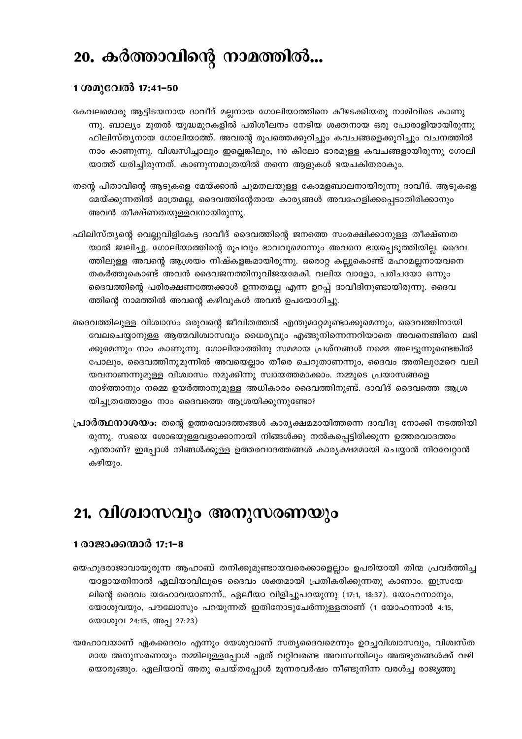# 20. കർത്താവിന്റെ നാമത്തിൽ...

### 1 ശമുവേൽ 17:41–50

കേവലമൊരു ആട്ടിടയനായ ദാവീദ് മല്ലനായ ഗോലിയാത്തിനെ കീഴടക്കിയതു നാമിവിടെ കാണുന്നു. ബാല്യം മുതൽ യുദ്ധമുറകളിൽ പരിശീലനം നേടിയ ശക്തനായ ഒരു പോരാളിയായിരുന്നു ഫിലിസ്ത്യനായ ഗോലിയാത്ത്. അവന്റെ രൂപത്തെക്കുറിച്ചും കവചങ്ങളെക്കുറിച്ചും വചനത്തിൽ നാം കാണുന്നു. വിശ്വസിച്ചാലും ഇല്ലെങ്കിലും, 110 കിലോ ഭാരമുള്ള കവചങ്ങളായിരുന്നു ഗോലിയാത്ത് ധരിച്ചിരുന്നത്. കാണുന്നമാത്രയിൽ തന്നെ ആളുകൾ ഭയചകിതരാകും.

തന്റെ പിതാവിന്റെ ആടുകളെ മേയ്ക്കാൻ ചുമതലയുള്ള കോമളബാലനായിരുന്നു ദാവീദ്. ആടുകളെ മേയ്ക്കുന്നതിൽ മാത്രമല്ല, ദൈവത്തിന്റേതായ കാര്യങ്ങൾ അവഹേളിക്കപ്പെടാതിരിക്കാനും അവൻ തീക്ഷ്ണതയുള്ളവനായിരുന്നു.

ഫിലിസ്ത്യന്റെ വെല്ലുവിളികേട്ട ദാവീദ് ദൈവത്തിന്റെ ജനത്തെ സംരക്ഷിക്കാനുള്ള തീക്ഷ്ണതയാൽ ജ്വലിച്ചു. ഗോലിയാത്തിന്റെ രൂപവും ഭാവവുമൊന്നും അവനെ ഭയപ്പെടുത്തിയില്ല. ദൈവത്തിലുള്ള അവന്റെ ആശ്രയം നിഷ്കളങ്കമായിരുന്നു. ഒരൊറ്റ കല്ലുകൊണ്ട് മഹാമല്ലനായവനെ തകർത്തുകൊണ്ട് അവൻ ദൈവജനത്തിനുവിജയമേകി. വലിയ വാളോ, പരിചയോ ഒന്നും ദൈവത്തിന്റെ പരിരക്ഷണത്തേക്കാൾ ഉന്നതമല്ല എന്ന ഉറപ്പ് ദാവീദിനുണ്ടായിരുന്നു. ദൈവത്തിന്റെ നാമത്തിൽ അവന്റെ കഴിവുകൾ അവൻ ഉപയോഗിച്ചു.

ദൈവത്തിലുള്ള വിശ്വാസം ഒരുവന്റെ ജീവിതത്തൽ എന്തുമാറ്റമുണ്ടാക്കുമെന്നും, ദൈവത്തിനായി വേലചെയ്യാനുള്ള ആത്മവിശ്വാസവും ധൈര്യവും എങ്ങുനിന്നെന്നറിയാതെ അവനെങ്ങിനെ ലഭിക്കുമെന്നും നാം കാണുന്നു. ഗോലിയാത്തിനു സമമായ പ്രശ്നങ്ങൾ നമ്മെ അലട്ടുന്നുണ്ടെങ്കിൽ പോലും, ദൈവത്തിനുമുന്നിൽ അവയെല്ലാം തീരെ ചെറുതാണന്നും, ദൈവം അതിലുമേറെ വലിയവനാണന്നുമുള്ള വിശ്വാസം നമുക്കിന്നു സ്വായത്തമാക്കാം. നമ്മുടെ പ്രയാസങ്ങളെ താഴ്ത്താനും നമ്മെ ഉയർത്താനുമുള്ള അധികാരം ദൈവത്തിനുണ്ട്. ദാവീദ് ദൈവത്തെ ആശ്രയിച്ചത്രത്തോളം നാം ദൈവത്തെ ആശ്രയിക്കുന്നുണ്ടോ?

**പ്രാർത്ഥനാശയം:** തന്റെ ഉത്തരവാദത്തങ്ങൾ കാര്യക്ഷമമായിത്തന്നെ ദാവീദു നോക്കി നടത്തിയിരുന്നു. സഭയെ ശോഭയുള്ളവളാക്കാനായി നിങ്ങൾക്കു നൽകപ്പെട്ടിരിക്കുന്ന ഉത്തരവാദത്തം എന്താണ്? ഇപ്പോൾ നിങ്ങൾക്കുള്ള ഉത്തരവാദത്തങ്ങൾ കാര്യക്ഷമമായി ചെയ്യാൻ നിറവേറ്റാൻ കഴിയും.

# 21. വിശ്വാസവും അനുസരണയും

### 1 രാജാക്കന്മാർ 17:1–8

യെഹൂദരാജാവായുരുന്ന ആഹാബ് തനിക്കുമുണ്ടായവരെക്കാളെല്ലാം ഉപരിയായി തിന്മ പ്രവർത്തിച്ചയാളായതിനാൽ ഏലിയാവിലൂടെ ദൈവം ശക്തമായി പ്രതികരിക്കുന്നതു കാണാം. ഇസ്രയേലിന്റെ ദൈവം യഹോവയാണെന്ന്.. ഏലീയാ വിളിച്ചുപറയുന്നു (17:1, 18:37). യോഹന്നാനും, യോശുവയും, പൗലോസും പറയുന്നത് ഇതിനോടുചേർന്നുള്ളതാണ് (1 യോഹന്നാൻ 4:15, യോശുവ 24:15, അപ്പ 27:23)

യഹോവയാണ് ഏകദൈവം എന്നും യേശുവാണ് സത്യദൈവമെന്നും ഉറച്ചവിശ്വാസവും, വിശ്വസ്തമായ അനുസരണയും നമ്മിലുള്ളപ്പോൾ ഏത് വറ്റിവരണ്ട അവസ്ഥയിലും അത്ഭുതങ്ങൾക്ക് വഴിയൊരുങ്ങും. ഏലിയാവ് അതു ചെയ്തപ്പോൾ മൂന്നരവർഷം നീണ്ടുനിന്ന വരൾച്ച രാജ്യത്തു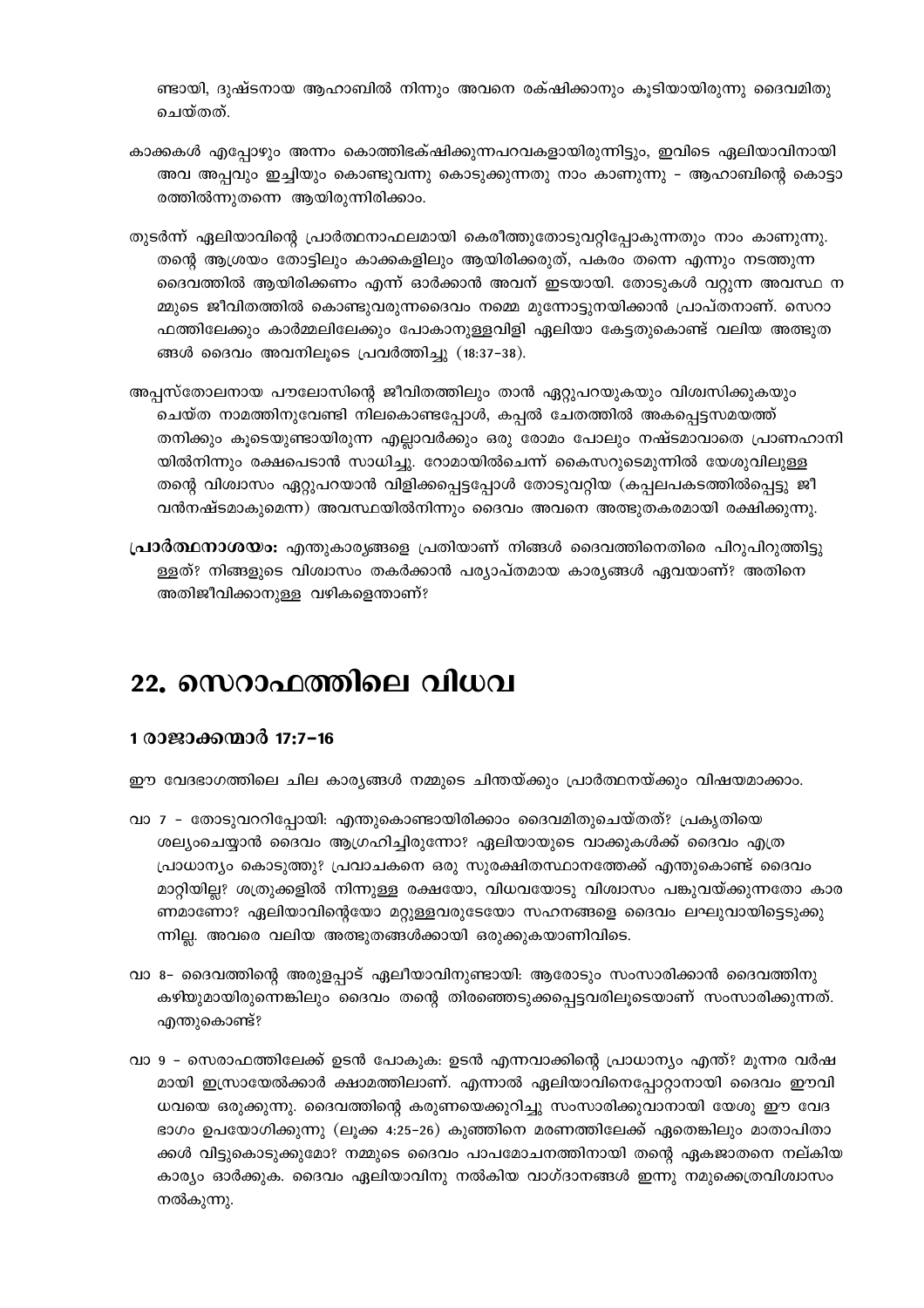ണ്ടായി, ദുഷ്ടനായ ആഹാബിൽ നിന്നും അവനെ രക്ഷിക്കാനും കൂടിയായിരുന്നു ദൈവമിതു ചെയ്തത്.

കാക്കകൾ എപ്പോഴും അന്നം കൊത്തിഭക്ഷിക്കുന്നപറവകളായിരുന്നിട്ടും, ഇവിടെ ഏലിയാവിനായി അവ അപ്പവും ഇച്ചിയും കൊണ്ടുവന്നു കൊടുക്കുന്നതു നാം കാണുന്നു - ആഹാബിന്റെ കൊട്ടാരത്തിൽന്നുതന്നെ ആയിരുന്നിരിക്കാം.

തുടർന്ന് ഏലിയാവിന്റെ പ്രാർത്ഥനാഫലമായി കെരീത്തുതോടുവറ്റിപ്പോകുന്നതും നാം കാണുന്നു. തന്റെ ആശ്രയം തോട്ടിലും കാക്കകളിലും ആയിരിക്കരുത്, പകരം തന്നെ എന്നും നടത്തുന്ന ദൈവത്തിൽ ആയിരിക്കണം എന്ന് ഓർക്കാൻ അവന് ഇടയായി. തോടുകൾ വറ്റുന്ന അവസ്ഥ നമ്മുടെ ജീവിതത്തിൽ കൊണ്ടുവരുന്നദൈവം നമ്മെ മുന്നോട്ടുനയിക്കാൻ പ്രാപ്തനാണ്. സെറാഫത്തിലേക്കും കാർമ്മലിലേക്കും പോകാനുള്ളവിളി ഏലിയാ കേട്ടതുകൊണ്ട് വലിയ അത്ഭുതങ്ങൾ ദൈവം അവനിലൂടെ പ്രവർത്തിച്ചു (18:37-38).

അപ്പസ്തോലനായ പൗലോസിന്റെ ജീവിതത്തിലും താൻ ഏറ്റുപറയുകയും വിശ്വസിക്കുകയും ചെയ്ത നാമത്തിനുവേണ്ടി നിലകൊണ്ടപ്പോൾ, കപ്പൽ ചേതത്തിൽ അകപ്പെട്ടസമയത്ത് തനിക്കും കൂടെയുണ്ടായിരുന്ന എല്ലാവർക്കും ഒരു രോമം പോലും നഷ്ടമാവാതെ പ്രാണഹാനിയിൽനിന്നും രക്ഷപെടാൻ സാധിച്ചു. റോമായിൽചെന്ന് കൈസറുടെമുന്നിൽ യേശുവിലുള്ള തന്റെ വിശ്വാസം ഏറ്റുപറയാൻ വിളിക്കപ്പെട്ടപ്പോൾ തോടുവറ്റിയ (കപ്പലപകടത്തിൽപ്പെട്ടു ജീവൻനഷ്ടമാകുമെന്ന) അവസ്ഥയിൽനിന്നും ദൈവം അവനെ അത്ഭുതകരമായി രക്ഷിക്കുന്നു.

**പ്രാർത്ഥനാശയം:** എന്തുകാര്യങ്ങളെ പ്രതിയാണ് നിങ്ങൾ ദൈവത്തിനെതിരെ പിറുപിറുത്തിട്ടുള്ളത്? നിങ്ങളുടെ വിശ്വാസം തകർക്കാൻ പര്യാപ്തമായ കാര്യങ്ങൾ ഏവയാണ്? അതിനെ അതിജീവിക്കാനുള്ള വഴികളെന്താണ്?

## 22. സെറാഫത്തിലെ വിധവ

### 1 രാജാക്കന്മാർ 17:7-16

ഈ വേദഭാഗത്തിലെ ചില കാര്യങ്ങൾ നമ്മുടെ ചിന്തയ്ക്കും പ്രാർത്ഥനയ്ക്കും വിഷയമാക്കാം.

വാ 7 - തോടുവററിപ്പോയി: എന്തുകൊണ്ടായിരിക്കാം ദൈവമിതുചെയ്തത്? പ്രകൃതിയെ ശല്യംചെയ്യാൻ ദൈവം ആഗ്രഹിച്ചിരുന്നോ? ഏലിയായുടെ വാക്കുകൾക്ക് ദൈവം എത്ര പ്രാധാന്യം കൊടുത്തു? പ്രവാചകനെ ഒരു സുരക്ഷിതസ്ഥാനത്തേക്ക് എന്തുകൊണ്ട് ദൈവം മാറ്റിയില്ല? ശത്രുക്കളിൽ നിന്നുള്ള രക്ഷയോ, വിധവയോടു വിശ്വാസം പങ്കുവയ്ക്കുന്നതോ കാരണമാണോ? ഏലിയാവിന്റെയോ മറ്റുള്ളവരുടേയോ സഹനങ്ങളെ ദൈവം ലഘുവായിട്ടെടുക്കുന്നില്ല. അവരെ വലിയ അത്ഭുതങ്ങൾക്കായി ഒരുക്കുകയാണിവിടെ.

വാ 8- ദൈവത്തിന്റെ അരുളപ്പാട് ഏലീയാവിനുണ്ടായി: ആരോടും സംസാരിക്കാൻ ദൈവത്തിനു കഴിയുമായിരുന്നെങ്കിലും ദൈവം തന്റെ തിരഞ്ഞെടുക്കപ്പെട്ടവരിലൂടെയാണ് സംസാരിക്കുന്നത്. എന്തുകൊണ്ട്?

വാ 9 - സെരാഫത്തിലേക്ക് ഉടൻ പോകുക: ഉടൻ എന്നവാക്കിന്റെ പ്രാധാന്യം എന്ത്? മൂന്നര വർഷമായി ഇസ്രായേൽക്കാർ ക്ഷാമത്തിലാണ്. എന്നാൽ ഏലിയാവിനെപ്പോറ്റാനായി ദൈവം ഈവിധവയെ ഒരുക്കുന്നു. ദൈവത്തിന്റെ കരുണയെക്കുറിച്ചു സംസാരിക്കുവാനായി യേശു ഈ വേദഭാഗം ഉപയോഗിക്കുന്നു (ലൂക്ക 4:25-26) കുഞ്ഞിനെ മരണത്തിലേക്ക് ഏതെങ്കിലും മാതാപിതാക്കൾ വിട്ടുകൊടുക്കുമോ? നമ്മുടെ ദൈവം പാപമോചനത്തിനായി തന്റെ ഏകജാതനെ നല്കിയ കാര്യം ഓർക്കുക. ദൈവം ഏലിയാവിനു നൽകിയ വാഗ്ദാനങ്ങൾ ഇന്നു നമുക്കെത്രവിശ്വാസം നൽകുന്നു.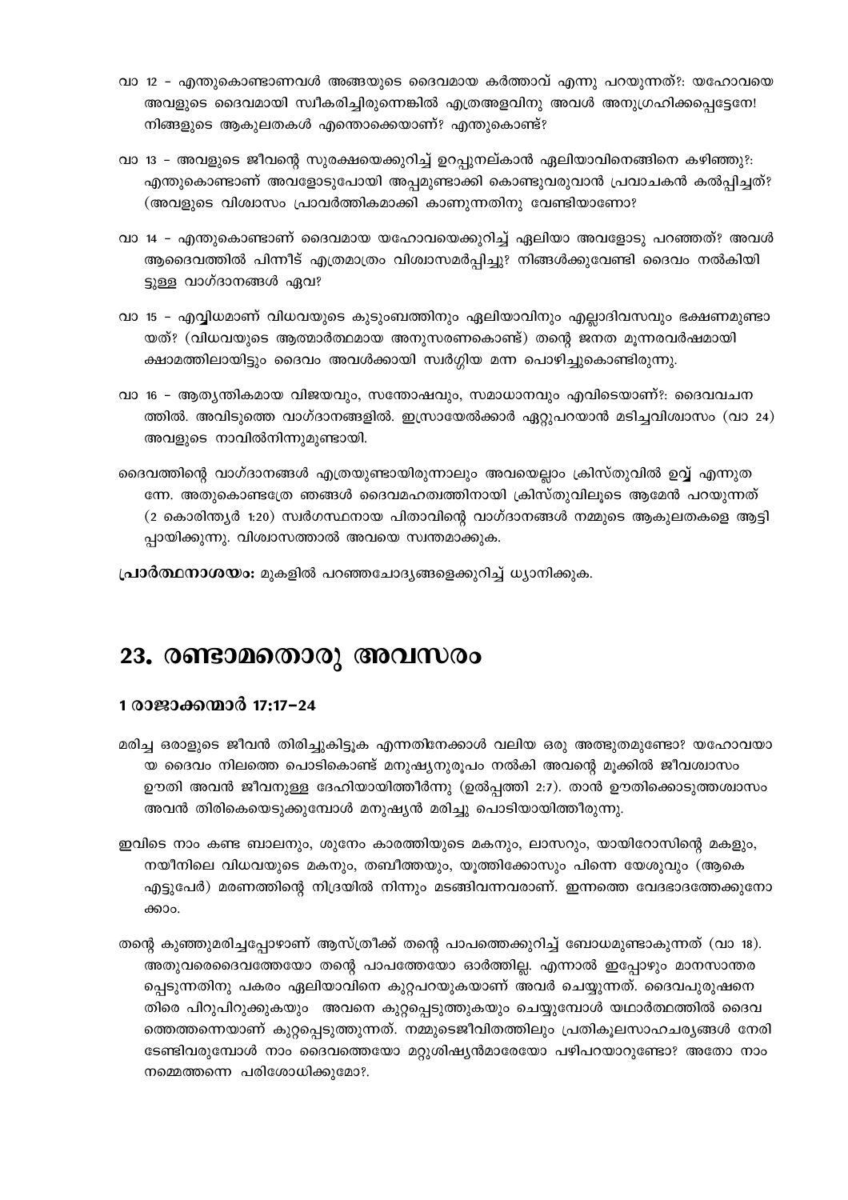വാ 12 – എന്തുകൊണ്ടാണവൾ അങ്ങയുടെ ദൈവമായ കർത്താവ് എന്നു പറയുന്നത്?: യഹോവയെ അവളുടെ ദൈവമായി സ്വീകരിച്ചിരുന്നെങ്കിൽ എത്രഅളവിനു അവൾ അനുഗ്രഹിക്കപ്പെട്ടേനേ! നിങ്ങളുടെ ആകുലതകൾ എന്തൊക്കെയാണ്? എന്തുകൊണ്ട്?

വാ 13 – അവളുടെ ജീവന്റെ സുരക്ഷയെക്കുറിച്ച് ഉറപ്പുനല്കാൻ ഏലിയാവിനെങ്ങിനെ കഴിഞ്ഞു?: എന്തുകൊണ്ടാണ് അവളോടുപോയി അപ്പമുണ്ടാക്കി കൊണ്ടുവരുവാൻ പ്രവാചകൻ കൽപ്പിച്ചത്? (അവളുടെ വിശ്വാസം പ്രാവർത്തികമാക്കി കാണുന്നതിനു വേണ്ടിയാണോ?

വാ 14 – എന്തുകൊണ്ടാണ് ദൈവമായ യഹോവയെക്കുറിച്ച് ഏലിയാ അവളോടു പറഞ്ഞത്? അവൾ ആദൈവത്തിൽ പിന്നീട് എത്രമാത്രം വിശ്വാസമർപ്പിച്ചു? നിങ്ങൾക്കുവേണ്ടി ദൈവം നൽകിയിട്ടുള്ള വാഗ്ദാനങ്ങൾ ഏവ?

വാ 15 – എവ്വിധമാണ് വിധവയുടെ കുടുംബത്തിനും ഏലിയാവിനും എല്ലാദിവസവും ഭക്ഷണമുണ്ടായത്? (വിധവയുടെ ആത്മാർത്ഥമായ അനുസരണകൊണ്ട്) തന്റെ ജനത മൂന്നരവർഷമായി ക്ഷാമത്തിലായിട്ടും ദൈവം അവൾക്കായി സ്വർഗ്ഗീയ മന്ന പൊഴിച്ചുകൊണ്ടിരുന്നു.

വാ 16 – ആത്യന്തികമായ വിജയവും, സന്തോഷവും, സമാധാനവും എവിടെയാണ്?: ദൈവവചനത്തിൽ. അവിടുത്തെ വാഗ്ദാനങ്ങളിൽ. ഇസ്രായേൽക്കാർ ഏറ്റുപറയാൻ മടിച്ചവിശ്വാസം (വാ 24) അവളുടെ നാവിൽനിന്നുമുണ്ടായി.

ദൈവത്തിന്റെ വാഗ്ദാനങ്ങൾ എത്രയുണ്ടായിരുന്നാലും അവയെല്ലാം ക്രിസ്തുവിൽ ഉവ്വ് എന്നുതന്നേ. അതുകൊണ്ടത്രേ ഞങ്ങൾ ദൈവമഹത്വത്തിനായി ക്രിസ്തുവിലൂടെ ആമേൻ പറയുന്നത് (2 കൊരിന്ത്യർ 1:20) സ്വർഗസ്ഥനായ പിതാവിന്റെ വാഗ്ദാനങ്ങൾ നമ്മുടെ ആകുലതകളെ ആട്ടിപ്പായിക്കുന്നു. വിശ്വാസത്താൽ അവയെ സ്വന്തമാക്കുക.

**പ്രാർത്ഥനാശയം:** മുകളിൽ പറഞ്ഞചോദ്യങ്ങളെക്കുറിച്ച് ധ്യാനിക്കുക.

## 23. രണ്ടാമതൊരു അവസരം

### 1 രാജാക്കന്മാർ 17:17–24

മരിച്ച ഒരാളുടെ ജീവൻ തിരിച്ചുകിട്ടുക എന്നതിനേക്കാൾ വലിയ ഒരു അത്ഭുതമുണ്ടോ? യഹോവയായ ദൈവം നിലത്തെ പൊടികൊണ്ട് മനുഷ്യനുരൂപം നൽകി അവന്റെ മൂക്കിൽ ജീവശ്വാസം ഊതി അവൻ ജീവനുള്ള ദേഹിയായിത്തീർന്നു (ഉൽപ്പത്തി 2:7). താൻ ഊതിക്കൊടുത്തശ്വാസം അവൻ തിരികെയെടുക്കുമ്പോൾ മനുഷ്യൻ മരിച്ചു പൊടിയായിത്തീരുന്നു.

ഇവിടെ നാം കണ്ട ബാലനും, ശൂനേം കാരത്തിയുടെ മകനും, ലാസറും, യായിറോസിന്റെ മകളും, നയീനിലെ വിധവയുടെ മകനും, തബീത്തയും, യൂത്തിക്കോസും പിന്നെ യേശുവും (ആകെ എട്ടുപേർ) മരണത്തിന്റെ നിദ്രയിൽ നിന്നും മടങ്ങിവന്നവരാണ്. ഇന്നത്തെ വേദഭാദത്തേക്കുനോക്കാം.

തന്റെ കുഞ്ഞുമരിച്ചപ്പോഴാണ് ആസ്ത്രീക്ക് തന്റെ പാപത്തെക്കുറിച്ച് ബോധമുണ്ടാകുന്നത് (വാ 18). അതുവരെദൈവത്തേയോ തന്റെ പാപത്തേയോ ഓർത്തില്ല. എന്നാൽ ഇപ്പോഴും മാനസാന്തരപ്പെടുന്നതിനു പകരം ഏലിയാവിനെ കുറ്റപറയുകയാണ് അവർ ചെയ്യുന്നത്. ദൈവപുരുഷനെതിരെ പിറുപിറുക്കുകയും അവനെ കുറ്റപ്പെടുത്തുകയും ചെയ്യുമ്പോൾ യഥാർത്ഥത്തിൽ ദൈവത്തെത്തന്നെയാണ് കുറ്റപ്പെടുത്തുന്നത്. നമ്മുടെജീവിതത്തിലും പ്രതികൂലസാഹചര്യങ്ങൾ നേരിടേണ്ടിവരുമ്പോൾ നാം ദൈവത്തെയോ മറ്റുശിഷ്യൻമാരേയോ പഴിപറയാറുണ്ടോ? അതോ നാം നമ്മെത്തന്നെ പരിശോധിക്കുമോ?.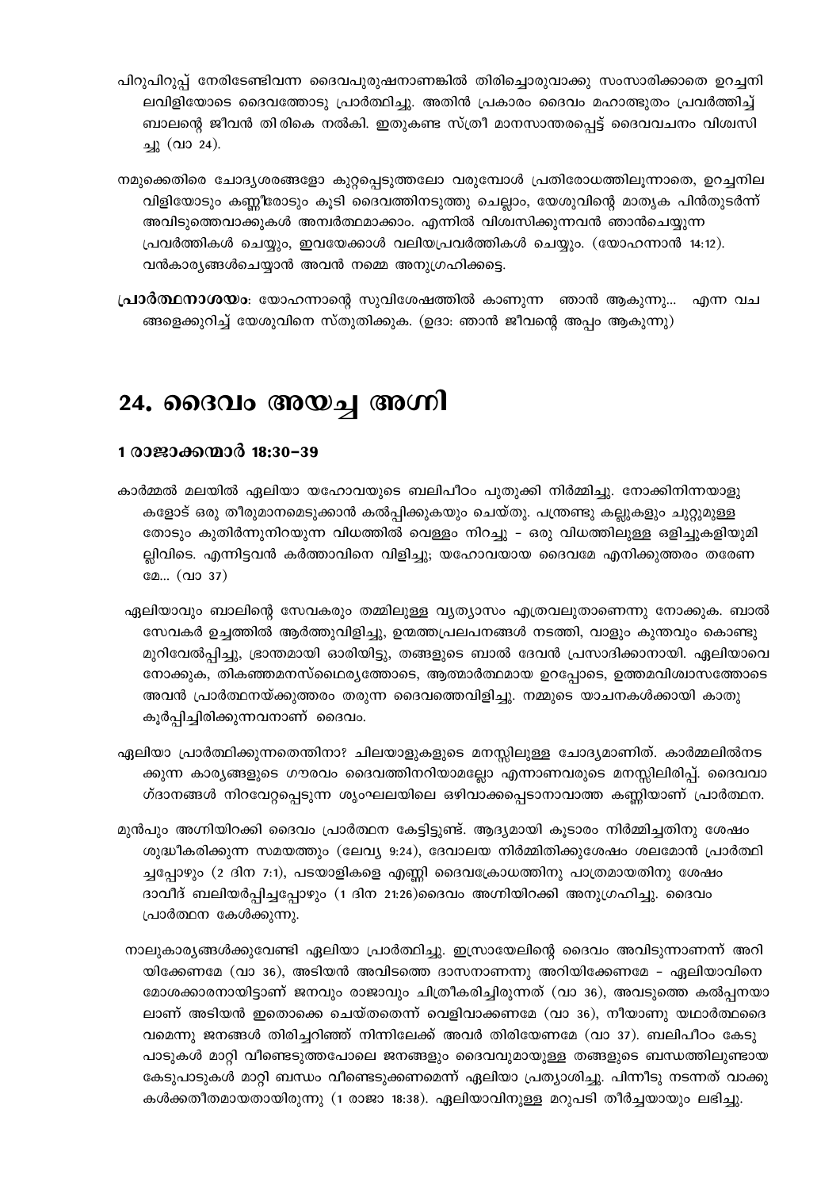പിറുപിറുപ്പ് നേരിടേണ്ടിവന്ന ദൈവപുരുഷനാണങ്കിൽ തിരിച്ചൊരുവാക്കു സംസാരിക്കാതെ ഉറച്ചനിലവിളിയോടെ ദൈവത്തോടു പ്രാർത്ഥിച്ചു. അതിൻ പ്രകാരം ദൈവം മഹാത്ഭുതം പ്രവർത്തിച്ച് ബാലന്റെ ജീവൻ തിരികെ നൽകി. ഇതുകണ്ട സ്ത്രീ മാനസാന്തരപ്പെട്ട് ദൈവവചനം വിശ്വസിച്ചു (വാ 24).

നമുക്കെതിരെ ചോദ്യശരങ്ങളോ കുറ്റപ്പെടുത്തലോ വരുമ്പോൾ പ്രതിരോധത്തിലൂന്നാതെ, ഉറച്ചനിലവിളിയോടും കണ്ണീരോടും കൂടി ദൈവത്തിനടുത്തു ചെല്ലാം, യേശുവിന്റെ മാതൃക പിൻതുടർന്ന് അവിടുത്തെവാക്കുകൾ അന്വർത്ഥമാക്കാം. എന്നിൽ വിശ്വസിക്കുന്നവൻ ഞാൻചെയ്യുന്ന പ്രവർത്തികൾ ചെയ്യും, ഇവയേക്കാൾ വലിയപ്രവർത്തികൾ ചെയ്യും. (യോഹന്നാൻ 14:12). വൻകാര്യങ്ങൾചെയ്യാൻ അവൻ നമ്മെ അനുഗ്രഹിക്കട്ടെ.

**പ്രാർത്ഥനാശയം**: യോഹന്നാന്റെ സുവിശേഷത്തിൽ കാണുന്ന ഞാൻ ആകുന്നു... എന്ന വചങ്ങളെക്കുറിച്ച് യേശുവിനെ സ്തുതിക്കുക. (ഉദാ: ഞാൻ ജീവന്റെ അപ്പം ആകുന്നു)

# 24. ദൈവം അയച്ച അഗ്നി

### 1 രാജാക്കന്മാർ 18:30-39

കാർമ്മൽ മലയിൽ ഏലിയാ യഹോവയുടെ ബലിപീഠം പുതുക്കി നിർമ്മിച്ചു. നോക്കിനിന്നയാളുകളോട് ഒരു തീരുമാനമെടുക്കാൻ കൽപ്പിക്കുകയും ചെയ്തു. പന്ത്രണ്ടു കല്ലുകളും ചുറ്റുമുള്ള തോടും കുതിർന്നുനിറയുന്ന വിധത്തിൽ വെള്ളം നിറച്ചു - ഒരു വിധത്തിലുള്ള ഒളിച്ചുകളിയുമില്ലിവിടെ. എന്നിട്ടവൻ കർത്താവിനെ വിളിച്ചു; യഹോവയായ ദൈവമേ എനിക്കുത്തരം തരേണമേ... (വാ 37)

ഏലിയാവും ബാലിന്റെ സേവകരും തമ്മിലുള്ള വ്യത്യാസം എത്രവലുതാണെന്നു നോക്കുക. ബാൽ സേവകർ ഉച്ചത്തിൽ ആർത്തുവിളിച്ചു, ഉന്മത്തപ്രലപനങ്ങൾ നടത്തി, വാളും കുന്തവും കൊണ്ടു മുറിവേൽപ്പിച്ചു, ഭ്രാന്തമായി ഓരിയിട്ടു, തങ്ങളുടെ ബാൽ ദേവൻ പ്രസാദിക്കാനായി. ഏലിയാവെ നോക്കുക, തികഞ്ഞമനസ്ഥൈര്യത്തോടെ, ആത്മാർത്ഥമായ ഉറപ്പോടെ, ഉത്തമവിശ്വാസത്തോടെ അവൻ പ്രാർത്ഥനയ്ക്കുത്തരം തരുന്ന ദൈവത്തെവിളിച്ചു. നമ്മുടെ യാചനകൾക്കായി കാതു കൂർപ്പിച്ചിരിക്കുന്നവനാണ് ദൈവം.

ഏലിയാ പ്രാർത്ഥിക്കുന്നതെന്തിനാ? ചിലയാളുകളുടെ മനസ്സിലുള്ള ചോദ്യമാണിത്. കാർമ്മലിൽനടക്കുന്ന കാര്യങ്ങളുടെ ഗൗരവം ദൈവത്തിനറിയാമല്ലോ എന്നാണവരുടെ മനസ്സിലിരിപ്പ്. ദൈവവാഗ്ദാനങ്ങൾ നിറവേറ്റപ്പെടുന്ന ശൃംഘലയിലെ ഒഴിവാക്കപ്പെടാനാവാത്ത കണ്ണിയാണ് പ്രാർത്ഥന.

മുൻപും അഗ്നിയിറക്കി ദൈവം പ്രാർത്ഥന കേട്ടിട്ടുണ്ട്. ആദ്യമായി കൂടാരം നിർമ്മിച്ചതിനു ശേഷം ശുദ്ധീകരിക്കുന്ന സമയത്തും (ലേവ്യ 9:24), ദേവാലയ നിർമ്മിതിക്കുശേഷം ശലമോൻ പ്രാർത്ഥിച്ചപ്പോഴും (2 ദിന 7:1), പടയാളികളെ എണ്ണി ദൈവക്രോധത്തിനു പാത്രമായതിനു ശേഷം ദാവീദ് ബലിയർപ്പിച്ചപ്പോഴും (1 ദിന 21:26)ദൈവം അഗ്നിയിറക്കി അനുഗ്രഹിച്ചു. ദൈവം പ്രാർത്ഥന കേൾക്കുന്നു.

നാലുകാര്യങ്ങൾക്കുവേണ്ടി ഏലിയാ പ്രാർത്ഥിച്ചു. ഇസ്രായേലിന്റെ ദൈവം അവിടുന്നാണന്ന് അറിയിക്കേണമേ (വാ 36), അടിയൻ അവിടത്തെ ദാസനാണന്നു അറിയിക്കേണമേ – ഏലിയാവിനെ മോശക്കാരനായിട്ടാണ് ജനവും രാജാവും ചിത്രീകരിച്ചിരുന്നത് (വാ 36), അവടുത്തെ കൽപ്പനയാലാണ് അടിയൻ ഇതൊക്കെ ചെയ്തതെന്ന് വെളിവാക്കണമേ (വാ 36), നീയാണു യഥാർത്ഥദൈവമെന്നു ജനങ്ങൾ തിരിച്ചറിഞ്ഞ് നിന്നിലേക്ക് അവർ തിരിയേണമേ (വാ 37). ബലിപീഠം കേടുപാടുകൾ മാറ്റി വീണ്ടെടുത്തപോലെ ജനങ്ങളും ദൈവവുമായുള്ള തങ്ങളുടെ ബന്ധത്തിലുണ്ടായ കേടുപാടുകൾ മാറ്റി ബന്ധം വീണ്ടെടുക്കണമെന്ന് ഏലിയാ പ്രത്യാശിച്ചു. പിന്നീടു നടന്നത് വാക്കുകൾക്കതീതമായതായിരുന്നു (1 രാജാ 18:38). ഏലിയാവിനുള്ള മറുപടി തീർച്ചയായും ലഭിച്ചു.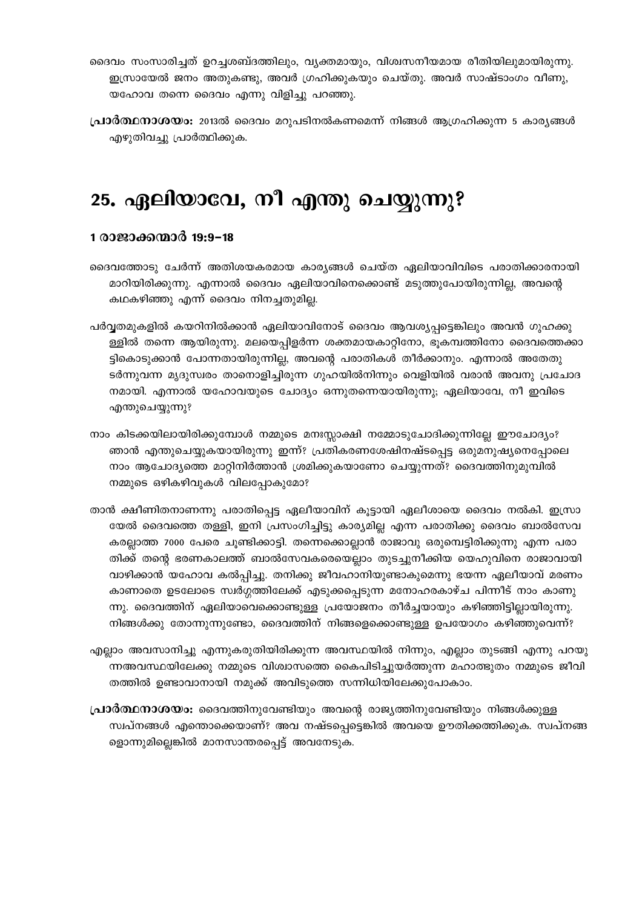ദൈവം സംസാരിച്ചത് ഉറച്ചശബ്ദത്തിലും, വ്യക്തമായും, വിശ്വസനീയമായ രീതിയിലുമായിരുന്നു. ഇസ്രായേൽ ജനം അതുകണ്ടു, അവർ ഗ്രഹിക്കുകയും ചെയ്തു. അവർ സാഷ്ടാംഗം വീണു, യഹോവ തന്നെ ദൈവം എന്നു വിളിച്ചു പറഞ്ഞു.

**പ്രാർത്ഥനാശയം:** 2013ൽ ദൈവം മറുപടിനൽകണമെന്ന് നിങ്ങൾ ആഗ്രഹിക്കുന്ന 5 കാര്യങ്ങൾ എഴുതിവച്ചു പ്രാർത്ഥിക്കുക.

# 25. ഏലിയാവേ, നീ എന്തു ചെയ്യുന്നു?

### 1 രാജാക്കന്മാർ 19:9–18

ദൈവത്തോടു ചേർന്ന് അതിശയകരമായ കാര്യങ്ങൾ ചെയ്ത ഏലിയാവിവിടെ പരാതിക്കാരനായി മാറിയിരിക്കുന്നു. എന്നാൽ ദൈവം ഏലിയാവിനെക്കൊണ്ട് മടുത്തുപോയിരുന്നില്ല, അവന്റെ കഥകഴിഞ്ഞു എന്ന് ദൈവം നിനച്ചതുമില്ല.

പർവ്വതമുകളിൽ കയറിനിൽക്കാൻ ഏലിയാവിനോട് ദൈവം ആവശ്യപ്പെട്ടെങ്കിലും അവൻ ഗുഹക്കുള്ളിൽ തന്നെ ആയിരുന്നു. മലയെപ്പിളർന്ന ശക്തമായകാറ്റിനോ, ഭൂകമ്പത്തിനോ ദൈവത്തെക്കാട്ടികൊടുക്കാൻ പോന്നതായിരുന്നില്ല, അവന്റെ പരാതികൾ തീർക്കാനും. എന്നാൽ അതേതുടർന്നുവന്ന മൃദുസ്വരം താനൊളിച്ചിരുന്ന ഗുഹയിൽനിന്നും വെളിയിൽ വരാൻ അവനു പ്രചോദനമായി. എന്നാൽ യഹോവയുടെ ചോദ്യം ഒന്നുതന്നെയായിരുന്നു; ഏലിയാവേ, നീ ഇവിടെ എന്തുചെയ്യുന്നു?

നാം കിടക്കയിലായിരിക്കുമ്പോൾ നമ്മുടെ മനഃസ്സാക്ഷി നമ്മോടുചോദിക്കുന്നില്ലേ ഈചോദ്യം? ഞാൻ എന്തുചെയ്യുകയായിരുന്നു ഇന്ന്? പ്രതികരണശേഷിനഷ്ടപ്പെട്ട ഒരുമനുഷ്യനെപ്പോലെ നാം ആചോദ്യത്തെ മാറ്റിനിർത്താൻ ശ്രമിക്കുകയാണോ ചെയ്യുന്നത്? ദൈവത്തിനുമുമ്പിൽ നമ്മുടെ ഒഴികഴിവുകൾ വിലപ്പോകുമോ?

താൻ ക്ഷീണിതനാണന്നു പരാതിപ്പെട്ട ഏലീയാവിന് കൂട്ടായി ഏലീശായെ ദൈവം നൽകി. ഇസ്രായേൽ ദൈവത്തെ തള്ളി, ഇനി പ്രസംഗിച്ചിട്ടു കാര്യമില്ല എന്ന പരാതിക്കു ദൈവം ബാൽസേവകരല്ലാത്ത 7000 പേരെ ചൂണ്ടിക്കാട്ടി. തന്നെക്കൊല്ലാൻ രാജാവു ഒരുമ്പെട്ടിരിക്കുന്നു എന്ന പരാതിക്ക് തന്റെ ഭരണകാലത്ത് ബാൽസേവകരെയെല്ലാം തുടച്ചുനീക്കിയ യെഹുവിനെ രാജാവായി വാഴിക്കാൻ യഹോവ കൽപ്പിച്ചു. തനിക്കു ജീവഹാനിയുണ്ടാകുമെന്നു ഭയന്ന ഏലീയാവ് മരണം കാണാതെ ഉടലോടെ സ്വർഗ്ഗത്തിലേക്ക് എടുക്കപ്പെടുന്ന മനോഹരകാഴ്ച പിന്നീട് നാം കാണുന്നു. ദൈവത്തിന് ഏലിയാവെക്കൊണ്ടുള്ള പ്രയോജനം തീർച്ചയായും കഴിഞ്ഞിട്ടില്ലായിരുന്നു. നിങ്ങൾക്കു തോന്നുന്നുണ്ടോ, ദൈവത്തിന് നിങ്ങളെക്കൊണ്ടുള്ള ഉപയോഗം കഴിഞ്ഞുവെന്ന്?

എല്ലാം അവസാനിച്ചു എന്നുകരുതിയിരിക്കുന്ന അവസ്ഥയിൽ നിന്നും, എല്ലാം തുടങ്ങി എന്നു പറയുന്നഅവസ്ഥയിലേക്കു നമ്മുടെ വിശ്വാസത്തെ കൈപിടിച്ചുയർത്തുന്ന മഹാത്ഭുതം നമ്മുടെ ജീവിതത്തിൽ ഉണ്ടാവാനായി നമുക്ക് അവിടുത്തെ സന്നിധിയിലേക്കുപോകാം.

**പ്രാർത്ഥനാശയം:** ദൈവത്തിനുവേണ്ടിയും അവന്റെ രാജ്യത്തിനുവേണ്ടിയും നിങ്ങൾക്കുള്ള സ്വപ്നങ്ങൾ എന്തൊക്കെയാണ്? അവ നഷ്ടപ്പെട്ടെങ്കിൽ അവയെ ഊതിക്കത്തിക്കുക. സ്വപ്നങ്ങളൊന്നുമില്ലെങ്കിൽ മാനസാന്തരപ്പെട്ട് അവനേടുക.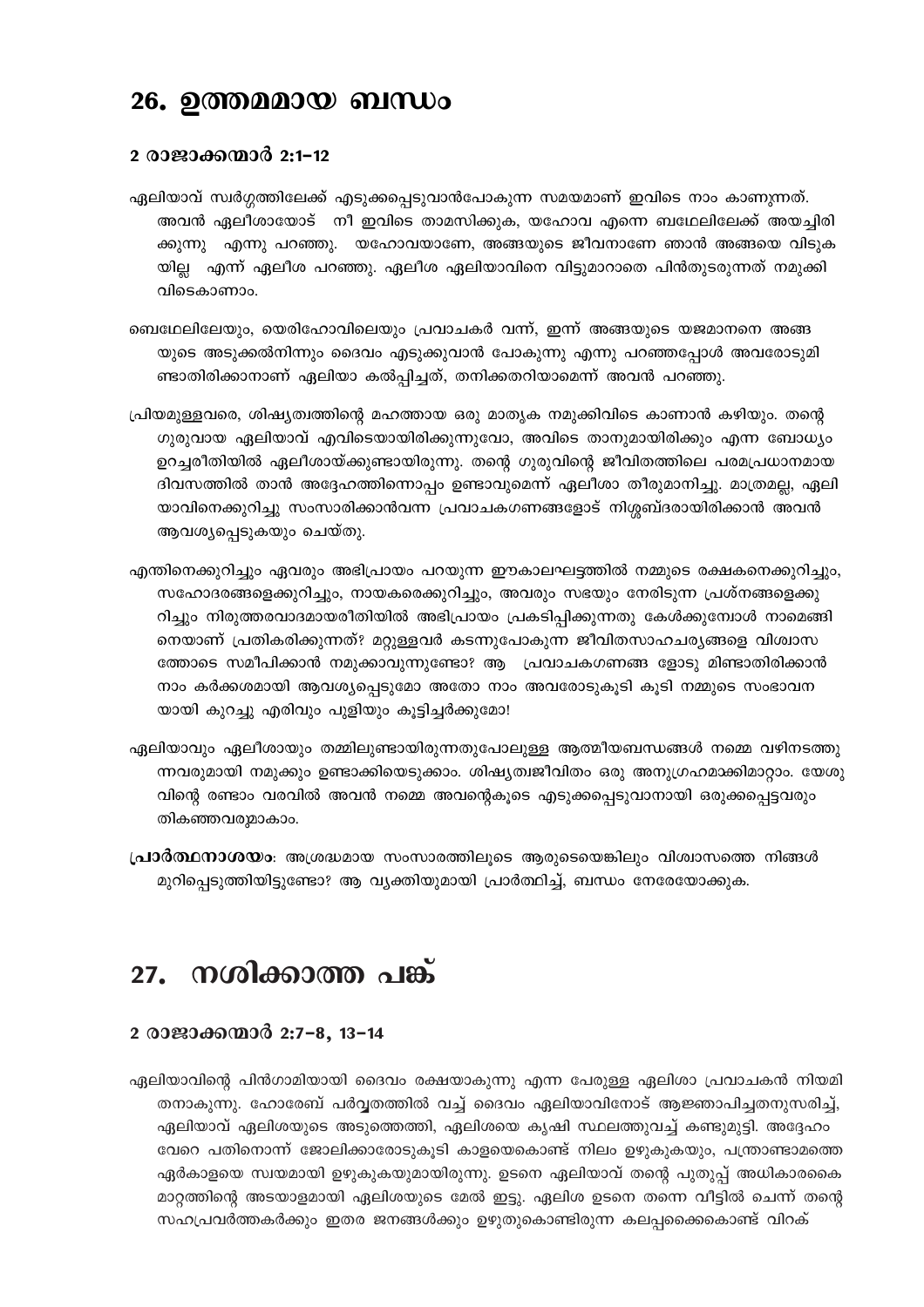# 26. ഉത്തമമായ ബന്ധം

### 2 രാജാക്കന്മാർ 2:1-12

ഏലിയാവ് സ്വർഗ്ഗത്തിലേക്ക് എടുക്കപ്പെടുവാൻപോകുന്ന സമയമാണ് ഇവിടെ നാം കാണുന്നത്. അവൻ ഏലീശായോട് നീ ഇവിടെ താമസിക്കുക, യഹോവ എന്നെ ബഥേലിലേക്ക് അയച്ചിരിക്കുന്നു എന്നു പറഞ്ഞു. യഹോവയാണേ, അങ്ങയുടെ ജീവനാണേ ഞാൻ അങ്ങയെ വിടുകയില്ല എന്ന് ഏലീശ പറഞ്ഞു. ഏലീശ ഏലിയാവിനെ വിട്ടുമാറാതെ പിൻതുടരുന്നത് നമുക്കിവിടെകാണാം.

ബെഥേലിലേയും, യെരിഹോവിലെയും പ്രവാചകർ വന്ന്, ഇന്ന് അങ്ങയുടെ യജമാനനെ അങ്ങയുടെ അടുക്കൽനിന്നും ദൈവം എടുക്കുവാൻ പോകുന്നു എന്നു പറഞ്ഞപ്പോൾ അവരോടുമിണ്ടാതിരിക്കാനാണ് ഏലിയാ കൽപ്പിച്ചത്, തനിക്കതറിയാമെന്ന് അവൻ പറഞ്ഞു.

പ്രിയമുള്ളവരെ, ശിഷ്യത്വത്തിന്റെ മഹത്തായ ഒരു മാതൃക നമുക്കിവിടെ കാണാൻ കഴിയും. തന്റെ ഗുരുവായ ഏലിയാവ് എവിടെയായിരിക്കുന്നുവോ, അവിടെ താനുമായിരിക്കും എന്ന ബോധ്യം ഉറച്ചരീതിയിൽ ഏലീശായ്ക്കുണ്ടായിരുന്നു. തന്റെ ഗുരുവിന്റെ ജീവിതത്തിലെ പരമപ്രധാനമായ ദിവസത്തിൽ താൻ അദ്ദേഹത്തിന്നൊപ്പം ഉണ്ടാവുമെന്ന് ഏലീശാ തീരുമാനിച്ചു. മാത്രമല്ല, ഏലിയാവിനെക്കുറിച്ചു സംസാരിക്കാൻവന്ന പ്രവാചകഗണങ്ങളോട് നിശ്ശബ്ദരായിരിക്കാൻ അവൻ ആവശ്യപ്പെടുകയും ചെയ്തു.

എന്തിനെക്കുറിച്ചും ഏവരും അഭിപ്രായം പറയുന്ന ഈകാലഘട്ടത്തിൽ നമ്മുടെ രക്ഷകനെക്കുറിച്ചും, സഹോദരങ്ങളെക്കുറിച്ചും, നായകരെക്കുറിച്ചും, അവരും സഭയും നേരിടുന്ന പ്രശ്നങ്ങളെക്കുറിച്ചും നിരുത്തരവാദമായരീതിയിൽ അഭിപ്രായം പ്രകടിപ്പിക്കുന്നതു കേൾക്കുമ്പോൾ നാമെങ്ങിനെയാണ് പ്രതികരിക്കുന്നത്? മറ്റുള്ളവർ കടന്നുപോകുന്ന ജീവിതസാഹചര്യങ്ങളെ വിശ്വാസത്തോടെ സമീപിക്കാൻ നമുക്കാവുന്നുണ്ടോ? ആ പ്രവാചകഗണങ്ങ ളോടു മിണ്ടാതിരിക്കാൻ നാം കർക്കശമായി ആവശ്യപ്പെടുമോ അതോ നാം അവരോടുകൂടി കൂടി നമ്മുടെ സംഭാവനയായി കുറച്ചു എരിവും പുളിയും കൂട്ടിച്ചർക്കുമോ!

ഏലിയാവും ഏലീശായും തമ്മിലുണ്ടായിരുന്നതുപോലുള്ള ആത്മീയബന്ധങ്ങൾ നമ്മെ വഴിനടത്തുന്നവരുമായി നമുക്കും ഉണ്ടാക്കിയെടുക്കാം. ശിഷ്യത്വജീവിതം ഒരു അനുഗ്രഹമാക്കിമാറ്റാം. യേശുവിന്റെ രണ്ടാം വരവിൽ അവൻ നമ്മെ അവന്റെകൂടെ എടുക്കപ്പെടുവാനായി ഒരുക്കപ്പെട്ടവരും തികഞ്ഞവരുമാകാം.

**പ്രാർത്ഥനാശയം**: അശ്രദ്ധമായ സംസാരത്തിലൂടെ ആരുടെയെങ്കിലും വിശ്വാസത്തെ നിങ്ങൾ മുറിപ്പെടുത്തിയിട്ടുണ്ടോ? ആ വ്യക്തിയുമായി പ്രാർത്ഥിച്ച്, ബന്ധം നേരേയാക്കുക.

# 27. നശിക്കാത്ത പങ്ക്

### 2 രാജാക്കന്മാർ 2:7-8, 13-14

ഏലിയാവിന്റെ പിൻഗാമിയായി ദൈവം രക്ഷയാകുന്നു എന്ന പേരുള്ള ഏലിശാ പ്രവാചകൻ നിയമിതനാകുന്നു. ഹോരേബ് പർവ്വതത്തിൽ വച്ച് ദൈവം ഏലിയാവിനോട് ആജ്ഞാപിച്ചതനുസരിച്ച്, ഏലിയാവ് ഏലിശയുടെ അടുത്തെത്തി, ഏലിശയെ കൃഷി സ്ഥലത്തുവച്ച് കണ്ടുമുട്ടി. അദ്ദേഹം വേറെ പതിനൊന്ന് ജോലിക്കാരോടുകൂടി കാളയെകൊണ്ട് നിലം ഉഴുകുകയും, പന്ത്രാണ്ടാമത്തെ ഏർകാളയെ സ്വയമായി ഉഴുകുകയുമായിരുന്നു. ഉടനെ ഏലിയാവ് തന്റെ പുതുപ്പ് അധികാരകൈമാറ്റത്തിന്റെ അടയാളമായി ഏലിശയുടെ മേൽ ഇട്ടു. ഏലിശ ഉടനെ തന്നെ വീട്ടിൽ ചെന്ന് തന്റെ സഹപ്രവർത്തകർക്കും ഇതര ജനങ്ങൾക്കും ഉഴുതുകൊണ്ടിരുന്ന കലപ്പക്കൈകൊണ്ട് വിറക്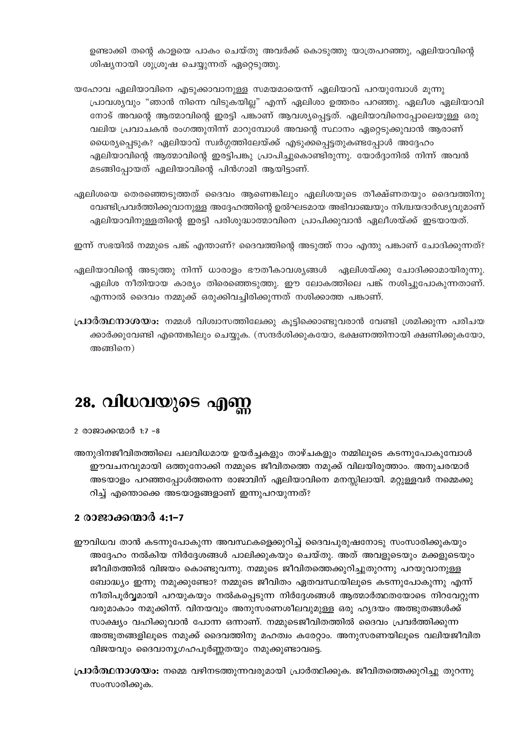ഉണ്ടാക്കി തന്റെ കാളയെ പാകം ചെയ്തു അവർക്ക് കൊടുത്തു യാത്രപറഞ്ഞു, ഏലിയാവിന്റെ ശിഷ്യനായി ശുശ്രൂഷ ചെയ്യുന്നത് ഏറ്റെടുത്തു.

യഹോവ ഏലിയാവിനെ എടുക്കാവാനുള്ള സമയമായെന്ന് ഏലിയാവ് പറയുമ്പോൾ മൂന്നു പ്രാവശ്യവും "ഞാൻ നിന്നെ വിടുകയില്ല" എന്ന് ഏലിശാ ഉത്തരം പറഞ്ഞു. ഏലീശ ഏലിയാവിനോട് അവന്റെ ആത്മാവിന്റെ ഇരട്ടി പങ്കാണ് ആവശ്യപ്പെട്ടത്. ഏലിയാവിനെപ്പോലെയുള്ള ഒരു വലിയ പ്രവാചകൻ രംഗത്തുനിന്ന് മാറുമ്പോൾ അവന്റെ സ്ഥാനം ഏറ്റെടുക്കുവാൻ ആരാണ് ധൈര്യപ്പെടുക? ഏലിയാവ് സ്വർഗ്ഗത്തിലേയ്ക്ക് എടുക്കപ്പെട്ടതുകണ്ടപ്പോൾ അദ്ദേഹം ഏലിയാവിന്റെ ആത്മാവിന്റെ ഇരട്ടിപങ്കു പ്രാപിച്ചുകൊണ്ടിരുന്നു. യോർദ്ദാനിൽ നിന്ന് അവൻ മടങ്ങിപ്പോയത് ഏലിയാവിന്റെ പിൻഗാമി ആയിട്ടാണ്.

ഏലിശയെ തെരഞ്ഞെടുത്തത് ദൈവം ആണെങ്കിലും ഏലിശയുടെ തീക്ഷ്ണതയും ദൈവത്തിനു വേണ്ടിപ്രവർത്തിക്കുവാനുള്ള അദ്ദേഹത്തിന്റെ ഉൽഘടമായ അഭിവാഞ്ചയും നിശ്ചയദാർഢ്യവുമാണ് ഏലിയാവിനുള്ളതിന്റെ ഇരട്ടി പരിശുദ്ധാത്മാവിനെ പ്രാപിക്കുവാൻ ഏലീശയ്ക്ക് ഇടയായത്.

ഇന്ന് സഭയിൽ നമ്മുടെ പങ്ക് എന്താണ്? ദൈവത്തിന്റെ അടുത്ത് നാം എന്തു പങ്കാണ് ചോദിക്കുന്നത്?

ഏലിയാവിന്റെ അടുത്തു നിന്ന് ധാരാളം ഭൗതീകാവശ്യങ്ങൾ ഏലിശയ്ക്കു ചോദിക്കാമായിരുന്നു. ഏലിശ നീതിയായ കാര്യം തിരെഞ്ഞെടുത്തു. ഈ ലോകത്തിലെ പങ്ക് നശിച്ചുപോകുന്നതാണ്. എന്നാൽ ദൈവം നമ്മുക്ക് ഒരുക്കിവച്ചിരിക്കുന്നത് നശിക്കാത്ത പങ്കാണ്.

**പ്രാർത്ഥനാശയം:** നമ്മൾ വിശ്വാസത്തിലേക്കു കൂട്ടിക്കൊണ്ടുവരാൻ വേണ്ടി ശ്രമിക്കുന്ന പരിചയക്കാർക്കുവേണ്ടി എന്തെങ്കിലും ചെയ്യുക. (സന്ദർശിക്കുകയോ, ഭക്ഷണത്തിനായി ക്ഷണിക്കുകയോ, അങ്ങിനെ)

# 28. വിധവയുടെ എണ്ണ

2 രാജാക്കന്മാർ 1:7 –8

അനുദിനജീവിതത്തിലെ പലവിധമായ ഉയർച്ചകളും താഴ്ചകളും നമ്മിലൂടെ കടന്നുപോകുമ്പോൾ ഈവചനവുമായി ഒത്തുനോക്കി നമ്മുടെ ജീവിതത്തെ നമുക്ക് വിലയിരുത്താം. അനുചരന്മാർ അടയാളം പറഞ്ഞപ്പോൾത്തന്നെ രാജാവിന് ഏലിയാവിനെ മനസ്സിലായി. മറ്റുള്ളവർ നമ്മെക്കുറിച്ച് എന്തൊക്കെ അടയാളങ്ങളാണ് ഇന്നുപറയുന്നത്?

## 2 രാജാക്കന്മാർ 4:1–7

ഈവിധവ താൻ കടന്നുപോകുന്ന അവസ്ഥകളെക്കുറിച്ച് ദൈവപുരുഷനോടു സംസാരിക്കുകയും അദ്ദേഹം നൽകിയ നിർദ്ദേശങ്ങൾ പാലിക്കുകയും ചെയ്തു. അത് അവളുടെയും മക്കളുടെയും ജീവിതത്തിൽ വിജയം കൊണ്ടുവന്നു. നമ്മുടെ ജീവിതത്തെക്കുറിച്ചുതുറന്നു പറയുവാനുള്ള ബോദ്ധ്യം ഇന്നു നമുക്കുണ്ടോ? നമ്മുടെ ജീവിതം ഏതവസ്ഥയിലൂടെ കടന്നുപോകുന്നു എന്ന് നീതിപൂർവ്വമായി പറയുകയും നൽകപ്പെടുന്ന നിർദ്ദേശങ്ങൾ ആത്മാർത്ഥതയോടെ നിറവേറ്റുന്നവരുമാകാം നമുക്കിന്ന്. വിനയവും അനുസരണശീലവുമുള്ള ഒരു ഹൃദയം അത്ഭുതങ്ങൾക്ക് സാക്ഷ്യം വഹിക്കുവാൻ പോന്ന ഒന്നാണ്. നമ്മുടെജീവിതത്തിൽ ദൈവം പ്രവർത്തിക്കുന്ന അത്ഭുതങ്ങളിലൂടെ നമുക്ക് ദൈവത്തിനു മഹത്വം കരേറ്റാം. അനുസരണയിലൂടെ വലിയജീവിതവിജയവും ദൈവാനുഗ്രഹപൂർണ്ണതയും നമുക്കുണ്ടാവട്ടെ.

**പ്രാർത്ഥനാശയം:** നമ്മെ വഴിനടത്തുന്നവരുമായി പ്രാർത്ഥിക്കുക. ജീവിതത്തെക്കുറിച്ചു തുറന്നു സംസാരിക്കുക.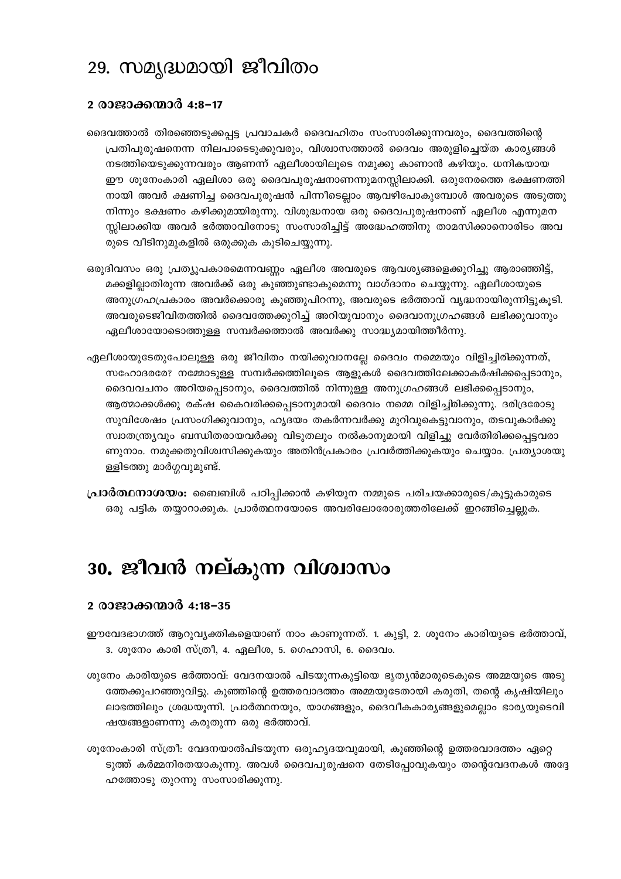# 29. സമൃദ്ധമായി ജീവിതം

### 2 രാജാക്കന്മാർ 4:8–17

ദൈവത്താൽ തിരഞ്ഞെടുക്കപ്പെട്ട പ്രവാചകർ ദൈവഹിതം സംസാരിക്കുന്നവരും, ദൈവത്തിന്റെ പ്രതിപുരുഷനെന്ന നിലപാടെടുക്കുവരും, വിശ്വാസത്താൽ ദൈവം അരുളിച്ചെയ്ത കാര്യങ്ങൾ നടത്തിയെടുക്കുന്നവരും ആണന്ന് ഏലീശായിലൂടെ നമുക്കു കാണാൻ കഴിയും. ധനികയായ ഈ ശൂനേംകാരി ഏലിശാ ഒരു ദൈവപുരുഷനാണന്നുമനസ്സിലാക്കി. ഒരുനേരത്തെ ഭക്ഷണത്തിനായി അവർ ക്ഷണിച്ച ദൈവപുരുഷൻ പിന്നീടെല്ലാം ആവഴിപോകുമ്പോൾ അവരുടെ അടുത്തു നിന്നും ഭക്ഷണം കഴിക്കുമായിരുന്നു. വിശുദ്ധനായ ഒരു ദൈവപുരുഷനാണ് ഏലീശ എന്നുമനസ്സിലാക്കിയ അവർ ഭർത്താവിനോടു സംസാരിച്ചിട്ട് അദ്ധേഹത്തിനു താമസിക്കാനൊരിടം അവരുടെ വീടിനുമുകളിൽ ഒരുക്കുക കൂടിചെയ്യുന്നു.

ഒരുദിവസം ഒരു പ്രത്യുപകാരമെന്നവണ്ണം ഏലീശ അവരുടെ ആവശ്യങ്ങളെക്കുറിച്ചു ആരാഞ്ഞിട്ട്, മക്കളില്ലാതിരുന്ന അവർക്ക് ഒരു കുഞ്ഞുണ്ടാകുമെന്നു വാഗ്ദാനം ചെയ്യുന്നു. ഏലീശായുടെ അനുഗ്രഹപ്രകാരം അവർക്കൊരു കുഞ്ഞുപിറന്നു, അവരുടെ ഭർത്താവ് വൃദ്ധനായിരുന്നിട്ടുകൂടി. അവരുടെജീവിതത്തിൽ ദൈവത്തേക്കുറിച്ച് അറിയുവാനും ദൈവാനുഗ്രഹങ്ങൾ ലഭിക്കുവാനും ഏലീശായോടൊത്തുള്ള സമ്പർക്കത്താൽ അവർക്കു സാദ്ധ്യമായിത്തീർന്നു.

ഏലീശായുടേതുപോലുള്ള ഒരു ജീവിതം നയിക്കുവാനല്ലേ ദൈവം നമ്മെയും വിളിച്ചിരിക്കുന്നത്, സഹോദരരേ? നമ്മോടുള്ള സമ്പർക്കത്തിലൂടെ ആളുകൾ ദൈവത്തിലേക്കാകർഷിക്കപ്പെടാനും, ദൈവവചനം അറിയപ്പെടാനും, ദൈവത്തിൽ നിന്നുള്ള അനുഗ്രഹങ്ങൾ ലഭിക്കപ്പെടാനും, ആത്മാക്കൾക്കു രക്ഷ കൈവരിക്കപ്പെടാനുമായി ദൈവം നമ്മെ വിളിച്ചിരിക്കുന്നു. ദരിദ്രരോടു സുവിശേഷം പ്രസംഗിക്കുവാനും, ഹൃദയം തകർന്നവർക്കു മുറിവുകെട്ടുവാനും, തടവുകാർക്കു സ്വാതന്ത്ര്യവും ബന്ധിതരായവർക്കു വിടുതലും നൽകാനുമായി വിളിച്ചു വേർതിരിക്കപ്പെട്ടവരാണുനാം. നമുക്കതുവിശ്വസിക്കുകയും അതിൻപ്രകാരം പ്രവർത്തിക്കുകയും ചെയ്യാം. പ്രത്യാശയുള്ളിടത്തു മാർഗ്ഗവുമുണ്ട്.

**പ്രാർത്ഥനാശയം:** ബൈബിൾ പഠിപ്പിക്കാൻ കഴിയുന നമ്മുടെ പരിചയക്കാരുടെ/കൂട്ടുകാരുടെ ഒരു പട്ടിക തയ്യാറാക്കുക. പ്രാർത്ഥനയോടെ അവരിലോരോരുത്തരിലേക്ക് ഇറങ്ങിച്ചെല്ലുക.

# 30. ജീവൻ നല്കുന്ന വിശ്വാസം

### 2 രാജാക്കന്മാർ 4:18–35

ഈവേദഭാഗത്ത് ആറുവ്യക്തികളെയാണ് നാം കാണുന്നത്. 1. കുട്ടി, 2. ശൂനേം കാരിയുടെ ഭർത്താവ്, 3. ശൂനേം കാരി സ്ത്രീ, 4. ഏലീശ, 5. ഗെഹാസി, 6. ദൈവം.

ശൂനേം കാരിയുടെ ഭർത്താവ്: വേദനയാൽ പിടയുന്നകുട്ടിയെ ഭൃത്യൻമാരുടെകൂടെ അമ്മയുടെ അടുത്തേക്കുപറഞ്ഞുവിട്ടു. കുഞ്ഞിന്റെ ഉത്തരവാദത്തം അമ്മയുടേതായി കരുതി, തന്റെ കൃഷിയിലും ലാഭത്തിലും ശ്രദ്ധയൂന്നി. പ്രാർത്ഥനയും, യാഗങ്ങളും, ദൈവീകകാര്യങ്ങളുമെല്ലാം ഭാര്യയുടെവിഷയങ്ങളാണന്നു കരുതുന്ന ഒരു ഭർത്താവ്.

ശൂനേംകാരി സ്ത്രീ: വേദനയാൽപിടയുന്ന ഒരുഹൃദയവുമായി, കുഞ്ഞിന്റെ ഉത്തരവാദത്തം ഏറ്റെടുത്ത് കർമ്മനിരതയാകുന്നു. അവൾ ദൈവപുരുഷനെ തേടിപ്പോവുകയും തന്റെവേദനകൾ അദ്ദേഹത്തോടു തുറന്നു സംസാരിക്കുന്നു.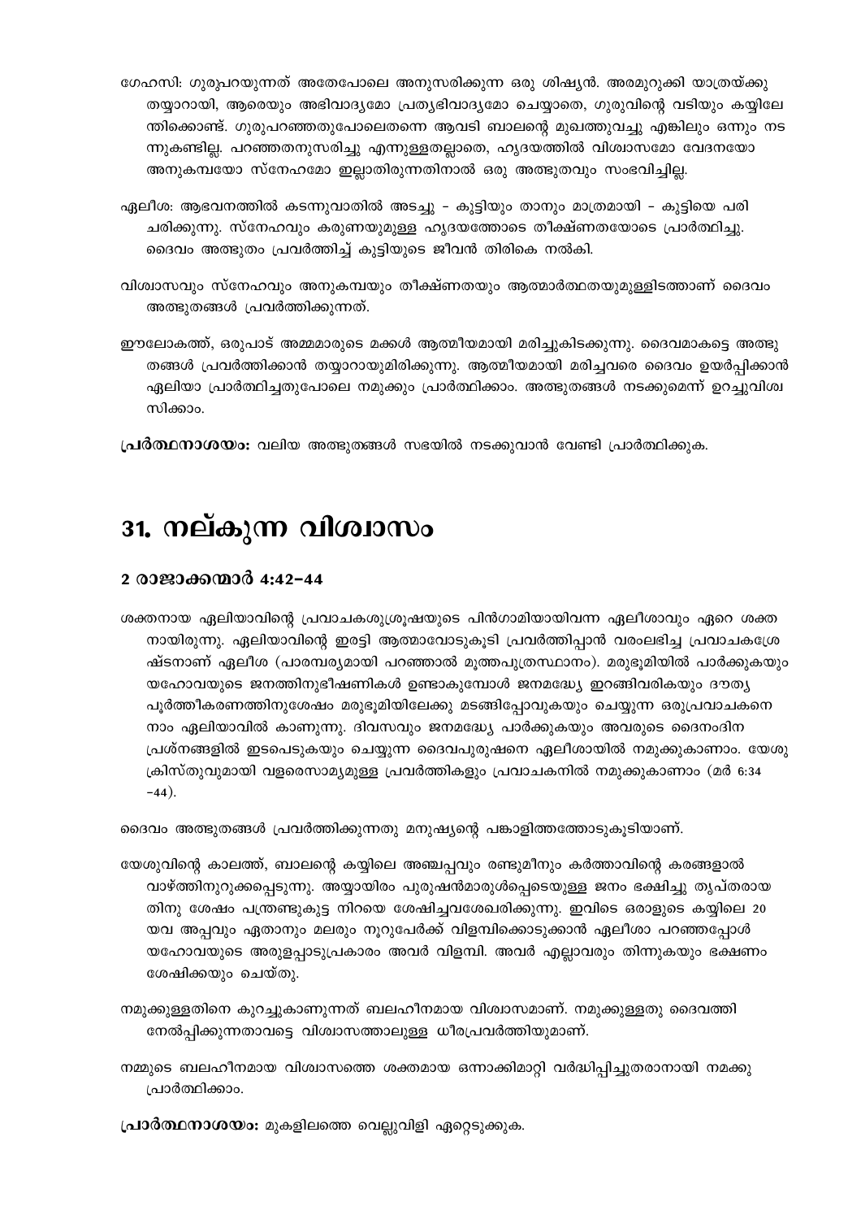ഗേഹസി: ഗുരുപറയുന്നത് അതേപോലെ അനുസരിക്കുന്ന ഒരു ശിഷ്യൻ. അരമുറുക്കി യാത്രയ്ക്കു തയ്യാറായി, ആരെയും അഭിവാദ്യമോ പ്രത്യഭിവാദ്യമോ ചെയ്യാതെ, ഗുരുവിന്റെ വടിയും കയ്യിലേന്തിക്കൊണ്ട്. ഗുരുപറഞ്ഞതുപോലെതന്നെ ആവടി ബാലന്റെ മുഖത്തുവച്ചു എങ്കിലും ഒന്നും നടന്നുകണ്ടില്ല. പറഞ്ഞതനുസരിച്ചു എന്നുള്ളതല്ലാതെ, ഹൃദയത്തിൽ വിശ്വാസമോ വേദനയോ അനുകമ്പയോ സ്നേഹമോ ഇല്ലാതിരുന്നതിനാൽ ഒരു അത്ഭുതവും സംഭവിച്ചില്ല.

ഏലീശ: ആഭവനത്തിൽ കടന്നുവാതിൽ അടച്ചു – കുട്ടിയും താനും മാത്രമായി – കുട്ടിയെ പരിചരിക്കുന്നു. സ്നേഹവും കരുണയുമുള്ള ഹൃദയത്തോടെ തീക്ഷ്ണതയോടെ പ്രാർത്ഥിച്ചു. ദൈവം അത്ഭുതം പ്രവർത്തിച്ച് കുട്ടിയുടെ ജീവൻ തിരികെ നൽകി.

വിശ്വാസവും സ്നേഹവും അനുകമ്പയും തീക്ഷ്ണതയും ആത്മാർത്ഥതയുമുള്ളിടത്താണ് ദൈവം അത്ഭുതങ്ങൾ പ്രവർത്തിക്കുന്നത്.

ഈലോകത്ത്, ഒരുപാട് അമ്മമാരുടെ മക്കൾ ആത്മീയമായി മരിച്ചുകിടക്കുന്നു. ദൈവമാകട്ടെ അത്ഭുതങ്ങൾ പ്രവർത്തിക്കാൻ തയ്യാറായുമിരിക്കുന്നു. ആത്മീയമായി മരിച്ചവരെ ദൈവം ഉയർപ്പിക്കാൻ ഏലിയാ പ്രാർത്ഥിച്ചതുപോലെ നമുക്കും പ്രാർത്ഥിക്കാം. അത്ഭുതങ്ങൾ നടക്കുമെന്ന് ഉറച്ചുവിശ്വസിക്കാം.

**പ്രർത്ഥനാശയം:** വലിയ അത്ഭുതങ്ങൾ സഭയിൽ നടക്കുവാൻ വേണ്ടി പ്രാർത്ഥിക്കുക.

# 31. നല്കുന്ന വിശ്വാസം

### 2 രാജാക്കന്മാർ 4:42-44

ശക്തനായ ഏലിയാവിന്റെ പ്രവാചകശുശ്രൂഷയുടെ പിൻഗാമിയായിവന്ന ഏലീശാവും ഏറെ ശക്തനായിരുന്നു. ഏലിയാവിന്റെ ഇരട്ടി ആത്മാവോടുകൂടി പ്രവർത്തിപ്പാൻ വരംലഭിച്ച പ്രവാചകശ്രേഷ്ടനാണ് ഏലീശ (പാരമ്പര്യമായി പറഞ്ഞാൽ മൂത്തപുത്രസ്ഥാനം). മരുഭൂമിയിൽ പാർക്കുകയും യഹോവയുടെ ജനത്തിനുഭീഷണികൾ ഉണ്ടാകുമ്പോൾ ജനമദ്ധ്യേ ഇറങ്ങിവരികയും ദൗത്യപൂർത്തീകരണത്തിനുശേഷം മരുഭൂമിയിലേക്കു മടങ്ങിപ്പോവുകയും ചെയ്യുന്ന ഒരുപ്രവാചകനെ നാം ഏലിയാവിൽ കാണുന്നു. ദിവസവും ജനമദ്ധ്യേ പാർക്കുകയും അവരുടെ ദൈനംദിന പ്രശ്നങ്ങളിൽ ഇടപെടുകയും ചെയ്യുന്ന ദൈവപുരുഷനെ ഏലീശായിൽ നമുക്കുകാണാം. യേശുക്രിസ്തുവുമായി വളരെസാമ്യമുള്ള പ്രവർത്തികളും പ്രവാചകനിൽ നമുക്കുകാണാം (മർ 6:34 –44).

ദൈവം അത്ഭുതങ്ങൾ പ്രവർത്തിക്കുന്നതു മനുഷ്യന്റെ പങ്കാളിത്തത്തോടുകൂടിയാണ്.

യേശുവിന്റെ കാലത്ത്, ബാലന്റെ കയ്യിലെ അഞ്ചപ്പവും രണ്ടുമീനും കർത്താവിന്റെ കരങ്ങളാൽ വാഴ്ത്തിനുറുക്കപ്പെടുന്നു. അയ്യായിരം പുരുഷൻമാരുൾപ്പെടെയുള്ള ജനം ഭക്ഷിച്ചു തൃപ്തരായതിനു ശേഷം പന്ത്രണ്ടുകുട്ട നിറയെ ശേഷിച്ചവശേഖരിക്കുന്നു. ഇവിടെ ഒരാളുടെ കയ്യിലെ 20 യവ അപ്പവും ഏതാനും മലരും നൂറുപേർക്ക് വിളമ്പിക്കൊടുക്കാൻ ഏലീശാ പറഞ്ഞപ്പോൾ യഹോവയുടെ അരുളപ്പാടുപ്രകാരം അവർ വിളമ്പി. അവർ എല്ലാവരും തിന്നുകയും ഭക്ഷണം ശേഷിക്കയും ചെയ്തു.

നമുക്കുള്ളതിനെ കുറച്ചുകാണുന്നത് ബലഹീനമായ വിശ്വാസമാണ്. നമുക്കുള്ളതു ദൈവത്തിനേൽപ്പിക്കുന്നതാവട്ടെ വിശ്വാസത്താലുള്ള ധീരപ്രവർത്തിയുമാണ്.

നമ്മുടെ ബലഹീനമായ വിശ്വാസത്തെ ശക്തമായ ഒന്നാക്കിമാറ്റി വർദ്ധിപ്പിച്ചുതരാനായി നമക്കു പ്രാർത്ഥിക്കാം.

**പ്രാർത്ഥനാശയം:** മുകളിലത്തെ വെല്ലുവിളി ഏറ്റെടുക്കുക.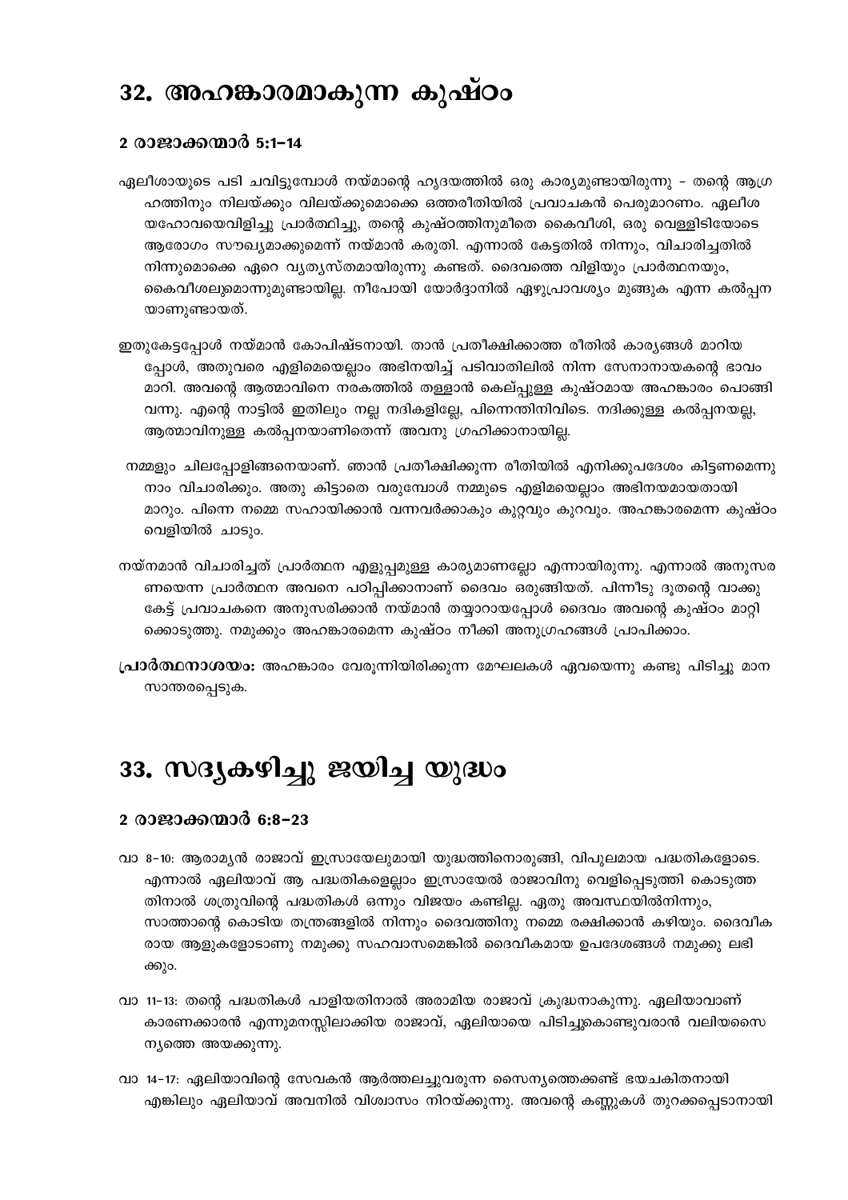# 32. അഹങ്കാരമാകുന്ന കുഷ്ഠം

### 2 രാജാക്കന്മാർ 5:1-14

ഏലീശായുടെ പടി ചവിട്ടുമ്പോൾ നയ്മാന്റെ ഹൃദയത്തിൽ ഒരു കാര്യമുണ്ടായിരുന്നു - തന്റെ ആഗ്രഹത്തിനും നിലയ്ക്കും വിലയ്ക്കുമൊക്കെ ഒത്തരീതിയിൽ പ്രവാചകൻ പെരുമാറണം. ഏലീശ യഹോവയെവിളിച്ചു പ്രാർത്ഥിച്ചു, തന്റെ കുഷ്ഠത്തിനുമീതെ കൈവീശി, ഒരു വെള്ളിടിയോടെ ആരോഗ്യം സൗഖ്യമാക്കുമെന്ന് നയ്മാൻ കരുതി. എന്നാൽ കേട്ടതിൽ നിന്നും, വിചാരിച്ചതിൽ നിന്നുമൊക്കെ ഏറെ വ്യത്യസ്തമായിരുന്നു കണ്ടത്. ദൈവത്തെ വിളിയും പ്രാർത്ഥനയും, കൈവീശലുമൊന്നുമുണ്ടായില്ല. നീപോയി യോർദ്ദാനിൽ ഏഴുപ്രാവശ്യം മുങ്ങുക എന്ന കൽപ്പനയാണുണ്ടായത്.

ഇതുകേട്ടപ്പോൾ നയ്മാൻ കോപിഷ്ടനായി. താൻ പ്രതീക്ഷിക്കാത്ത രീതിയിൽ കാര്യങ്ങൾ മാറിയപ്പോൾ, അതുവരെ എളിമെയെല്ലാം അഭിനയിച്ച് പടിവാതിലിൽ നിന്ന സേനാനായകന്റെ ഭാവം മാറി. അവന്റെ ആത്മാവിനെ നരകത്തിൽ തള്ളാൻ കെല്പുള്ള കുഷ്ഠമായ അഹങ്കാരം പൊങ്ങി വന്നു. എന്റെ നാട്ടിൽ ഇതിലും നല്ല നദികളില്ലേ, പിന്നെന്തിനിവിടെ. നദിക്കുള്ള കൽപ്പനയല്ല, ആത്മാവിനുള്ള കൽപ്പനയാണിതെന്ന് അവനു ഗ്രഹിക്കാനായില്ല.

നമ്മളും ചിലപ്പോളിങ്ങനെയാണ്. ഞാൻ പ്രതീക്ഷിക്കുന്ന രീതിയിൽ എനിക്കുപദേശം കിട്ടണമെന്നു നാം വിചാരിക്കും. അതു കിട്ടാതെ വരുമ്പോൾ നമ്മുടെ എളിമയെല്ലാം അഭിനയമായതായി മാറും. പിന്നെ നമ്മെ സഹായിക്കാൻ വന്നവർക്കാകും കുറ്റവും കുറവും. അഹങ്കാരമെന്ന കുഷ്ഠം വെളിയിൽ ചാടും.

നയ്നമാൻ വിചാരിച്ചത് പ്രാർത്ഥന എളുപ്പമുള്ള കാര്യമാണല്ലോ എന്നായിരുന്നു. എന്നാൽ അനുസരണയെന്ന പ്രാർത്ഥന അവനെ പഠിപ്പിക്കാനാണ് ദൈവം ഒരുങ്ങിയത്. പിന്നീടു ദൂതന്റെ വാക്കു കേട്ട് പ്രവാചകനെ അനുസരിക്കാൻ നയ്മാൻ തയ്യാറായപ്പോൾ ദൈവം അവന്റെ കുഷ്ഠം മാറ്റിക്കൊടുത്തു. നമുക്കും അഹങ്കാരമെന്ന കുഷ്ഠം നീക്കി അനുഗ്രഹങ്ങൾ പ്രാപിക്കാം.

**പ്രാർത്ഥനാശയം:** അഹങ്കാരം വേരൂന്നിയിരിക്കുന്ന മേഘലകൾ ഏവയെന്നു കണ്ടു പിടിച്ചു മാനസാന്തരപ്പെടുക.

# 33. സദ്യകഴിച്ചു ജയിച്ച യുദ്ധം

### 2 രാജാക്കന്മാർ 6:8-23

വാ 8-10: ആരാമ്യൻ രാജാവ് ഇസ്രായേലുമായി യുദ്ധത്തിനൊരുങ്ങി, വിപുലമായ പദ്ധതികളോടെ. എന്നാൽ ഏലിയാവ് ആ പദ്ധതികളെല്ലാം ഇസ്രായേൽ രാജാവിനു വെളിപ്പെടുത്തി കൊടുത്ത തിനാൽ ശത്രുവിന്റെ പദ്ധതികൾ ഒന്നും വിജയം കണ്ടില്ല. ഏതു അവസ്ഥയിൽനിന്നും, സാത്താന്റെ കൊടിയ തന്ത്രങ്ങളിൽ നിന്നും ദൈവത്തിനു നമ്മെ രക്ഷിക്കാൻ കഴിയും. ദൈവീകരായ ആളുകളോടാണു നമുക്കു സഹവാസമെങ്കിൽ ദൈവീകമായ ഉപദേശങ്ങൾ നമുക്കു ലഭിക്കും.

വാ 11-13: തന്റെ പദ്ധതികൾ പാളിയതിനാൽ അരാമിയ രാജാവ് ക്രുദ്ധനാകുന്നു. ഏലിയാവാണ് കാരണക്കാരൻ എന്നുമനസ്സിലാക്കിയ രാജാവ്, ഏലിയായെ പിടിച്ചുകൊണ്ടുവരാൻ വലിയസൈന്യത്തെ അയക്കുന്നു.

വാ 14-17: ഏലിയാവിന്റെ സേവകൻ ആർത്തലച്ചുവരുന്ന സൈന്യത്തെക്കണ്ട് ഭയചകിതനായി എങ്കിലും ഏലിയാവ് അവനിൽ വിശ്വാസം നിറയ്ക്കുന്നു. അവന്റെ കണ്ണുകൾ തുറക്കപ്പെടാനായി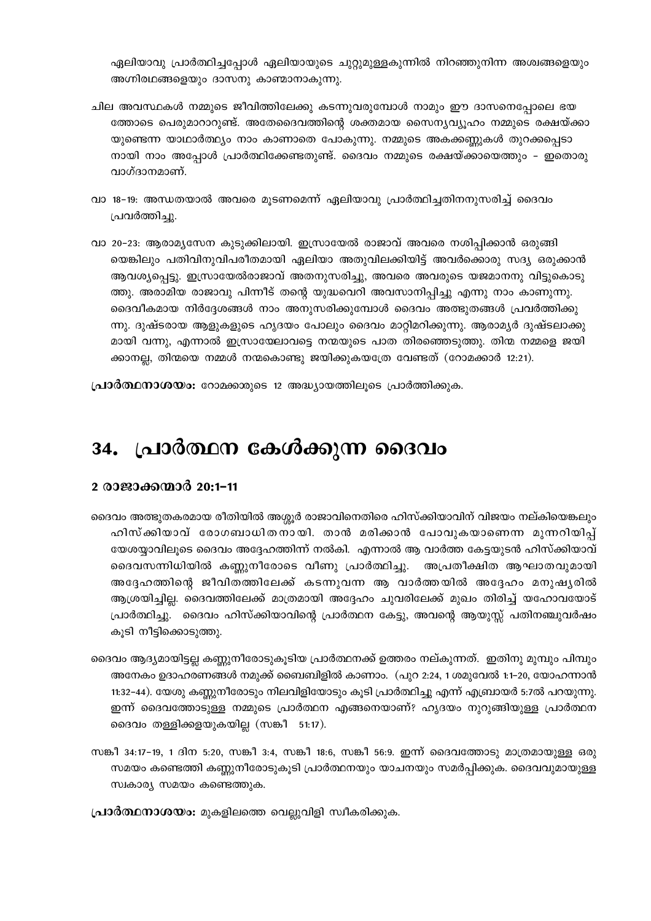ഏലിയാവു പ്രാർത്ഥിച്ചപ്പോൾ ഏലിയായുടെ ചുറ്റുമുള്ളകുന്നിൽ നിറഞ്ഞുനിന്ന അശ്വങ്ങളെയും അഗ്നിരഥങ്ങളെയും ദാസനു കാണ്മാനാകുന്നു.

ചില അവസ്ഥകൾ നമ്മുടെ ജീവിത്തിലേക്കു കടന്നുവരുമ്പോൾ നാമും ഈ ദാസനെപ്പോലെ ഭയത്തോടെ പെരുമാററാറുണ്ട്. അതേദൈവത്തിന്റെ ശക്തമായ സൈന്യവ്യൂഹം നമ്മുടെ രക്ഷയ്ക്കായുണ്ടെന്ന യാഥാർത്ഥ്യം നാം കാണാതെ പോകുന്നു. നമ്മുടെ അകക്കണ്ണുകൾ തുറക്കപ്പെടാനായി നാം അപ്പോൾ പ്രാർത്ഥിക്കേണ്ടതുണ്ട്. ദൈവം നമ്മുടെ രക്ഷയ്ക്കായെത്തും - ഇതൊരു വാഗ്ദാനമാണ്.

വാ 18-19: അന്ധതയാൽ അവരെ മൂടണമെന്ന് ഏലിയാവു പ്രാർത്ഥിച്ചതിനനുസരിച്ച് ദൈവം പ്രവർത്തിച്ചു.

വാ 20-23: ആരാമ്യസേന കുടുക്കിലായി. ഇസ്രായേൽ രാജാവ് അവരെ നശിപ്പിക്കാൻ ഒരുങ്ങിയെങ്കിലും പതിവിനുവിപരീതമായി ഏലിയാ അതുവിലക്കിയിട്ട് അവർക്കൊരു സദ്യ ഒരുക്കാൻ ആവശ്യപ്പെട്ടു. ഇസ്രായേൽരാജാവ് അതനുസരിച്ചു, അവരെ അവരുടെ യജമാനനു വിട്ടുകൊടുത്തു. അരാമിയ രാജാവു പിന്നീട് തന്റെ യുദ്ധവെറി അവസാനിപ്പിച്ചു എന്നു നാം കാണുന്നു. ദൈവീകമായ നിർദ്ദേശങ്ങൾ നാം അനുസരിക്കുമ്പോൾ ദൈവം അത്ഭുതങ്ങൾ പ്രവർത്തിക്കുന്നു. ദുഷ്ടരായ ആളുകളുടെ ഹൃദയം പോലും ദൈവം മാറ്റിമറിക്കുന്നു. ആരാമ്യർ ദുഷ്ടലാക്കുമായി വന്നു, എന്നാൽ ഇസ്രായേലാവട്ടെ നന്മയുടെ പാത തിരഞ്ഞെടുത്തു. തിന്മ നമ്മളെ ജയിക്കാനല്ല, തിന്മയെ നമ്മൾ നന്മകൊണ്ടു ജയിക്കുകയത്രേ വേണ്ടത് (റോമക്കാർ 12:21).

**പ്രാർത്ഥനാശയം:** റോമക്കാരുടെ 12 അദ്ധ്യായത്തിലൂടെ പ്രാർത്ഥിക്കുക.

# 34. പ്രാർത്ഥന കേൾക്കുന്ന ദൈവം

### 2 രാജാക്കന്മാർ 20:1-11

ദൈവം അത്ഭുതകരമായ രീതിയിൽ അശ്ശൂർ രാജാവിനെതിരെ ഹിസ്ക്കിയാവിന് വിജയം നല്കിയെങ്കിലും ഹിസ്ക്കിയാവ് രോഗബാധിതനായി. താൻ മരിക്കാൻ പോവുകയാണെന്ന മുന്നറിയിപ്പ് യേശയ്യാവിലൂടെ ദൈവം അദ്ദേഹത്തിന്ന് നൽകി. എന്നാൽ ആ വാർത്ത കേട്ടയുടൻ ഹിസ്ക്കിയാവ് ദൈവസന്നിധിയിൽ കണ്ണുനീരോടെ വീണു പ്രാർത്ഥിച്ചു. അപ്രതീക്ഷിത ആഘാതവുമായി അദ്ദേഹത്തിന്റെ ജീവിതത്തിലേക്ക് കടന്നുവന്ന ആ വാർത്തയിൽ അദ്ദേഹം മനുഷ്യരിൽ ആശ്രയിച്ചില്ല. ദൈവത്തിലേക്ക് മാത്രമായി അദ്ദേഹം ചുവരിലേക്ക് മുഖം തിരിച്ച് യഹോവയോട് പ്രാർത്ഥിച്ചു. ദൈവം ഹിസ്ക്കിയാവിന്റെ പ്രാർത്ഥന കേട്ടു, അവന്റെ ആയുസ്സ് പതിനഞ്ചുവർഷം കൂടി നീട്ടിക്കൊടുത്തു.

ദൈവം ആദ്യമായിട്ടല്ല കണ്ണുനീരോടുകൂടിയ പ്രാർത്ഥനക്ക് ഉത്തരം നല്കുന്നത്. ഇതിനു മുമ്പും പിമ്പും അനേകം ഉദാഹരണങ്ങൾ നമുക്ക് ബൈബിളിൽ കാണാം. (പുറ 2:24, 1 ശമുവേൽ 1:1-20, യോഹന്നാൻ 11:32-44). യേശു കണ്ണുനീരോടും നിലവിളിയോടും കൂടി പ്രാർത്ഥിച്ചു എന്ന് എബ്രായർ 5:7ൽ പറയുന്നു. ഇന്ന് ദൈവത്തോടുള്ള നമ്മുടെ പ്രാർത്ഥന എങ്ങനെയാണ്? ഹൃദയം നുറുങ്ങിയുള്ള പ്രാർത്ഥന ദൈവം തള്ളിക്കളയുകയില്ല (സങ്കീ 51:17).

സങ്കീ 34:17-19, 1 ദിന 5:20, സങ്കീ 3:4, സങ്കീ 18:6, സങ്കീ 56:9. ഇന്ന് ദൈവത്തോടു മാത്രമായുള്ള ഒരു സമയം കണ്ടെത്തി കണ്ണുനീരോടുകൂടി പ്രാർത്ഥനയും യാചനയും സമർപ്പിക്കുക. ദൈവവുമായുള്ള സ്വകാര്യ സമയം കണ്ടെത്തുക.

**പ്രാർത്ഥനാശയം:** മുകളിലത്തെ വെല്ലുവിളി സ്വീകരിക്കുക.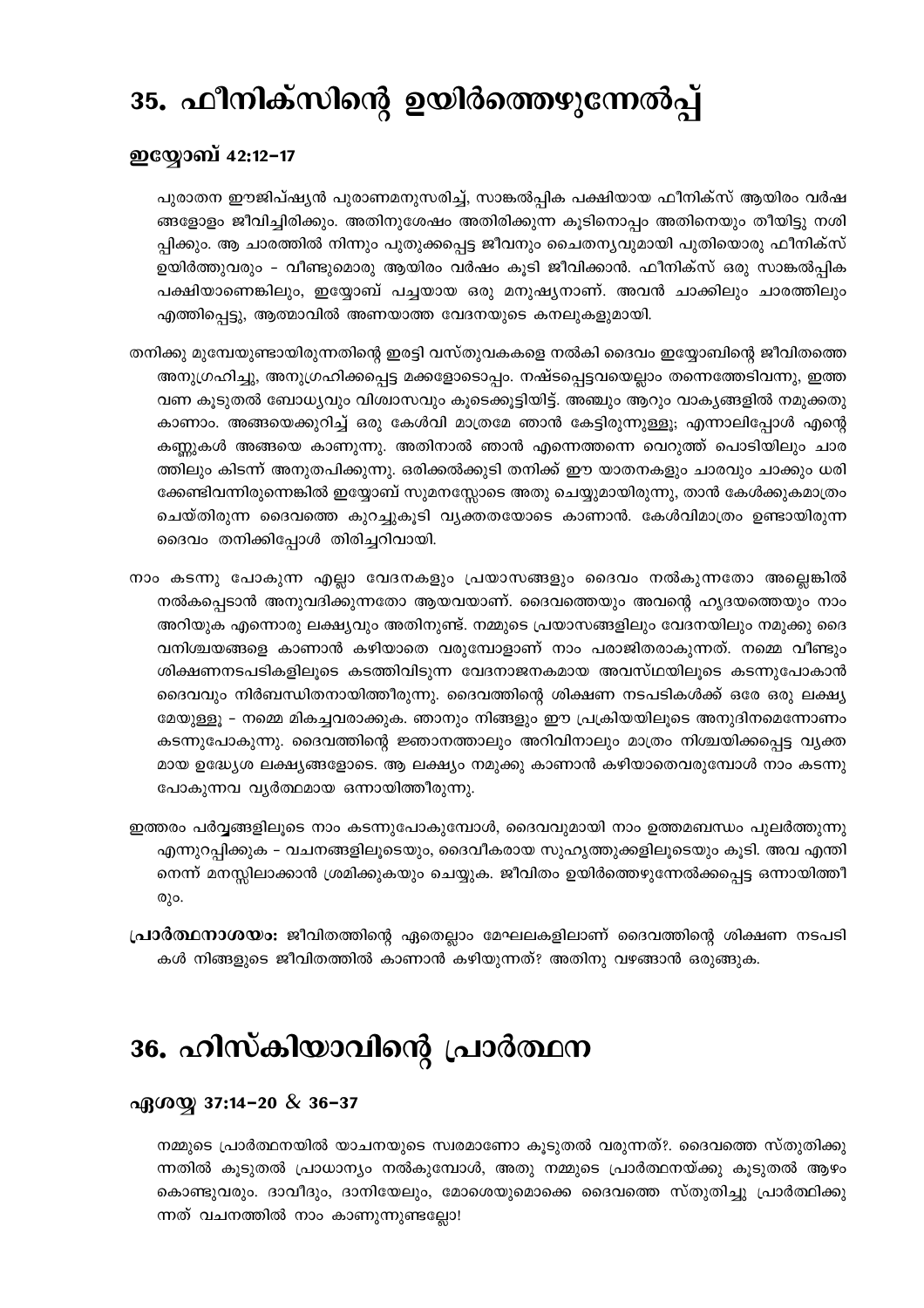# 35. ഫീനിക്സിന്റെ ഉയിർത്തെഴുന്നേൽപ്പ്

### ഇയ്യോബ് 42:12-17

പുരാതന ഈജിപ്ഷ്യൻ പുരാണമനുസരിച്ച്, സാങ്കൽപ്പിക പക്ഷിയായ ഫീനിക്സ് ആയിരം വർഷങ്ങളോളം ജീവിച്ചിരിക്കും. അതിനുശേഷം അതിരിക്കുന്ന കൂടിനൊപ്പം അതിനെയും തീയിട്ടു നശിപ്പിക്കും. ആ ചാരത്തിൽ നിന്നും പുതുക്കപ്പെട്ട ജീവനും ചൈതന്യവുമായി പുതിയൊരു ഫീനിക്സ് ഉയിർത്തുവരും - വീണ്ടുമൊരു ആയിരം വർഷം കൂടി ജീവിക്കാൻ. ഫീനിക്സ് ഒരു സാങ്കൽപ്പിക പക്ഷിയാണെങ്കിലും, ഇയ്യോബ് പച്ചയായ ഒരു മനുഷ്യനാണ്. അവൻ ചാക്കിലും ചാരത്തിലും എത്തിപ്പെട്ടു, ആത്മാവിൽ അണയാത്ത വേദനയുടെ കനലുകളുമായി.

തനിക്കു മുമ്പേയുണ്ടായിരുന്നതിന്റെ ഇരട്ടി വസ്തുവകകളെ നൽകി ദൈവം ഇയ്യോബിന്റെ ജീവിതത്തെ അനുഗ്രഹിച്ചു, അനുഗ്രഹിക്കപ്പെട്ട മക്കളോടൊപ്പം. നഷ്ടപ്പെട്ടവയെല്ലാം തന്നെത്തേടിവന്നു, ഇത്തവണ കൂടുതൽ ബോധ്യവും വിശ്വാസവും കൂടെക്കൂട്ടിയിട്ട്. അഞ്ചും ആറും വാക്യങ്ങളിൽ നമുക്കതു കാണാം. അങ്ങയെക്കുറിച്ച് ഒരു കേൾവി മാത്രമേ ഞാൻ കേട്ടിരുന്നുള്ളൂ; എന്നാലിപ്പോൾ എന്റെ കണ്ണുകൾ അങ്ങയെ കാണുന്നു. അതിനാൽ ഞാൻ എന്നെത്തന്നെ വെറുത്ത് പൊടിയിലും ചാരത്തിലും കിടന്ന് അനുതപിക്കുന്നു. ഒരിക്കൽക്കൂടി തനിക്ക് ഈ യാതനകളും ചാരവും ചാക്കും ധരിക്കേണ്ടിവന്നിരുന്നെങ്കിൽ ഇയ്യോബ് സുമനസ്സോടെ അതു ചെയ്യുമായിരുന്നു, താൻ കേൾക്കുകമാത്രം ചെയ്തിരുന്ന ദൈവത്തെ കുറച്ചുകൂടി വ്യക്തതയോടെ കാണാൻ. കേൾവിമാത്രം ഉണ്ടായിരുന്ന ദൈവം തനിക്കിപ്പോൾ തിരിച്ചറിവായി.

നാം കടന്നു പോകുന്ന എല്ലാ വേദനകളും പ്രയാസങ്ങളും ദൈവം നൽകുന്നതോ അല്ലെങ്കിൽ നൽകപ്പെടാൻ അനുവദിക്കുന്നതോ ആയവയാണ്. ദൈവത്തെയും അവന്റെ ഹൃദയത്തെയും നാം അറിയുക എന്നൊരു ലക്ഷ്യവും അതിനുണ്ട്. നമ്മുടെ പ്രയാസങ്ങളിലും വേദനയിലും നമുക്കു ദൈവനിശ്ചയങ്ങളെ കാണാൻ കഴിയാതെ വരുമ്പോളാണ് നാം പരാജിതരാകുന്നത്. നമ്മെ വീണ്ടും ശിക്ഷണനടപടികളിലൂടെ കടത്തിവിടുന്ന വേദനാജനകമായ അവസ്ഥയിലൂടെ കടന്നുപോകാൻ ദൈവവും നിർബന്ധിതനായിത്തീരുന്നു. ദൈവത്തിന്റെ ശിക്ഷണ നടപടികൾക്ക് ഒരേ ഒരു ലക്ഷ്യമേയുള്ളൂ - നമ്മെ മികച്ചവരാക്കുക. ഞാനും നിങ്ങളും ഈ പ്രക്രിയയിലൂടെ അനുദിനമെന്നോണം കടന്നുപോകുന്നു. ദൈവത്തിന്റെ ജ്ഞാനത്താലും അറിവിനാലും മാത്രം നിശ്ചയിക്കപ്പെട്ട വ്യക്തമായ ഉദ്ദേശ്യ ലക്ഷ്യങ്ങളോടെ. ആ ലക്ഷ്യം നമുക്കു കാണാൻ കഴിയാതെവരുമ്പോൾ നാം കടന്നു പോകുന്നവ വ്യർത്ഥമായ ഒന്നായിത്തീരുന്നു.

ഇത്തരം പർവ്വങ്ങളിലൂടെ നാം കടന്നുപോകുമ്പോൾ, ദൈവവുമായി നാം ഉത്തമബന്ധം പുലർത്തുന്നു എന്നുറപ്പിക്കുക - വചനങ്ങളിലൂടെയും, ദൈവീകരായ സുഹൃത്തുക്കളിലൂടെയും കൂടി. അവ എന്തിനെന്ന് മനസ്സിലാക്കാൻ ശ്രമിക്കുകയും ചെയ്യുക. ജീവിതം ഉയിർത്തെഴുന്നേൽക്കപ്പെട്ട ഒന്നായിത്തീരും.

**പ്രാർത്ഥനാശയം:** ജീവിതത്തിന്റെ ഏതെല്ലാം മേഘലകളിലാണ് ദൈവത്തിന്റെ ശിക്ഷണ നടപടികൾ നിങ്ങളുടെ ജീവിതത്തിൽ കാണാൻ കഴിയുന്നത്? അതിനു വഴങ്ങാൻ ഒരുങ്ങുക.

# 36. ഹിസ്കിയാവിന്റെ പ്രാർത്ഥന

### ഏശയ്യ 37:14-20 & 36-37

നമ്മുടെ പ്രാർത്ഥനയിൽ യാചനയുടെ സ്വരമാണോ കൂടുതൽ വരുന്നത്?. ദൈവത്തെ സ്തുതിക്കുന്നതിൽ കൂടുതൽ പ്രാധാന്യം നൽകുമ്പോൾ, അതു നമ്മുടെ പ്രാർത്ഥനയ്ക്കു കൂടുതൽ ആഴം കൊണ്ടുവരും. ദാവീദും, ദാനിയേലും, മോശെയുമൊക്കെ ദൈവത്തെ സ്തുതിച്ചു പ്രാർത്ഥിക്കുന്നത് വചനത്തിൽ നാം കാണുന്നുണ്ടല്ലോ!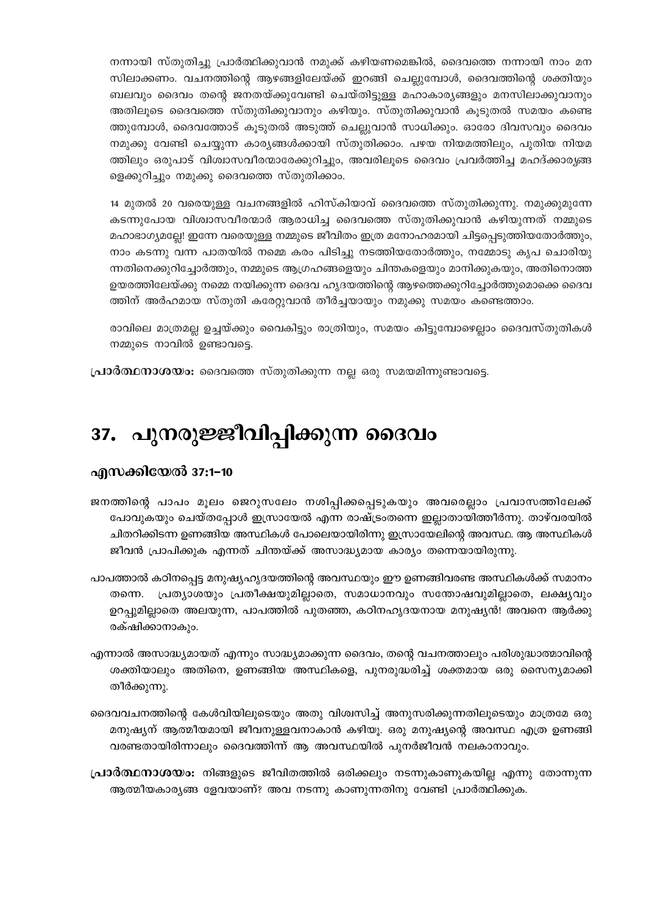നന്നായി സ്തുതിച്ചു പ്രാർത്ഥിക്കുവാൻ നമുക്ക് കഴിയണമെങ്കിൽ, ദൈവത്തെ നന്നായി നാം മനസിലാക്കണം. വചനത്തിന്റെ ആഴങ്ങളിലേയ്ക്ക് ഇറങ്ങി ചെല്ലുമ്പോൾ, ദൈവത്തിന്റെ ശക്തിയും ബലവും ദൈവം തന്റെ ജനതയ്ക്കുവേണ്ടി ചെയ്തിട്ടുള്ള മഹാകാര്യങ്ങളും മനസിലാക്കുവാനും അതിലൂടെ ദൈവത്തെ സ്തുതിക്കുവാനും കഴിയും. സ്തുതിക്കുവാൻ കൂടുതൽ സമയം കണ്ടെത്തുമ്പോൾ, ദൈവത്തോട് കൂടുതൽ അടുത്ത് ചെല്ലുവാൻ സാധിക്കും. ഓരോ ദിവസവും ദൈവം നമുക്കു വേണ്ടി ചെയ്യുന്ന കാര്യങ്ങൾക്കായി സ്തുതിക്കാം. പഴയ നിയമത്തിലും, പുതിയ നിയമത്തിലും ഒരുപാട് വിശ്വാസവീരന്മാരേക്കുറിച്ചും, അവരിലൂടെ ദൈവം പ്രവർത്തിച്ച മഹദ്ക്കാര്യങ്ങളെക്കുറിച്ചും നമുക്കു ദൈവത്തെ സ്തുതിക്കാം.

14 മുതൽ 20 വരെയുള്ള വചനങ്ങളിൽ ഹിസ്കിയാവ് ദൈവത്തെ സ്തുതിക്കുന്നു. നമുക്കുമുന്നേ കടന്നുപോയ വിശ്വാസവീരന്മാർ ആരാധിച്ച ദൈവത്തെ സ്തുതിക്കുവാൻ കഴിയുന്നത് നമ്മുടെ മഹാഭാഗ്യമല്ലേ! ഇന്നേ വരെയുള്ള നമ്മുടെ ജീവിതം ഇത്ര മനോഹരമായി ചിട്ടപ്പെടുത്തിയതോർത്തും, നാം കടന്നു വന്ന പാതയിൽ നമ്മെ കരം പിടിച്ചു നടത്തിയതോർത്തും, നമ്മോടു കൃപ ചൊരിയുന്നതിനെക്കുറിച്ചോർത്തും, നമ്മുടെ ആഗ്രഹങ്ങളെയും ചിന്തകളെയും മാനിക്കുകയും, അതിനൊത്ത ഉയരത്തിലേയ്ക്കു നമ്മെ നയിക്കുന്ന ദൈവ ഹൃദയത്തിന്റെ ആഴത്തെക്കുറിച്ചോർത്തുമൊക്കെ ദൈവത്തിന് അർഹമായ സ്തുതി കരേറ്റുവാൻ തീർച്ചയായും നമുക്കു സമയം കണ്ടെത്താം.

രാവിലെ മാത്രമല്ല ഉച്ചയ്ക്കും വൈകിട്ടും രാത്രിയും, സമയം കിട്ടുമ്പോഴെല്ലാം ദൈവസ്തുതികൾ നമ്മുടെ നാവിൽ ഉണ്ടാവട്ടെ.

**പ്രാർത്ഥനാശയം:** ദൈവത്തെ സ്തുതിക്കുന്ന നല്ല ഒരു സമയമിന്നുണ്ടാവട്ടെ.

# 37. പുനരുജ്ജീവിപ്പിക്കുന്ന ദൈവം

### എസക്കിയേൽ 37:1–10

ജനത്തിന്റെ പാപം മൂലം ജെറുസലേം നശിപ്പിക്കപ്പെടുകയും അവരെല്ലാം പ്രവാസത്തിലേക്ക് പോവുകയും ചെയ്തപ്പോൾ ഇസ്രായേൽ എന്ന രാഷ്ട്രംതന്നെ ഇല്ലാതായിത്തീർന്നു. താഴ്‌വരയിൽ ചിതറിക്കിടന്ന ഉണങ്ങിയ അസ്ഥികൾ പോലെയായിരുന്നു ഇസ്രായേലിന്റെ അവസ്ഥ. ആ അസ്ഥികൾ ജീവൻ പ്രാപിക്കുക എന്നത് ചിന്തയ്ക്ക് അസാദ്ധ്യമായ കാര്യം തന്നെയായിരുന്നു.

പാപത്താൽ കഠിനപ്പെട്ട മനുഷ്യഹൃദയത്തിന്റെ അവസ്ഥയും ഈ ഉണങ്ങിവരണ്ട അസ്ഥികൾക്ക് സമാനം തന്നെ. പ്രത്യാശയും പ്രതീക്ഷയുമില്ലാതെ, സമാധാനവും സന്തോഷവുമില്ലാതെ, ലക്ഷ്യവും ഉറപ്പുമില്ലാതെ അലയുന്ന, പാപത്തിൽ പുതഞ്ഞ, കഠിനഹൃദയനായ മനുഷ്യൻ! അവനെ ആർക്കു രക്ഷിക്കാനാകും.

എന്നാൽ അസാദ്ധ്യമായത് എന്നും സാദ്ധ്യമാക്കുന്ന ദൈവം, തന്റെ വചനത്താലും പരിശുദ്ധാത്മാവിന്റെ ശക്തിയാലും അതിനെ, ഉണങ്ങിയ അസ്ഥികളെ, പുനരുദ്ധരിച്ച് ശക്തമായ ഒരു സൈന്യമാക്കി തീർക്കുന്നു.

ദൈവവചനത്തിന്റെ കേൾവിയിലൂടെയും അതു വിശ്വസിച്ച് അനുസരിക്കുന്നതിലൂടെയും മാത്രമേ ഒരു മനുഷ്യന് ആത്മീയമായി ജീവനുള്ളവനാകാൻ കഴിയൂ. ഒരു മനുഷ്യന്റെ അവസ്ഥ എത്ര ഉണങ്ങി വരണ്ടതായിരുന്നാലും ദൈവത്തിന് ആ അവസ്ഥയിൽ പുനർജീവൻ നല്കാനാവും.

**പ്രാർത്ഥനാശയം:** നിങ്ങളുടെ ജീവിതത്തിൽ ഒരിക്കലും നടന്നുകാണുകയില്ല എന്നു തോന്നുന്ന ആത്മീയകാര്യങ്ങ ളേവയാണ്? അവ നടന്നു കാണുന്നതിനു വേണ്ടി പ്രാർത്ഥിക്കുക.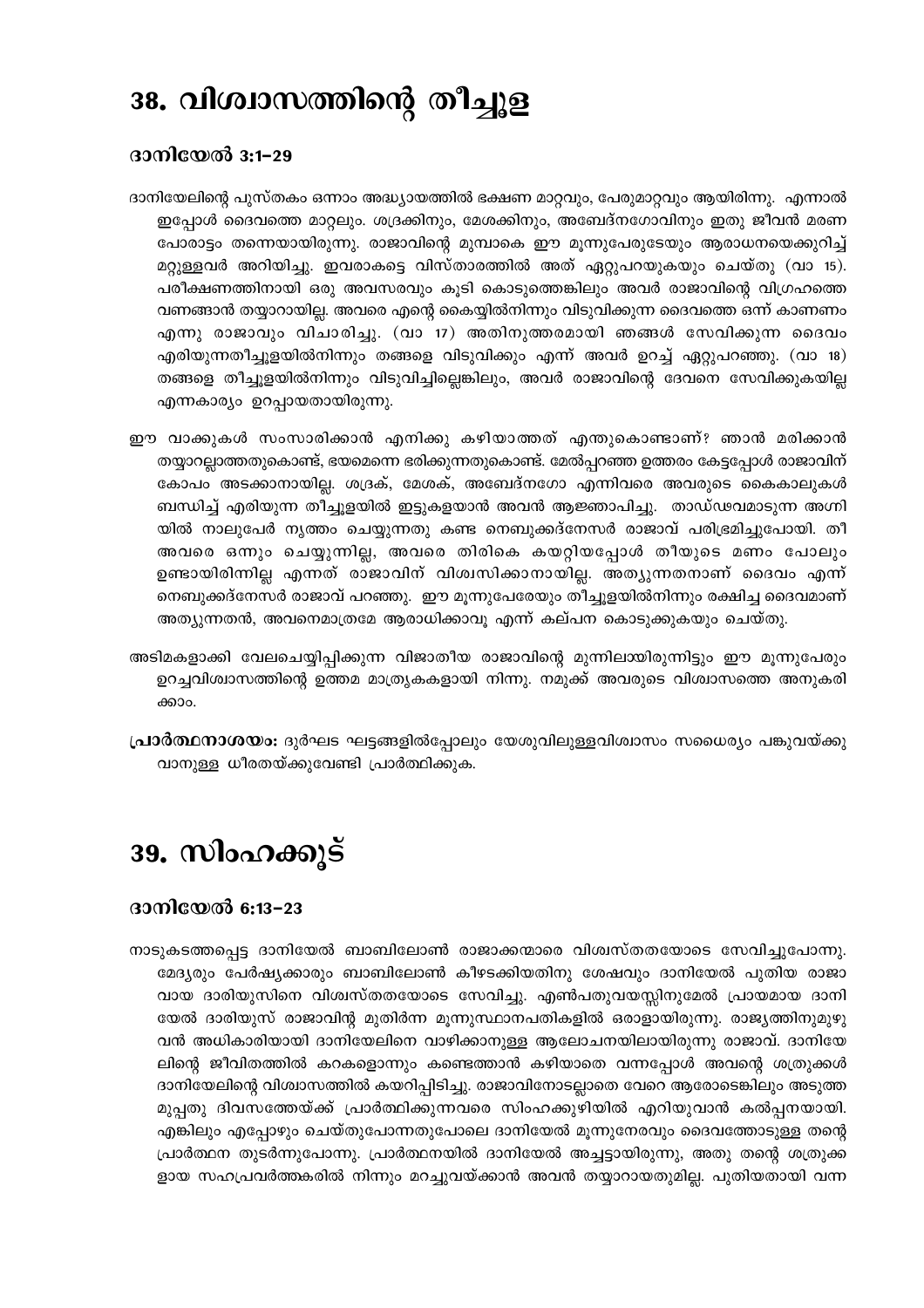# 38. വിശ്വാസത്തിന്റെ തീച്ചൂള

### ദാനിയേൽ 3:1–29

ദാനിയേലിന്റെ പുസ്തകം ഒന്നാം അദ്ധ്യായത്തിൽ ഭക്ഷണ മാറ്റവും, പേരുമാറ്റവും ആയിരിന്നു. എന്നാൽ ഇപ്പോൾ ദൈവത്തെ മാറ്റലും. ശദ്രക്കിനും, മേശക്കിനും, അബേദ്നഗോവിനും ഇതു ജീവൻ മരണ പോരാട്ടം തന്നെയായിരുന്നു. രാജാവിന്റെ മുമ്പാകെ ഈ മൂന്നുപേരുടേയും ആരാധനയെക്കുറിച്ച് മറ്റുള്ളവർ അറിയിച്ചു. ഇവരാകട്ടെ വിസ്താരത്തിൽ അത് ഏറ്റുപറയുകയും ചെയ്തു (വാ 15). പരീക്ഷണത്തിനായി ഒരു അവസരവും കൂടി കൊടുത്തെങ്കിലും അവർ രാജാവിന്റെ വിഗ്രഹത്തെ വണങ്ങാൻ തയ്യാറായില്ല. അവരെ എന്റെ കൈയ്യിൽനിന്നും വിടുവിക്കുന്ന ദൈവത്തെ ഒന്ന് കാണണം എന്നു രാജാവും വിചാരിച്ചു. (വാ 17) അതിനുത്തരമായി ഞങ്ങൾ സേവിക്കുന്ന ദൈവം എരിയുന്നതീച്ചൂളയിൽനിന്നും തങ്ങളെ വിടുവിക്കും എന്ന് അവർ ഉറച്ച് ഏറ്റുപറഞ്ഞു. (വാ 18) തങ്ങളെ തീച്ചൂളയിൽനിന്നും വിടുവിച്ചില്ലെങ്കിലും, അവർ രാജാവിന്റെ ദേവനെ സേവിക്കുകയില്ല എന്നകാര്യം ഉറപ്പായതായിരുന്നു.

ഈ വാക്കുകൾ സംസാരിക്കാൻ എനിക്കു കഴിയാത്തത് എന്തുകൊണ്ടാണ്? ഞാൻ മരിക്കാൻ തയ്യാറല്ലാത്തതുകൊണ്ട്, ഭയമെന്നെ ഭരിക്കുന്നതുകൊണ്ട്. മേൽപ്പറഞ്ഞ ഉത്തരം കേട്ടപ്പോൾ രാജാവിന് കോപം അടക്കാനായില്ല. ശദ്രക്, മേശക്, അബേദ്നഗോ എന്നിവരെ അവരുടെ കൈകാലുകൾ ബന്ധിച്ച് എരിയുന്ന തീച്ചൂളയിൽ ഇട്ടുകളയാൻ അവൻ ആജ്ഞാപിച്ചു. താഡ്ഢവമാടുന്ന അഗ്നിയിൽ നാലുപേർ നൃത്തം ചെയ്യുന്നതു കണ്ട നെബുക്കദ്നേസർ രാജാവ് പരിഭ്രമിച്ചുപോയി. തീ അവരെ ഒന്നും ചെയ്യുന്നില്ല, അവരെ തിരികെ കയറ്റിയപ്പോൾ തീയുടെ മണം പോലും ഉണ്ടായിരിന്നില്ല എന്നത് രാജാവിന് വിശ്വസിക്കാനായില്ല. അത്യുന്നതനാണ് ദൈവം എന്ന് നെബുക്കദ്നേസർ രാജാവ് പറഞ്ഞു. ഈ മൂന്നുപേരേയും തീച്ചൂളയിൽനിന്നും രക്ഷിച്ച ദൈവമാണ് അത്യുന്നതൻ, അവനെമാത്രമേ ആരാധിക്കാവൂ എന്ന് കല്പന കൊടുക്കുകയും ചെയ്തു.

അടിമകളാക്കി വേലചെയ്യിപ്പിക്കുന്ന വിജാതീയ രാജാവിന്റെ മുന്നിലായിരുന്നിട്ടും ഈ മൂന്നുപേരും ഉറച്ചവിശ്വാസത്തിന്റെ ഉത്തമ മാതൃകകളായി നിന്നു. നമുക്ക് അവരുടെ വിശ്വാസത്തെ അനുകരിക്കാം.

**പ്രാർത്ഥനാശയം:** ദുർഘട ഘട്ടങ്ങളിൽപ്പോലും യേശുവിലുള്ളവിശ്വാസം സധൈര്യം പങ്കുവയ്ക്കുവാനുള്ള ധീരതയ്ക്കുവേണ്ടി പ്രാർത്ഥിക്കുക.

# 39. സിംഹക്കൂട്

### ദാനിയേൽ 6:13–23

നാടുകടത്തപ്പെട്ട ദാനിയേൽ ബാബിലോൺ രാജാക്കന്മാരെ വിശ്വസ്തതയോടെ സേവിച്ചുപോന്നു. മേദ്യരും പേർഷ്യക്കാരും ബാബിലോൺ കീഴടക്കിയതിനു ശേഷവും ദാനിയേൽ പുതിയ രാജാവായ ദാരിയുസിനെ വിശ്വസ്തതയോടെ സേവിച്ചു. എൺപതുവയസ്സിനുമേൽ പ്രായമായ ദാനിയേൽ ദാരിയുസ് രാജാവിന്റ മുതിർന്ന മൂന്നുസ്ഥാനപതികളിൽ ഒരാളായിരുന്നു. രാജ്യത്തിനുമുഴുവൻ അധികാരിയായി ദാനിയേലിനെ വാഴിക്കാനുള്ള ആലോചനയിലായിരുന്നു രാജാവ്. ദാനിയേലിന്റെ ജീവിതത്തിൽ കറകളൊന്നും കണ്ടെത്താൻ കഴിയാതെ വന്നപ്പോൾ അവന്റെ ശത്രുക്കൾ ദാനിയേലിന്റെ വിശ്വാസത്തിൽ കയറിപ്പിടിച്ചു. രാജാവിനോടല്ലാതെ വേറെ ആരോടെങ്കിലും അടുത്ത മുപ്പതു ദിവസത്തേയ്ക്ക് പ്രാർത്ഥിക്കുന്നവരെ സിംഹക്കുഴിയിൽ എറിയുവാൻ കൽപ്പനയായി. എങ്കിലും എപ്പോഴും ചെയ്തുപോന്നതുപോലെ ദാനിയേൽ മൂന്നുനേരവും ദൈവത്തോടുള്ള തന്റെ പ്രാർത്ഥന തുടർന്നുപോന്നു. പ്രാർത്ഥനയിൽ ദാനിയേൽ അച്ചട്ടായിരുന്നു, അതു തന്റെ ശത്രുക്കളായ സഹപ്രവർത്തകരിൽ നിന്നും മറച്ചുവയ്ക്കാൻ അവൻ തയ്യാറായതുമില്ല. പുതിയതായി വന്ന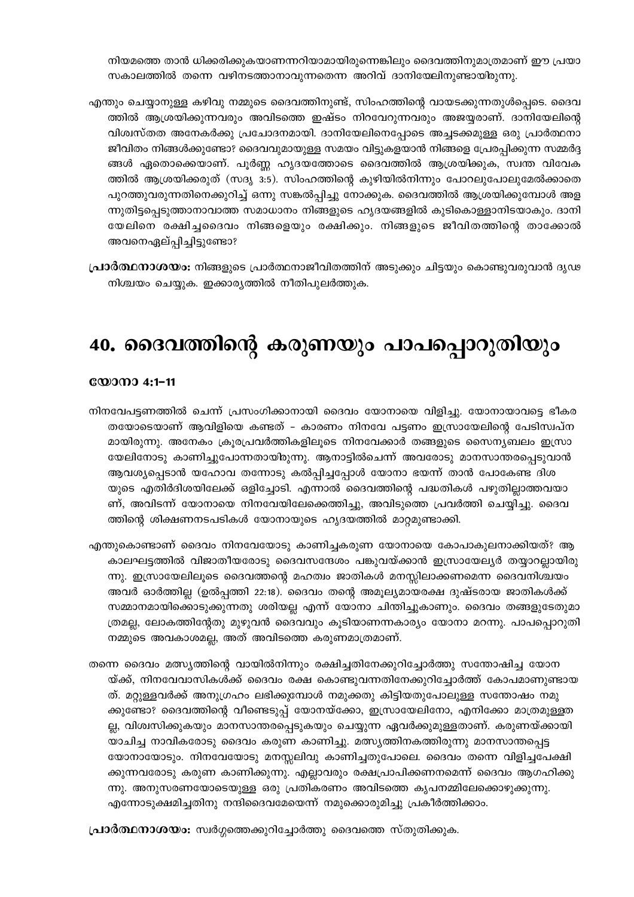നിയമത്തെ താൻ ധിക്കരിക്കുകയാണന്നറിയാമായിരുന്നെങ്കിലും ദൈവത്തിനുമാത്രമാണ് ഈ പ്രയാസകാലത്തിൽ തന്നെ വഴിനടത്താനാവുന്നതെന്ന അറിവ് ദാനിയേലിനുണ്ടായിരുന്നു.

എന്തും ചെയ്യാനുള്ള കഴിവു നമ്മുടെ ദൈവത്തിനുണ്ട്, സിംഹത്തിന്റെ വായടക്കുന്നതുൾപ്പെടെ. ദൈവത്തിൽ ആശ്രയിക്കുന്നവരും അവിടത്തെ ഇഷ്ടം നിറവേറുന്നവരും അജയ്യരാണ്. ദാനിയേലിന്റെ വിശ്വസ്തത അനേകർക്കു പ്രചോദനമായി. ദാനിയേലിനെപ്പോടെ അച്ചടക്കമുള്ള ഒരു പ്രാർത്ഥനാജീവിതം നിങ്ങൾക്കുണ്ടോ? ദൈവവുമായുള്ള സമയം വിട്ടുകളയാൻ നിങ്ങളെ പ്രേരപ്പിക്കുന്ന സമ്മർദ്ദങ്ങൾ ഏതൊക്കെയാണ്. പൂർണ്ണ ഹൃദയത്തോടെ ദൈവത്തിൽ ആശ്രയിക്കുക, സ്വന്ത വിവേകത്തിൽ ആശ്രയിക്കരുത് (സദൃ 3:5). സിംഹത്തിന്റെ കുഴിയിൽനിന്നും പോറലുപോലുമേൽക്കാതെ പുറത്തുവരുന്നതിനെക്കുറിച്ച് ഒന്നു സങ്കൽപ്പിച്ചു നോക്കുക. ദൈവത്തിൽ ആശ്രയിക്കുമ്പോൾ അളന്നുതിട്ടപ്പെടുത്താനാവാത്ത സമാധാനം നിങ്ങളുടെ ഹൃദയങ്ങളിൽ കുടികൊള്ളാനിടയാകും. ദാനിയേലിനെ രക്ഷിച്ചദൈവം നിങ്ങളെയും രക്ഷിക്കും. നിങ്ങളുടെ ജീവിതത്തിന്റെ താക്കോൽ അവനെഏല്പ്പിച്ചിട്ടുണ്ടോ?

**പ്രാർത്ഥനാശയം:** നിങ്ങളുടെ പ്രാർത്ഥനാജീവിതത്തിന് അടുക്കും ചിട്ടയും കൊണ്ടുവരുവാൻ ദൃഢനിശ്ചയം ചെയ്യുക. ഇക്കാര്യത്തിൽ നീതിപുലർത്തുക.

# 40. ദൈവത്തിന്റെ കരുണയും പാപപ്പൊറുതിയും

### യോനാ 4:1-11

നിനവേപട്ടണത്തിൽ ചെന്ന് പ്രസംഗിക്കാനായി ദൈവം യോനായെ വിളിച്ചു. യോനായാവട്ടെ ഭീകരതയോടെയാണ് ആവിളിയെ കണ്ടത് – കാരണം നിനവേ പട്ടണം ഇസ്രായേലിന്റെ പേടിസ്വപ്നമായിരുന്നു. അനേകം ക്രൂരപ്രവർത്തികളിലൂടെ നിനവേക്കാർ തങ്ങളുടെ സൈന്യബലം ഇസ്രായേലിനോടു കാണിച്ചുപോന്നതായിരുന്നു. ആനാട്ടിൽചെന്ന് അവരോടു മാനസാന്തരപ്പെടുവാൻ ആവശ്യപ്പെടാൻ യഹോവ തന്നോടു കൽപ്പിച്ചപ്പോൾ യോനാ ഭയന്ന് താൻ പോകേണ്ട ദിശയുടെ എതിർദിശയിലേക്ക് ഒളിച്ചോടി. എന്നാൽ ദൈവത്തിന്റെ പദ്ധതികൾ പഴുതില്ലാത്തവയാണ്, അവിടന്ന് യോനായെ നിനവേയിലേക്കെത്തിച്ചു, അവിടുത്തെ പ്രവർത്തി ചെയ്യിച്ചു. ദൈവത്തിന്റെ ശിക്ഷണനടപടികൾ യോനായുടെ ഹൃദയത്തിൽ മാറ്റമുണ്ടാക്കി.

എന്തുകൊണ്ടാണ് ദൈവം നിനവേയോടു കാണിച്ചകരുണ യോനായെ കോപാകുലനാക്കിയത്? ആ കാലഘട്ടത്തിൽ വിജാതീയരോടു ദൈവസന്ദേശം പങ്കുവയ്ക്കാൻ ഇസ്രായേല്യർ തയ്യാറല്ലായിരുന്നു. ഇസ്രായേലിലൂടെ ദൈവത്തിന്റെ മഹത്വം ജാതികൾ മനസ്സിലാക്കണമെന്ന ദൈവനിശ്ചയം അവർ ഓർത്തില്ല (ഉൽപ്പത്തി 22:18). ദൈവം തന്റെ അമൂല്യമായരക്ഷ ദുഷ്ടരായ ജാതികൾക്ക് സമ്മാനമായിക്കൊടുക്കുന്നതു ശരിയല്ല എന്ന് യോനാ ചിന്തിച്ചുകാണും. ദൈവം തങ്ങളുടേതുമാത്രമല്ല, ലോകത്തിന്റേതു മുഴുവൻ ദൈവവും കൂടിയാണന്നകാര്യം യോനാ മറന്നു. പാപപ്പൊറുതി നമ്മുടെ അവകാശമല്ല, അത് അവിടത്തെ കരുണമാത്രമാണ്.

തന്നെ ദൈവം മത്സ്യത്തിന്റെ വായിൽനിന്നും രക്ഷിച്ചതിനേക്കുറിച്ചോർത്തു സന്തോഷിച്ച യോനയ്ക്ക്, നിനവേവാസികൾക്ക് ദൈവം രക്ഷ കൊണ്ടുവന്നതിനേക്കുറിച്ചോർത്ത് കോപമാണുണ്ടായത്. മറ്റുള്ളവർക്ക് അനുഗ്രഹം ലഭിക്കുമ്പോൾ നമുക്കതു കിട്ടിയതുപോലുള്ള സന്തോഷം നമുക്കുണ്ടോ? ദൈവത്തിന്റെ വീണ്ടെടുപ്പ് യോനയ്ക്കോ, ഇസ്രായേലിനോ, എനിക്കോ മാത്രമുള്ളതല്ല, വിശ്വസിക്കുകയും മാനസാന്തരപ്പെടുകയും ചെയ്യുന്ന ഏവർക്കുമുള്ളതാണ്. കരുണയ്ക്കായി യാചിച്ച നാവികരോടു ദൈവം കരുണ കാണിച്ചു. മത്സ്യത്തിനകത്തിരുന്നു മാനസാന്തപ്പെട്ട യോനായോടും. നിനവേയോടു മനസ്സലിവു കാണിച്ചതുപോലെ. ദൈവം തന്നെ വിളിച്ചപേക്ഷിക്കുന്നവരോടു കരുണ കാണിക്കുന്നു. എല്ലാവരും രക്ഷപ്രാപിക്കണനമെന്ന് ദൈവം ആഗഹിക്കുന്നു. അനുസരണയോടെയുള്ള ഒരു പ്രതികരണം അവിടത്തെ കൃപനമ്മിലേക്കൊഴുക്കുന്നു. എന്നോടുക്ഷമിച്ചതിനു നന്ദിദൈവമേയെന്ന് നമുക്കൊരുമിച്ചു പ്രകീർത്തിക്കാം.

**പ്രാർത്ഥനാശയം:** സ്വർഗ്ഗത്തെക്കുറിച്ചോർത്തു ദൈവത്തെ സ്തുതിക്കുക.